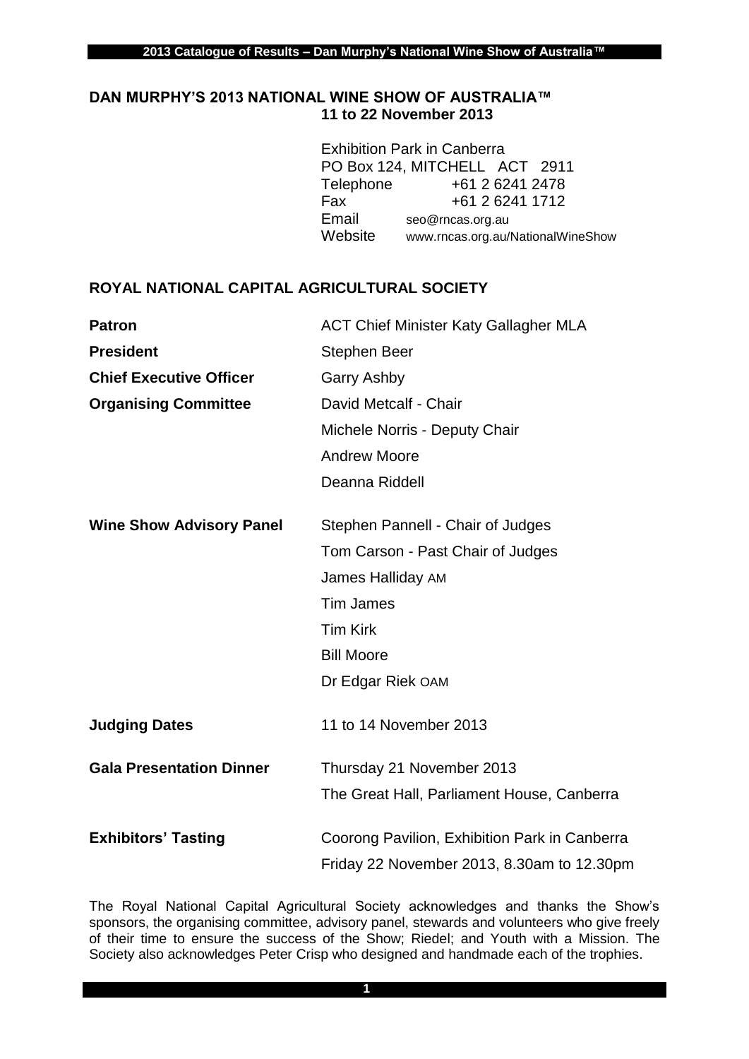# DAN MURPHY'S 2013 NATIONAL WINE SHOW OF AUSTRALIA™

**11 to 22 November 2013**

Exhibition Park in Canberra
PO Box 124, MITCHELL ACT 2911

| | |
|---|---|
| Telephone | +61 2 6241 2478 |
| Fax | +61 2 6241 1712 |
| Email | seo@rncas.org.au |
| Website | www.rncas.org.au/NationalWineShow |

## ROYAL NATIONAL CAPITAL AGRICULTURAL SOCIETY

| | |
|---|---|
| **Patron** | ACT Chief Minister Katy Gallagher MLA |
| **President** | Stephen Beer |
| **Chief Executive Officer** | Garry Ashby |
| **Organising Committee** | David Metcalf - Chair |
| | Michele Norris - Deputy Chair |
| | Andrew Moore |
| | Deanna Riddell |
| **Wine Show Advisory Panel** | Stephen Pannell - Chair of Judges |
| | Tom Carson - Past Chair of Judges |
| | James Halliday AM |
| | Tim James |
| | Tim Kirk |
| | Bill Moore |
| | Dr Edgar Riek OAM |
| **Judging Dates** | 11 to 14 November 2013 |
| **Gala Presentation Dinner** | Thursday 21 November 2013 |
| | The Great Hall, Parliament House, Canberra |
| **Exhibitors' Tasting** | Coorong Pavilion, Exhibition Park in Canberra |
| | Friday 22 November 2013, 8.30am to 12.30pm |

The Royal National Capital Agricultural Society acknowledges and thanks the Show's sponsors, the organising committee, advisory panel, stewards and volunteers who give freely of their time to ensure the success of the Show; Riedel; and Youth with a Mission. The Society also acknowledges Peter Crisp who designed and handmade each of the trophies.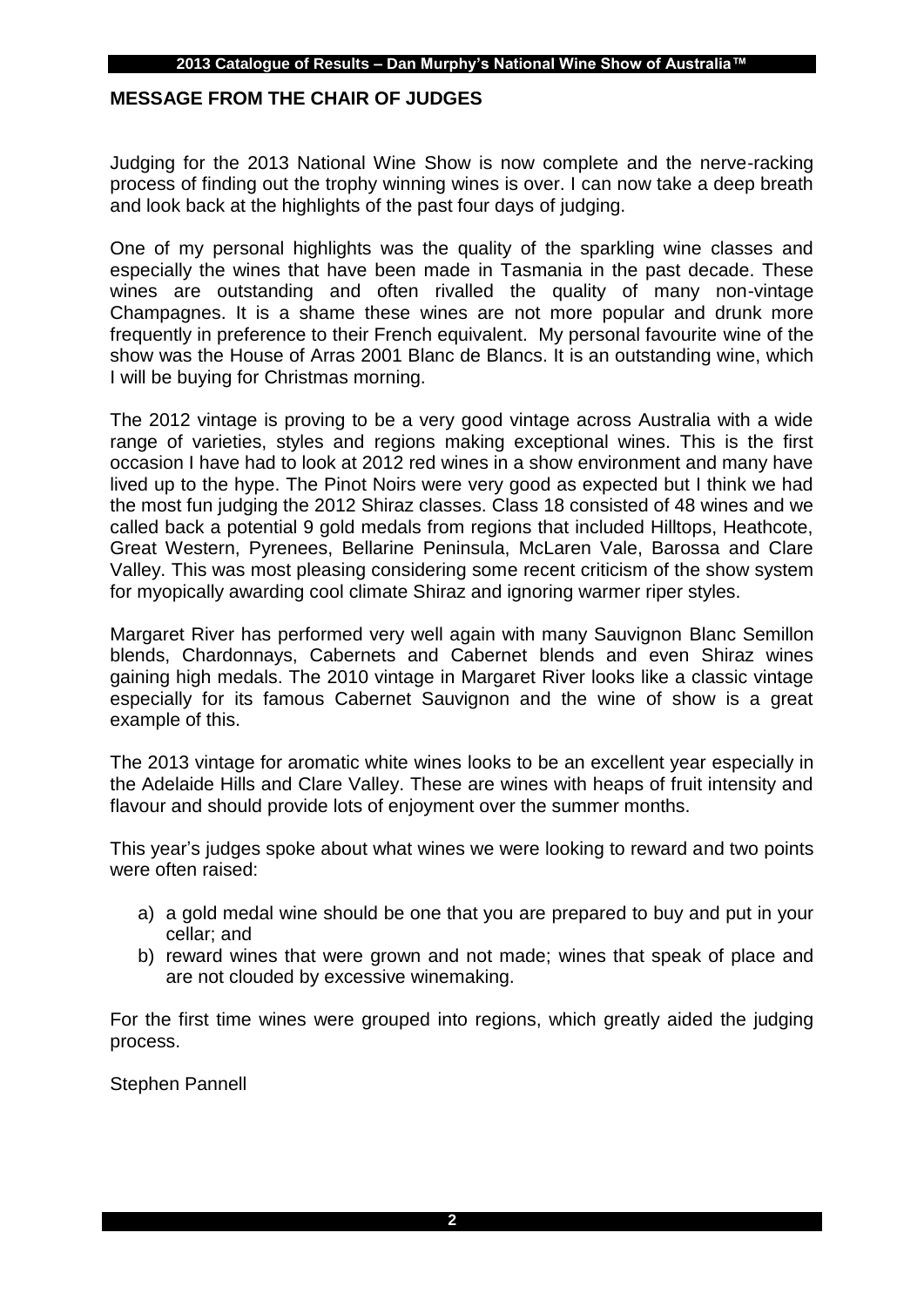## MESSAGE FROM THE CHAIR OF JUDGES

Judging for the 2013 National Wine Show is now complete and the nerve-racking process of finding out the trophy winning wines is over. I can now take a deep breath and look back at the highlights of the past four days of judging.

One of my personal highlights was the quality of the sparkling wine classes and especially the wines that have been made in Tasmania in the past decade. These wines are outstanding and often rivalled the quality of many non-vintage Champagnes. It is a shame these wines are not more popular and drunk more frequently in preference to their French equivalent. My personal favourite wine of the show was the House of Arras 2001 Blanc de Blancs. It is an outstanding wine, which I will be buying for Christmas morning.

The 2012 vintage is proving to be a very good vintage across Australia with a wide range of varieties, styles and regions making exceptional wines. This is the first occasion I have had to look at 2012 red wines in a show environment and many have lived up to the hype. The Pinot Noirs were very good as expected but I think we had the most fun judging the 2012 Shiraz classes. Class 18 consisted of 48 wines and we called back a potential 9 gold medals from regions that included Hilltops, Heathcote, Great Western, Pyrenees, Bellarine Peninsula, McLaren Vale, Barossa and Clare Valley. This was most pleasing considering some recent criticism of the show system for myopically awarding cool climate Shiraz and ignoring warmer riper styles.

Margaret River has performed very well again with many Sauvignon Blanc Semillon blends, Chardonnays, Cabernets and Cabernet blends and even Shiraz wines gaining high medals. The 2010 vintage in Margaret River looks like a classic vintage especially for its famous Cabernet Sauvignon and the wine of show is a great example of this.

The 2013 vintage for aromatic white wines looks to be an excellent year especially in the Adelaide Hills and Clare Valley. These are wines with heaps of fruit intensity and flavour and should provide lots of enjoyment over the summer months.

This year's judges spoke about what wines we were looking to reward and two points were often raised:

a) a gold medal wine should be one that you are prepared to buy and put in your cellar; and
b) reward wines that were grown and not made; wines that speak of place and are not clouded by excessive winemaking.

For the first time wines were grouped into regions, which greatly aided the judging process.

Stephen Pannell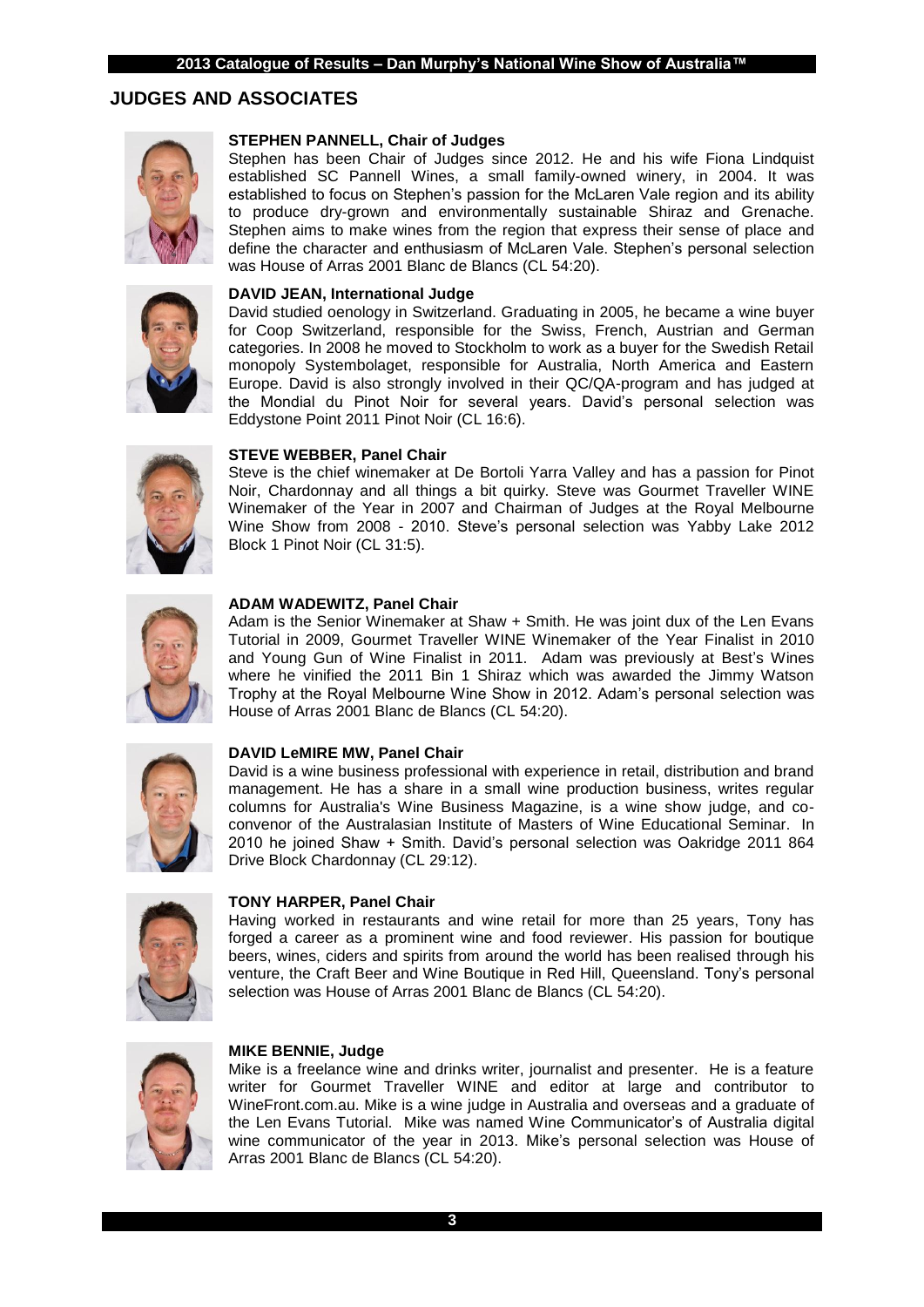## JUDGES AND ASSOCIATES

**STEPHEN PANNELL, Chair of Judges**

Stephen has been Chair of Judges since 2012. He and his wife Fiona Lindquist established SC Pannell Wines, a small family-owned winery, in 2004. It was established to focus on Stephen's passion for the McLaren Vale region and its ability to produce dry-grown and environmentally sustainable Shiraz and Grenache. Stephen aims to make wines from the region that express their sense of place and define the character and enthusiasm of McLaren Vale. Stephen's personal selection was House of Arras 2001 Blanc de Blancs (CL 54:20).

**DAVID JEAN, International Judge**

David studied oenology in Switzerland. Graduating in 2005, he became a wine buyer for Coop Switzerland, responsible for the Swiss, French, Austrian and German categories. In 2008 he moved to Stockholm to work as a buyer for the Swedish Retail monopoly Systembolaget, responsible for Australia, North America and Eastern Europe. David is also strongly involved in their QC/QA-program and has judged at the Mondial du Pinot Noir for several years. David's personal selection was Eddystone Point 2011 Pinot Noir (CL 16:6).

**STEVE WEBBER, Panel Chair**

Steve is the chief winemaker at De Bortoli Yarra Valley and has a passion for Pinot Noir, Chardonnay and all things a bit quirky. Steve was Gourmet Traveller WINE Winemaker of the Year in 2007 and Chairman of Judges at the Royal Melbourne Wine Show from 2008 - 2010. Steve's personal selection was Yabby Lake 2012 Block 1 Pinot Noir (CL 31:5).

**ADAM WADEWITZ, Panel Chair**

Adam is the Senior Winemaker at Shaw + Smith. He was joint dux of the Len Evans Tutorial in 2009, Gourmet Traveller WINE Winemaker of the Year Finalist in 2010 and Young Gun of Wine Finalist in 2011. Adam was previously at Best's Wines where he vinified the 2011 Bin 1 Shiraz which was awarded the Jimmy Watson Trophy at the Royal Melbourne Wine Show in 2012. Adam's personal selection was House of Arras 2001 Blanc de Blancs (CL 54:20).

**DAVID LeMIRE MW, Panel Chair**

David is a wine business professional with experience in retail, distribution and brand management. He has a share in a small wine production business, writes regular columns for Australia's Wine Business Magazine, is a wine show judge, and co-convenor of the Australasian Institute of Masters of Wine Educational Seminar. In 2010 he joined Shaw + Smith. David's personal selection was Oakridge 2011 864 Drive Block Chardonnay (CL 29:12).

**TONY HARPER, Panel Chair**

Having worked in restaurants and wine retail for more than 25 years, Tony has forged a career as a prominent wine and food reviewer. His passion for boutique beers, wines, ciders and spirits from around the world has been realised through his venture, the Craft Beer and Wine Boutique in Red Hill, Queensland. Tony's personal selection was House of Arras 2001 Blanc de Blancs (CL 54:20).

**MIKE BENNIE, Judge**

Mike is a freelance wine and drinks writer, journalist and presenter. He is a feature writer for Gourmet Traveller WINE and editor at large and contributor to WineFront.com.au. Mike is a wine judge in Australia and overseas and a graduate of the Len Evans Tutorial. Mike was named Wine Communicator's of Australia digital wine communicator of the year in 2013. Mike's personal selection was House of Arras 2001 Blanc de Blancs (CL 54:20).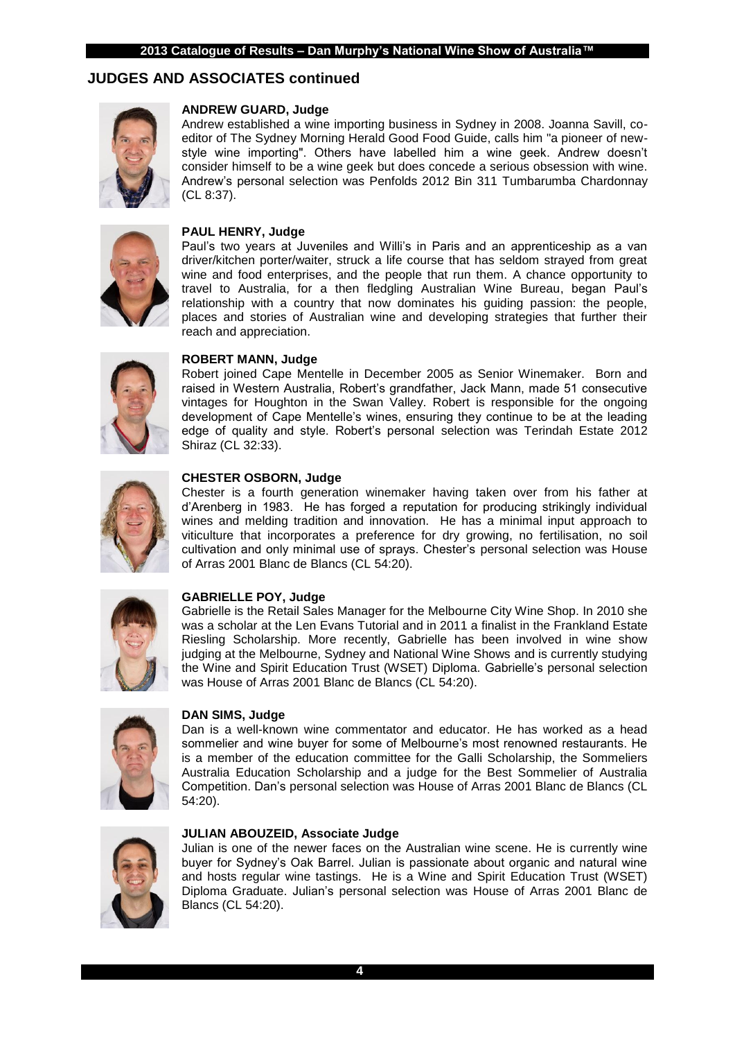## JUDGES AND ASSOCIATES continued

**ANDREW GUARD, Judge**

Andrew established a wine importing business in Sydney in 2008. Joanna Savill, co-editor of The Sydney Morning Herald Good Food Guide, calls him "a pioneer of new-style wine importing". Others have labelled him a wine geek. Andrew doesn't consider himself to be a wine geek but does concede a serious obsession with wine. Andrew's personal selection was Penfolds 2012 Bin 311 Tumbarumba Chardonnay (CL 8:37).

**PAUL HENRY, Judge**

Paul's two years at Juveniles and Willi's in Paris and an apprenticeship as a van driver/kitchen porter/waiter, struck a life course that has seldom strayed from great wine and food enterprises, and the people that run them. A chance opportunity to travel to Australia, for a then fledgling Australian Wine Bureau, began Paul's relationship with a country that now dominates his guiding passion: the people, places and stories of Australian wine and developing strategies that further their reach and appreciation.

**ROBERT MANN, Judge**

Robert joined Cape Mentelle in December 2005 as Senior Winemaker. Born and raised in Western Australia, Robert's grandfather, Jack Mann, made 51 consecutive vintages for Houghton in the Swan Valley. Robert is responsible for the ongoing development of Cape Mentelle's wines, ensuring they continue to be at the leading edge of quality and style. Robert's personal selection was Terindah Estate 2012 Shiraz (CL 32:33).

**CHESTER OSBORN, Judge**

Chester is a fourth generation winemaker having taken over from his father at d'Arenberg in 1983. He has forged a reputation for producing strikingly individual wines and melding tradition and innovation. He has a minimal input approach to viticulture that incorporates a preference for dry growing, no fertilisation, no soil cultivation and only minimal use of sprays. Chester's personal selection was House of Arras 2001 Blanc de Blancs (CL 54:20).

**GABRIELLE POY, Judge**

Gabrielle is the Retail Sales Manager for the Melbourne City Wine Shop. In 2010 she was a scholar at the Len Evans Tutorial and in 2011 a finalist in the Frankland Estate Riesling Scholarship. More recently, Gabrielle has been involved in wine show judging at the Melbourne, Sydney and National Wine Shows and is currently studying the Wine and Spirit Education Trust (WSET) Diploma. Gabrielle's personal selection was House of Arras 2001 Blanc de Blancs (CL 54:20).

**DAN SIMS, Judge**

Dan is a well-known wine commentator and educator. He has worked as a head sommelier and wine buyer for some of Melbourne's most renowned restaurants. He is a member of the education committee for the Galli Scholarship, the Sommeliers Australia Education Scholarship and a judge for the Best Sommelier of Australia Competition. Dan's personal selection was House of Arras 2001 Blanc de Blancs (CL 54:20).

**JULIAN ABOUZEID, Associate Judge**

Julian is one of the newer faces on the Australian wine scene. He is currently wine buyer for Sydney's Oak Barrel. Julian is passionate about organic and natural wine and hosts regular wine tastings. He is a Wine and Spirit Education Trust (WSET) Diploma Graduate. Julian's personal selection was House of Arras 2001 Blanc de Blancs (CL 54:20).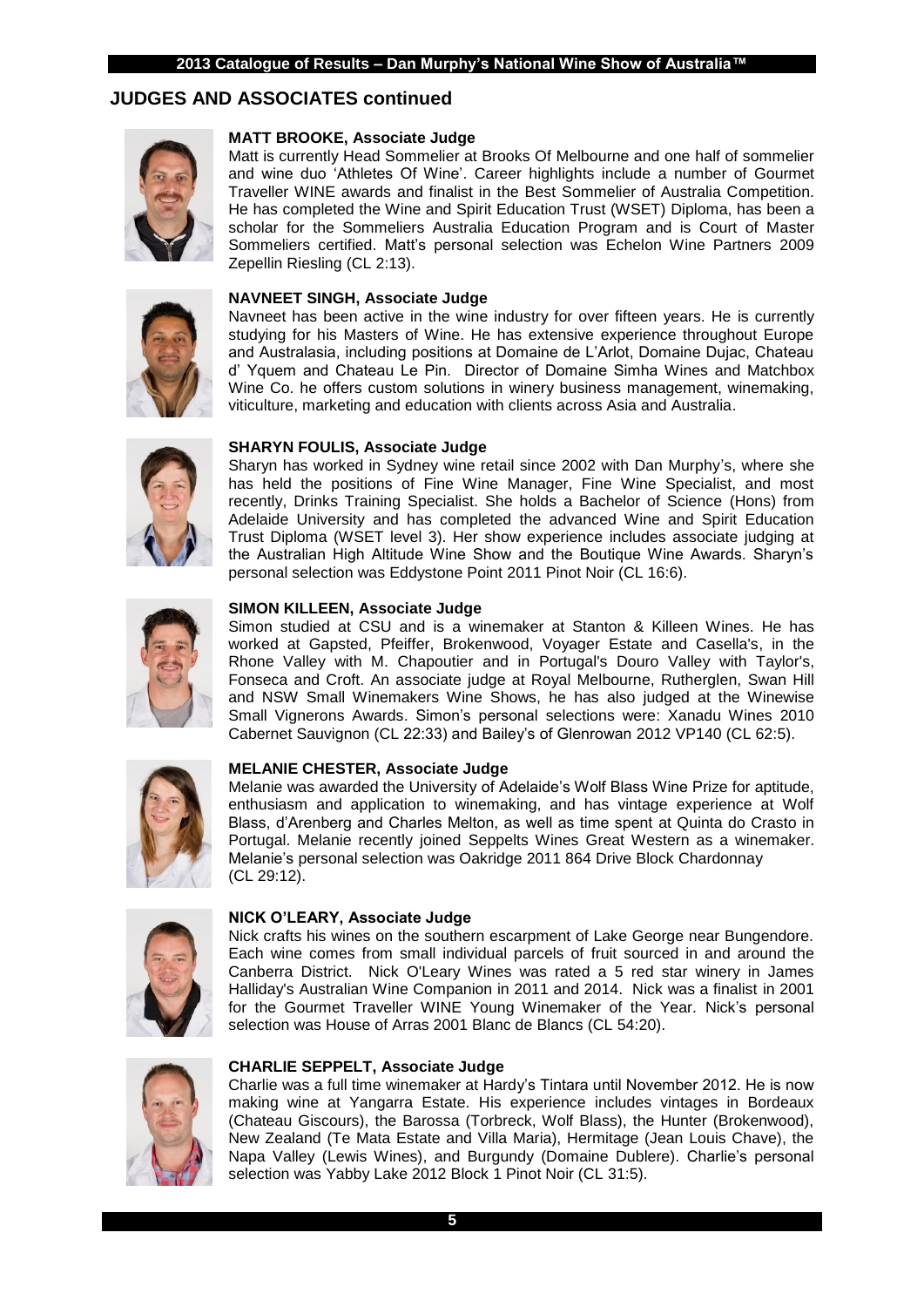## JUDGES AND ASSOCIATES continued

**MATT BROOKE, Associate Judge**

Matt is currently Head Sommelier at Brooks Of Melbourne and one half of sommelier and wine duo 'Athletes Of Wine'. Career highlights include a number of Gourmet Traveller WINE awards and finalist in the Best Sommelier of Australia Competition. He has completed the Wine and Spirit Education Trust (WSET) Diploma, has been a scholar for the Sommeliers Australia Education Program and is Court of Master Sommeliers certified. Matt's personal selection was Echelon Wine Partners 2009 Zepellin Riesling (CL 2:13).

**NAVNEET SINGH, Associate Judge**

Navneet has been active in the wine industry for over fifteen years. He is currently studying for his Masters of Wine. He has extensive experience throughout Europe and Australasia, including positions at Domaine de L'Arlot, Domaine Dujac, Chateau d' Yquem and Chateau Le Pin. Director of Domaine Simha Wines and Matchbox Wine Co. he offers custom solutions in winery business management, winemaking, viticulture, marketing and education with clients across Asia and Australia.

**SHARYN FOULIS, Associate Judge**

Sharyn has worked in Sydney wine retail since 2002 with Dan Murphy's, where she has held the positions of Fine Wine Manager, Fine Wine Specialist, and most recently, Drinks Training Specialist. She holds a Bachelor of Science (Hons) from Adelaide University and has completed the advanced Wine and Spirit Education Trust Diploma (WSET level 3). Her show experience includes associate judging at the Australian High Altitude Wine Show and the Boutique Wine Awards. Sharyn's personal selection was Eddystone Point 2011 Pinot Noir (CL 16:6).

**SIMON KILLEEN, Associate Judge**

Simon studied at CSU and is a winemaker at Stanton & Killeen Wines. He has worked at Gapsted, Pfeiffer, Brokenwood, Voyager Estate and Casella's, in the Rhone Valley with M. Chapoutier and in Portugal's Douro Valley with Taylor's, Fonseca and Croft. An associate judge at Royal Melbourne, Rutherglen, Swan Hill and NSW Small Winemakers Wine Shows, he has also judged at the Winewise Small Vignerons Awards. Simon's personal selections were: Xanadu Wines 2010 Cabernet Sauvignon (CL 22:33) and Bailey's of Glenrowan 2012 VP140 (CL 62:5).

**MELANIE CHESTER, Associate Judge**

Melanie was awarded the University of Adelaide's Wolf Blass Wine Prize for aptitude, enthusiasm and application to winemaking, and has vintage experience at Wolf Blass, d'Arenberg and Charles Melton, as well as time spent at Quinta do Crasto in Portugal. Melanie recently joined Seppelts Wines Great Western as a winemaker. Melanie's personal selection was Oakridge 2011 864 Drive Block Chardonnay (CL 29:12).

**NICK O'LEARY, Associate Judge**

Nick crafts his wines on the southern escarpment of Lake George near Bungendore. Each wine comes from small individual parcels of fruit sourced in and around the Canberra District. Nick O'Leary Wines was rated a 5 red star winery in James Halliday's Australian Wine Companion in 2011 and 2014. Nick was a finalist in 2001 for the Gourmet Traveller WINE Young Winemaker of the Year. Nick's personal selection was House of Arras 2001 Blanc de Blancs (CL 54:20).

**CHARLIE SEPPELT, Associate Judge**

Charlie was a full time winemaker at Hardy's Tintara until November 2012. He is now making wine at Yangarra Estate. His experience includes vintages in Bordeaux (Chateau Giscours), the Barossa (Torbreck, Wolf Blass), the Hunter (Brokenwood), New Zealand (Te Mata Estate and Villa Maria), Hermitage (Jean Louis Chave), the Napa Valley (Lewis Wines), and Burgundy (Domaine Dublere). Charlie's personal selection was Yabby Lake 2012 Block 1 Pinot Noir (CL 31:5).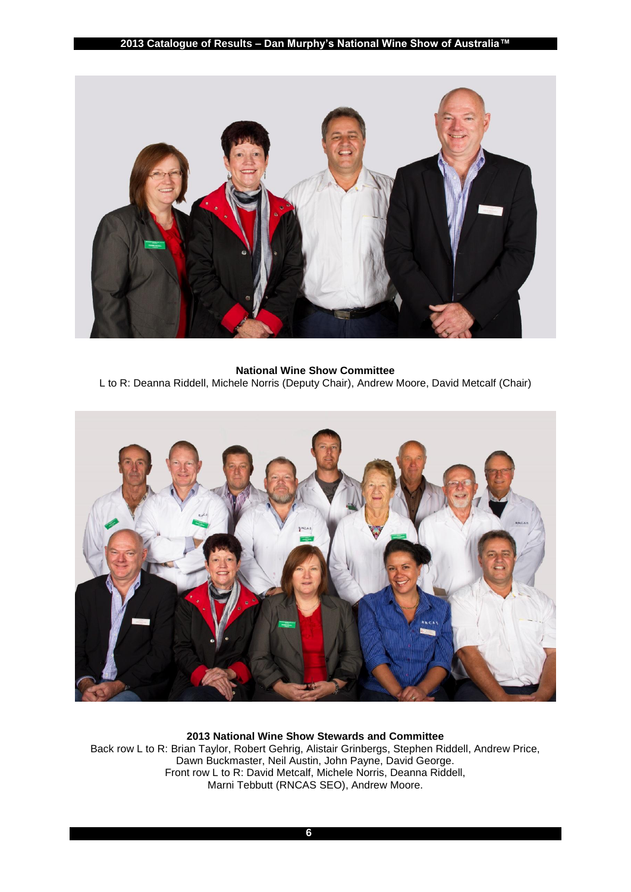**National Wine Show Committee**

L to R: Deanna Riddell, Michele Norris (Deputy Chair), Andrew Moore, David Metcalf (Chair)

**2013 National Wine Show Stewards and Committee**

Back row L to R: Brian Taylor, Robert Gehrig, Alistair Grinbergs, Stephen Riddell, Andrew Price, Dawn Buckmaster, Neil Austin, John Payne, David George.

Front row L to R: David Metcalf, Michele Norris, Deanna Riddell, Marni Tebbutt (RNCAS SEO), Andrew Moore.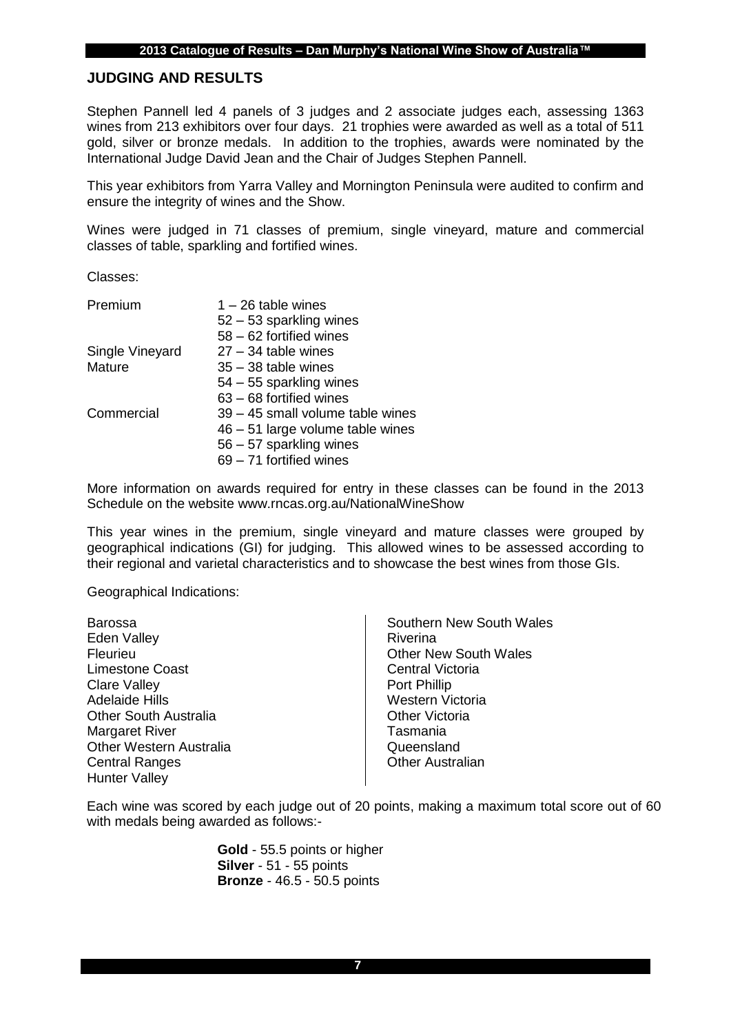## JUDGING AND RESULTS

Stephen Pannell led 4 panels of 3 judges and 2 associate judges each, assessing 1363 wines from 213 exhibitors over four days. 21 trophies were awarded as well as a total of 511 gold, silver or bronze medals. In addition to the trophies, awards were nominated by the International Judge David Jean and the Chair of Judges Stephen Pannell.

This year exhibitors from Yarra Valley and Mornington Peninsula were audited to confirm and ensure the integrity of wines and the Show.

Wines were judged in 71 classes of premium, single vineyard, mature and commercial classes of table, sparkling and fortified wines.

Classes:

| | |
|---|---|
| Premium | 1 – 26 table wines |
| | 52 – 53 sparkling wines |
| | 58 – 62 fortified wines |
| Single Vineyard | 27 – 34 table wines |
| Mature | 35 – 38 table wines |
| | 54 – 55 sparkling wines |
| | 63 – 68 fortified wines |
| Commercial | 39 – 45 small volume table wines |
| | 46 – 51 large volume table wines |
| | 56 – 57 sparkling wines |
| | 69 – 71 fortified wines |

More information on awards required for entry in these classes can be found in the 2013 Schedule on the website www.rncas.org.au/NationalWineShow

This year wines in the premium, single vineyard and mature classes were grouped by geographical indications (GI) for judging. This allowed wines to be assessed according to their regional and varietal characteristics and to showcase the best wines from those GIs.

Geographical Indications:

- Barossa
- Eden Valley
- Fleurieu
- Limestone Coast
- Clare Valley
- Adelaide Hills
- Other South Australia
- Margaret River
- Other Western Australia
- Central Ranges
- Hunter Valley
- Southern New South Wales
- Riverina
- Other New South Wales
- Central Victoria
- Port Phillip
- Western Victoria
- Other Victoria
- Tasmania
- Queensland
- Other Australian

Each wine was scored by each judge out of 20 points, making a maximum total score out of 60 with medals being awarded as follows:-

**Gold** - 55.5 points or higher
**Silver** - 51 - 55 points
**Bronze** - 46.5 - 50.5 points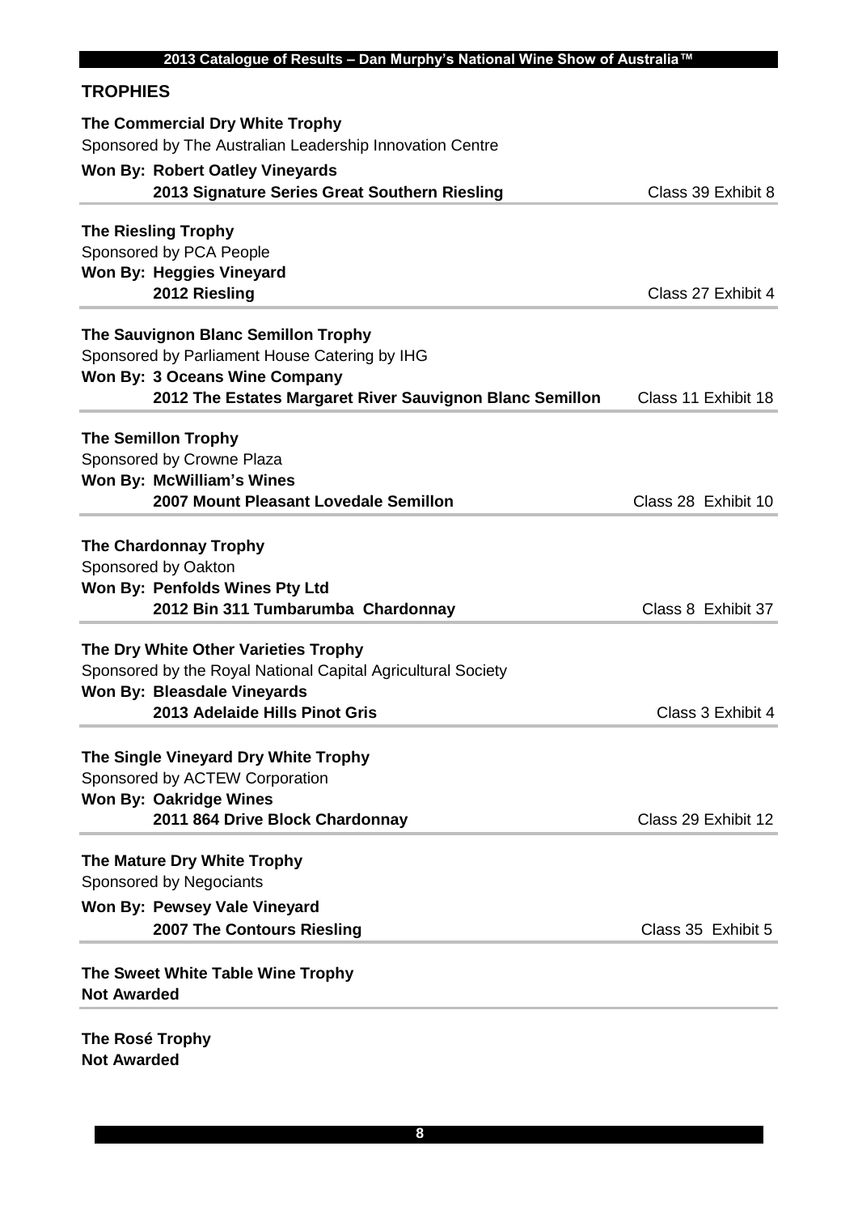## TROPHIES

**The Commercial Dry White Trophy**
Sponsored by The Australian Leadership Innovation Centre
**Won By: Robert Oatley Vineyards**
**2013 Signature Series Great Southern Riesling** — Class 39 Exhibit 8

---

**The Riesling Trophy**
Sponsored by PCA People
**Won By: Heggies Vineyard**
**2012 Riesling** — Class 27 Exhibit 4

---

**The Sauvignon Blanc Semillon Trophy**
Sponsored by Parliament House Catering by IHG
**Won By: 3 Oceans Wine Company**
**2012 The Estates Margaret River Sauvignon Blanc Semillon** — Class 11 Exhibit 18

---

**The Semillon Trophy**
Sponsored by Crowne Plaza
**Won By: McWilliam's Wines**
**2007 Mount Pleasant Lovedale Semillon** — Class 28 Exhibit 10

---

**The Chardonnay Trophy**
Sponsored by Oakton
**Won By: Penfolds Wines Pty Ltd**
**2012 Bin 311 Tumbarumba Chardonnay** — Class 8 Exhibit 37

---

**The Dry White Other Varieties Trophy**
Sponsored by the Royal National Capital Agricultural Society
**Won By: Bleasdale Vineyards**
**2013 Adelaide Hills Pinot Gris** — Class 3 Exhibit 4

---

**The Single Vineyard Dry White Trophy**
Sponsored by ACTEW Corporation
**Won By: Oakridge Wines**
**2011 864 Drive Block Chardonnay** — Class 29 Exhibit 12

---

**The Mature Dry White Trophy**
Sponsored by Negociants
**Won By: Pewsey Vale Vineyard**
**2007 The Contours Riesling** — Class 35 Exhibit 5

---

**The Sweet White Table Wine Trophy**
**Not Awarded**

---

**The Rosé Trophy**
**Not Awarded**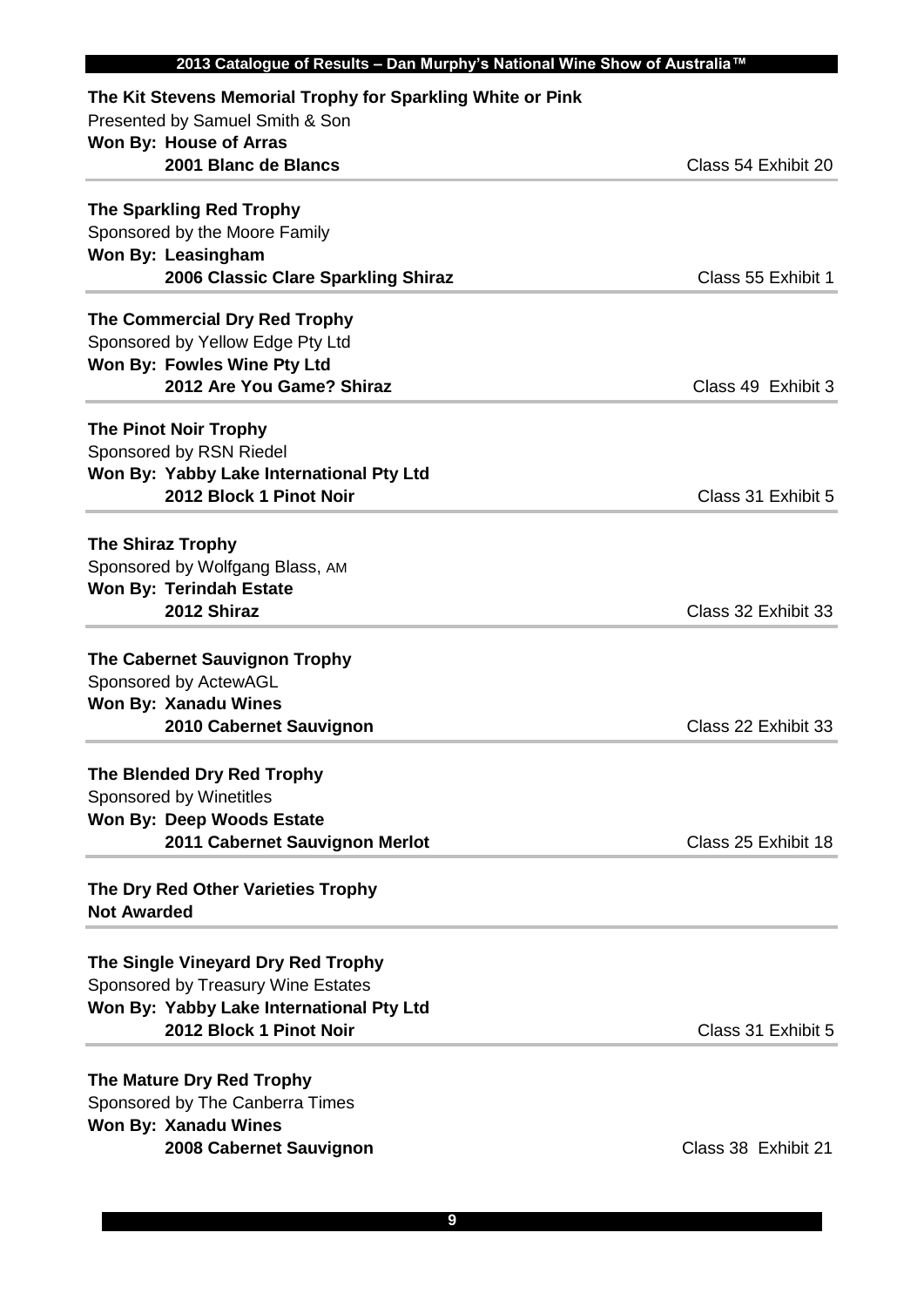**The Kit Stevens Memorial Trophy for Sparkling White or Pink**
Presented by Samuel Smith & Son
**Won By: House of Arras**
**2001 Blanc de Blancs** — Class 54 Exhibit 20

---

**The Sparkling Red Trophy**
Sponsored by the Moore Family
**Won By: Leasingham**
**2006 Classic Clare Sparkling Shiraz** — Class 55 Exhibit 1

---

**The Commercial Dry Red Trophy**
Sponsored by Yellow Edge Pty Ltd
**Won By: Fowles Wine Pty Ltd**
**2012 Are You Game? Shiraz** — Class 49 Exhibit 3

---

**The Pinot Noir Trophy**
Sponsored by RSN Riedel
**Won By: Yabby Lake International Pty Ltd**
**2012 Block 1 Pinot Noir** — Class 31 Exhibit 5

---

**The Shiraz Trophy**
Sponsored by Wolfgang Blass, AM
**Won By: Terindah Estate**
**2012 Shiraz** — Class 32 Exhibit 33

---

**The Cabernet Sauvignon Trophy**
Sponsored by ActewAGL
**Won By: Xanadu Wines**
**2010 Cabernet Sauvignon** — Class 22 Exhibit 33

---

**The Blended Dry Red Trophy**
Sponsored by Winetitles
**Won By: Deep Woods Estate**
**2011 Cabernet Sauvignon Merlot** — Class 25 Exhibit 18

---

**The Dry Red Other Varieties Trophy**
**Not Awarded**

---

**The Single Vineyard Dry Red Trophy**
Sponsored by Treasury Wine Estates
**Won By: Yabby Lake International Pty Ltd**
**2012 Block 1 Pinot Noir** — Class 31 Exhibit 5

---

**The Mature Dry Red Trophy**
Sponsored by The Canberra Times
**Won By: Xanadu Wines**
**2008 Cabernet Sauvignon** — Class 38 Exhibit 21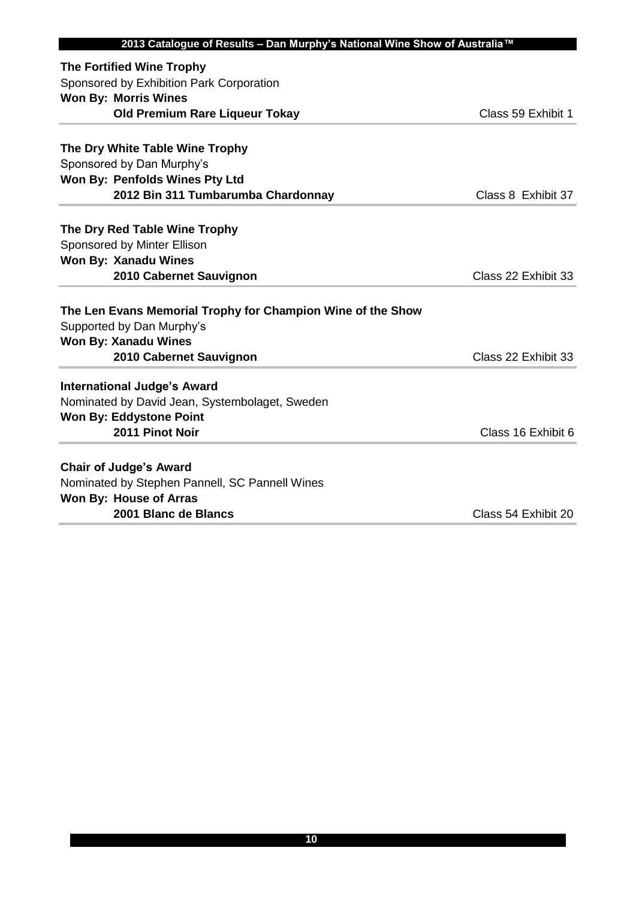**The Fortified Wine Trophy**
Sponsored by Exhibition Park Corporation
**Won By: Morris Wines**
**Old Premium Rare Liqueur Tokay** — Class 59 Exhibit 1

---

**The Dry White Table Wine Trophy**
Sponsored by Dan Murphy's
**Won By: Penfolds Wines Pty Ltd**
**2012 Bin 311 Tumbarumba Chardonnay** — Class 8 Exhibit 37

---

**The Dry Red Table Wine Trophy**
Sponsored by Minter Ellison
**Won By: Xanadu Wines**
**2010 Cabernet Sauvignon** — Class 22 Exhibit 33

---

**The Len Evans Memorial Trophy for Champion Wine of the Show**
Supported by Dan Murphy's
**Won By: Xanadu Wines**
**2010 Cabernet Sauvignon** — Class 22 Exhibit 33

---

**International Judge's Award**
Nominated by David Jean, Systembolaget, Sweden
**Won By: Eddystone Point**
**2011 Pinot Noir** — Class 16 Exhibit 6

---

**Chair of Judge's Award**
Nominated by Stephen Pannell, SC Pannell Wines
**Won By: House of Arras**
**2001 Blanc de Blancs** — Class 54 Exhibit 20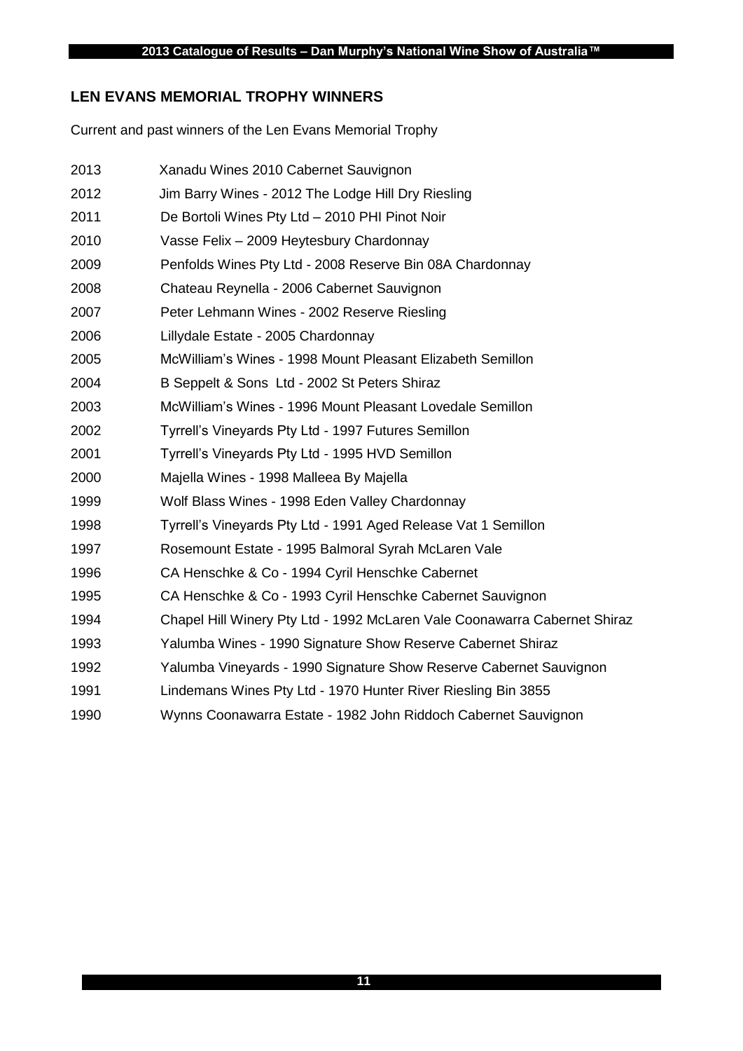## LEN EVANS MEMORIAL TROPHY WINNERS

Current and past winners of the Len Evans Memorial Trophy

| | |
|---|---|
| 2013 | Xanadu Wines 2010 Cabernet Sauvignon |
| 2012 | Jim Barry Wines - 2012 The Lodge Hill Dry Riesling |
| 2011 | De Bortoli Wines Pty Ltd – 2010 PHI Pinot Noir |
| 2010 | Vasse Felix – 2009 Heytesbury Chardonnay |
| 2009 | Penfolds Wines Pty Ltd - 2008 Reserve Bin 08A Chardonnay |
| 2008 | Chateau Reynella - 2006 Cabernet Sauvignon |
| 2007 | Peter Lehmann Wines - 2002 Reserve Riesling |
| 2006 | Lillydale Estate - 2005 Chardonnay |
| 2005 | McWilliam's Wines - 1998 Mount Pleasant Elizabeth Semillon |
| 2004 | B Seppelt & Sons Ltd - 2002 St Peters Shiraz |
| 2003 | McWilliam's Wines - 1996 Mount Pleasant Lovedale Semillon |
| 2002 | Tyrrell's Vineyards Pty Ltd - 1997 Futures Semillon |
| 2001 | Tyrrell's Vineyards Pty Ltd - 1995 HVD Semillon |
| 2000 | Majella Wines - 1998 Malleea By Majella |
| 1999 | Wolf Blass Wines - 1998 Eden Valley Chardonnay |
| 1998 | Tyrrell's Vineyards Pty Ltd - 1991 Aged Release Vat 1 Semillon |
| 1997 | Rosemount Estate - 1995 Balmoral Syrah McLaren Vale |
| 1996 | CA Henschke & Co - 1994 Cyril Henschke Cabernet |
| 1995 | CA Henschke & Co - 1993 Cyril Henschke Cabernet Sauvignon |
| 1994 | Chapel Hill Winery Pty Ltd - 1992 McLaren Vale Coonawarra Cabernet Shiraz |
| 1993 | Yalumba Wines - 1990 Signature Show Reserve Cabernet Shiraz |
| 1992 | Yalumba Vineyards - 1990 Signature Show Reserve Cabernet Sauvignon |
| 1991 | Lindemans Wines Pty Ltd - 1970 Hunter River Riesling Bin 3855 |
| 1990 | Wynns Coonawarra Estate - 1982 John Riddoch Cabernet Sauvignon |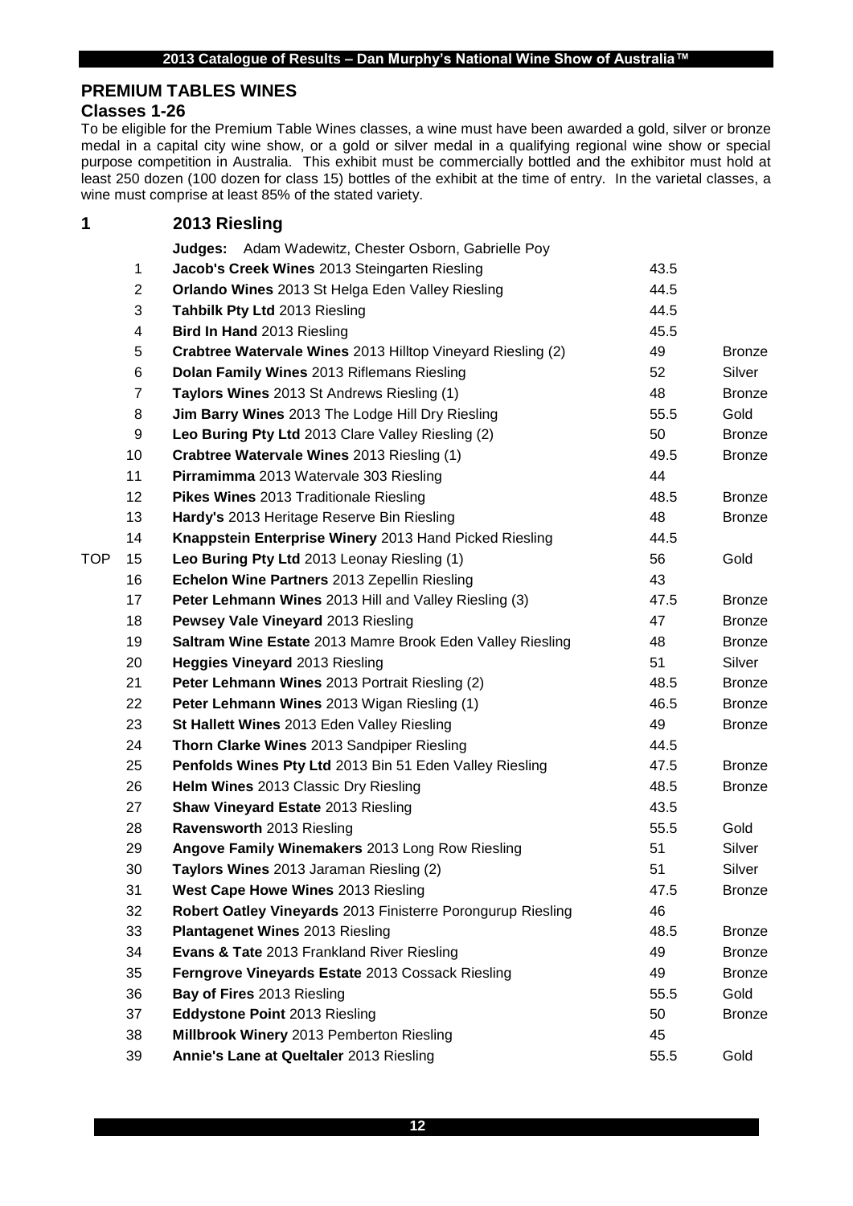## PREMIUM TABLES WINES

### Classes 1-26

To be eligible for the Premium Table Wines classes, a wine must have been awarded a gold, silver or bronze medal in a capital city wine show, or a gold or silver medal in a qualifying regional wine show or special purpose competition in Australia. This exhibit must be commercially bottled and the exhibitor must hold at least 250 dozen (100 dozen for class 15) bottles of the exhibit at the time of entry. In the varietal classes, a wine must comprise at least 85% of the stated variety.

### 1 2013 Riesling

**Judges:** Adam Wadewitz, Chester Osborn, Gabrielle Poy

| | No. | Exhibit | Score | Award |
|---|---|---|---|---|
| | 1 | **Jacob's Creek Wines** 2013 Steingarten Riesling | 43.5 | |
| | 2 | **Orlando Wines** 2013 St Helga Eden Valley Riesling | 44.5 | |
| | 3 | **Tahbilk Pty Ltd** 2013 Riesling | 44.5 | |
| | 4 | **Bird In Hand** 2013 Riesling | 45.5 | |
| | 5 | **Crabtree Watervale Wines** 2013 Hilltop Vineyard Riesling (2) | 49 | Bronze |
| | 6 | **Dolan Family Wines** 2013 Riflemans Riesling | 52 | Silver |
| | 7 | **Taylors Wines** 2013 St Andrews Riesling (1) | 48 | Bronze |
| | 8 | **Jim Barry Wines** 2013 The Lodge Hill Dry Riesling | 55.5 | Gold |
| | 9 | **Leo Buring Pty Ltd** 2013 Clare Valley Riesling (2) | 50 | Bronze |
| | 10 | **Crabtree Watervale Wines** 2013 Riesling (1) | 49.5 | Bronze |
| | 11 | **Pirramimma** 2013 Watervale 303 Riesling | 44 | |
| | 12 | **Pikes Wines** 2013 Traditionale Riesling | 48.5 | Bronze |
| | 13 | **Hardy's** 2013 Heritage Reserve Bin Riesling | 48 | Bronze |
| | 14 | **Knappstein Enterprise Winery** 2013 Hand Picked Riesling | 44.5 | |
| TOP | 15 | **Leo Buring Pty Ltd** 2013 Leonay Riesling (1) | 56 | Gold |
| | 16 | **Echelon Wine Partners** 2013 Zepellin Riesling | 43 | |
| | 17 | **Peter Lehmann Wines** 2013 Hill and Valley Riesling (3) | 47.5 | Bronze |
| | 18 | **Pewsey Vale Vineyard** 2013 Riesling | 47 | Bronze |
| | 19 | **Saltram Wine Estate** 2013 Mamre Brook Eden Valley Riesling | 48 | Bronze |
| | 20 | **Heggies Vineyard** 2013 Riesling | 51 | Silver |
| | 21 | **Peter Lehmann Wines** 2013 Portrait Riesling (2) | 48.5 | Bronze |
| | 22 | **Peter Lehmann Wines** 2013 Wigan Riesling (1) | 46.5 | Bronze |
| | 23 | **St Hallett Wines** 2013 Eden Valley Riesling | 49 | Bronze |
| | 24 | **Thorn Clarke Wines** 2013 Sandpiper Riesling | 44.5 | |
| | 25 | **Penfolds Wines Pty Ltd** 2013 Bin 51 Eden Valley Riesling | 47.5 | Bronze |
| | 26 | **Helm Wines** 2013 Classic Dry Riesling | 48.5 | Bronze |
| | 27 | **Shaw Vineyard Estate** 2013 Riesling | 43.5 | |
| | 28 | **Ravensworth** 2013 Riesling | 55.5 | Gold |
| | 29 | **Angove Family Winemakers** 2013 Long Row Riesling | 51 | Silver |
| | 30 | **Taylors Wines** 2013 Jaraman Riesling (2) | 51 | Silver |
| | 31 | **West Cape Howe Wines** 2013 Riesling | 47.5 | Bronze |
| | 32 | **Robert Oatley Vineyards** 2013 Finisterre Porongurup Riesling | 46 | |
| | 33 | **Plantagenet Wines** 2013 Riesling | 48.5 | Bronze |
| | 34 | **Evans & Tate** 2013 Frankland River Riesling | 49 | Bronze |
| | 35 | **Ferngrove Vineyards Estate** 2013 Cossack Riesling | 49 | Bronze |
| | 36 | **Bay of Fires** 2013 Riesling | 55.5 | Gold |
| | 37 | **Eddystone Point** 2013 Riesling | 50 | Bronze |
| | 38 | **Millbrook Winery** 2013 Pemberton Riesling | 45 | |
| | 39 | **Annie's Lane at Queltaler** 2013 Riesling | 55.5 | Gold |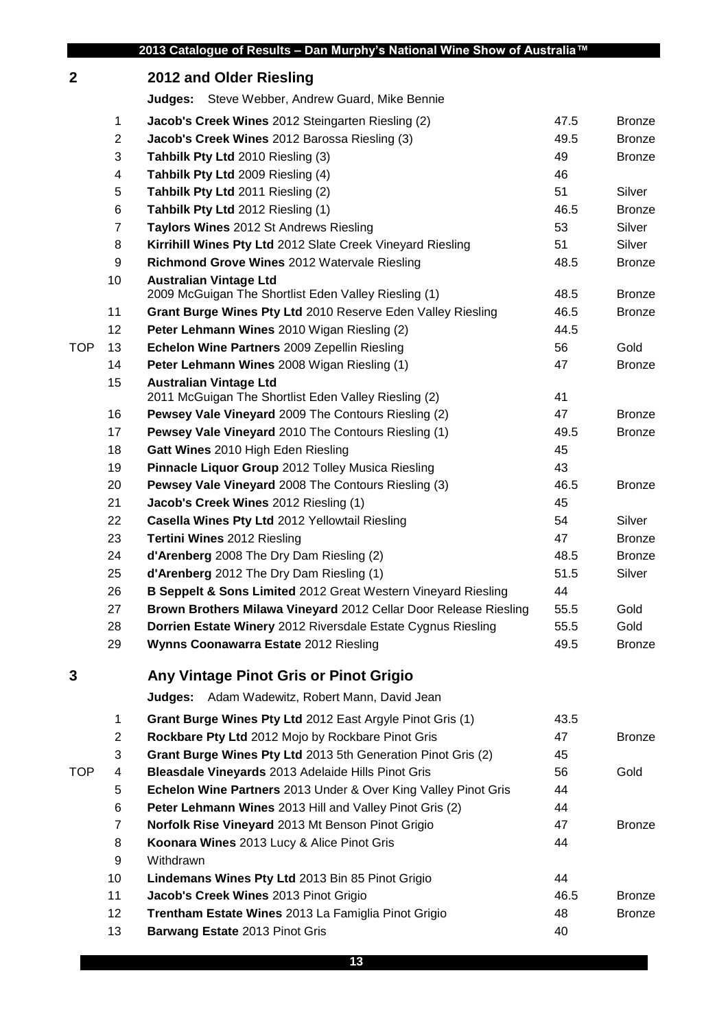## 2 2012 and Older Riesling

**Judges:** Steve Webber, Andrew Guard, Mike Bennie

| | # | Entry | Score | Award |
|---|---|---|---|---|
| | 1 | **Jacob's Creek Wines** 2012 Steingarten Riesling (2) | 47.5 | Bronze |
| | 2 | **Jacob's Creek Wines** 2012 Barossa Riesling (3) | 49.5 | Bronze |
| | 3 | **Tahbilk Pty Ltd** 2010 Riesling (3) | 49 | Bronze |
| | 4 | **Tahbilk Pty Ltd** 2009 Riesling (4) | 46 | |
| | 5 | **Tahbilk Pty Ltd** 2011 Riesling (2) | 51 | Silver |
| | 6 | **Tahbilk Pty Ltd** 2012 Riesling (1) | 46.5 | Bronze |
| | 7 | **Taylors Wines** 2012 St Andrews Riesling | 53 | Silver |
| | 8 | **Kirrihill Wines Pty Ltd** 2012 Slate Creek Vineyard Riesling | 51 | Silver |
| | 9 | **Richmond Grove Wines** 2012 Watervale Riesling | 48.5 | Bronze |
| | 10 | **Australian Vintage Ltd** 2009 McGuigan The Shortlist Eden Valley Riesling (1) | 48.5 | Bronze |
| | 11 | **Grant Burge Wines Pty Ltd** 2010 Reserve Eden Valley Riesling | 46.5 | Bronze |
| | 12 | **Peter Lehmann Wines** 2010 Wigan Riesling (2) | 44.5 | |
| TOP | 13 | **Echelon Wine Partners** 2009 Zepellin Riesling | 56 | Gold |
| | 14 | **Peter Lehmann Wines** 2008 Wigan Riesling (1) | 47 | Bronze |
| | 15 | **Australian Vintage Ltd** 2011 McGuigan The Shortlist Eden Valley Riesling (2) | 41 | |
| | 16 | **Pewsey Vale Vineyard** 2009 The Contours Riesling (2) | 47 | Bronze |
| | 17 | **Pewsey Vale Vineyard** 2010 The Contours Riesling (1) | 49.5 | Bronze |
| | 18 | **Gatt Wines** 2010 High Eden Riesling | 45 | |
| | 19 | **Pinnacle Liquor Group** 2012 Tolley Musica Riesling | 43 | |
| | 20 | **Pewsey Vale Vineyard** 2008 The Contours Riesling (3) | 46.5 | Bronze |
| | 21 | **Jacob's Creek Wines** 2012 Riesling (1) | 45 | |
| | 22 | **Casella Wines Pty Ltd** 2012 Yellowtail Riesling | 54 | Silver |
| | 23 | **Tertini Wines** 2012 Riesling | 47 | Bronze |
| | 24 | **d'Arenberg** 2008 The Dry Dam Riesling (2) | 48.5 | Bronze |
| | 25 | **d'Arenberg** 2012 The Dry Dam Riesling (1) | 51.5 | Silver |
| | 26 | **B Seppelt & Sons Limited** 2012 Great Western Vineyard Riesling | 44 | |
| | 27 | **Brown Brothers Milawa Vineyard** 2012 Cellar Door Release Riesling | 55.5 | Gold |
| | 28 | **Dorrien Estate Winery** 2012 Riversdale Estate Cygnus Riesling | 55.5 | Gold |
| | 29 | **Wynns Coonawarra Estate** 2012 Riesling | 49.5 | Bronze |

## 3 Any Vintage Pinot Gris or Pinot Grigio

**Judges:** Adam Wadewitz, Robert Mann, David Jean

| | # | Entry | Score | Award |
|---|---|---|---|---|
| | 1 | **Grant Burge Wines Pty Ltd** 2012 East Argyle Pinot Gris (1) | 43.5 | |
| | 2 | **Rockbare Pty Ltd** 2012 Mojo by Rockbare Pinot Gris | 47 | Bronze |
| | 3 | **Grant Burge Wines Pty Ltd** 2013 5th Generation Pinot Gris (2) | 45 | |
| TOP | 4 | **Bleasdale Vineyards** 2013 Adelaide Hills Pinot Gris | 56 | Gold |
| | 5 | **Echelon Wine Partners** 2013 Under & Over King Valley Pinot Gris | 44 | |
| | 6 | **Peter Lehmann Wines** 2013 Hill and Valley Pinot Gris (2) | 44 | |
| | 7 | **Norfolk Rise Vineyard** 2013 Mt Benson Pinot Grigio | 47 | Bronze |
| | 8 | **Koonara Wines** 2013 Lucy & Alice Pinot Gris | 44 | |
| | 9 | Withdrawn | | |
| | 10 | **Lindemans Wines Pty Ltd** 2013 Bin 85 Pinot Grigio | 44 | |
| | 11 | **Jacob's Creek Wines** 2013 Pinot Grigio | 46.5 | Bronze |
| | 12 | **Trentham Estate Wines** 2013 La Famiglia Pinot Grigio | 48 | Bronze |
| | 13 | **Barwang Estate** 2013 Pinot Gris | 40 | |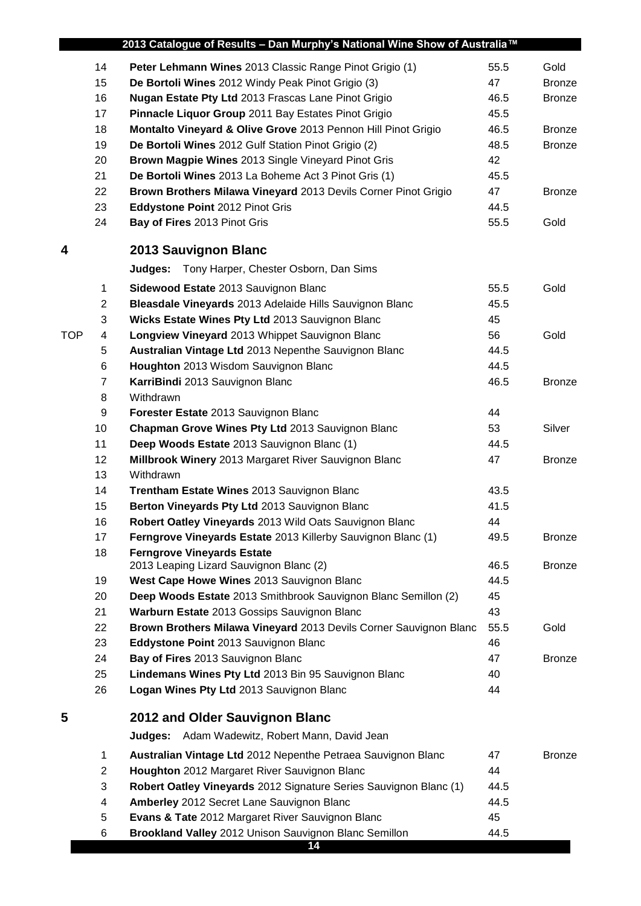| | | | | |
|---|---|---|---|---|
| | 14 | **Peter Lehmann Wines** 2013 Classic Range Pinot Grigio (1) | 55.5 | Gold |
| | 15 | **De Bortoli Wines** 2012 Windy Peak Pinot Grigio (3) | 47 | Bronze |
| | 16 | **Nugan Estate Pty Ltd** 2013 Frascas Lane Pinot Grigio | 46.5 | Bronze |
| | 17 | **Pinnacle Liquor Group** 2011 Bay Estates Pinot Grigio | 45.5 | |
| | 18 | **Montalto Vineyard & Olive Grove** 2013 Pennon Hill Pinot Grigio | 46.5 | Bronze |
| | 19 | **De Bortoli Wines** 2012 Gulf Station Pinot Grigio (2) | 48.5 | Bronze |
| | 20 | **Brown Magpie Wines** 2013 Single Vineyard Pinot Gris | 42 | |
| | 21 | **De Bortoli Wines** 2013 La Boheme Act 3 Pinot Gris (1) | 45.5 | |
| | 22 | **Brown Brothers Milawa Vineyard** 2013 Devils Corner Pinot Grigio | 47 | Bronze |
| | 23 | **Eddystone Point** 2012 Pinot Gris | 44.5 | |
| | 24 | **Bay of Fires** 2013 Pinot Gris | 55.5 | Gold |

## 4 2013 Sauvignon Blanc

**Judges:** Tony Harper, Chester Osborn, Dan Sims

| | | | | |
|---|---|---|---|---|
| | 1 | **Sidewood Estate** 2013 Sauvignon Blanc | 55.5 | Gold |
| | 2 | **Bleasdale Vineyards** 2013 Adelaide Hills Sauvignon Blanc | 45.5 | |
| | 3 | **Wicks Estate Wines Pty Ltd** 2013 Sauvignon Blanc | 45 | |
| TOP | 4 | **Longview Vineyard** 2013 Whippet Sauvignon Blanc | 56 | Gold |
| | 5 | **Australian Vintage Ltd** 2013 Nepenthe Sauvignon Blanc | 44.5 | |
| | 6 | **Houghton** 2013 Wisdom Sauvignon Blanc | 44.5 | |
| | 7 | **KarriBindi** 2013 Sauvignon Blanc | 46.5 | Bronze |
| | 8 | Withdrawn | | |
| | 9 | **Forester Estate** 2013 Sauvignon Blanc | 44 | |
| | 10 | **Chapman Grove Wines Pty Ltd** 2013 Sauvignon Blanc | 53 | Silver |
| | 11 | **Deep Woods Estate** 2013 Sauvignon Blanc (1) | 44.5 | |
| | 12 | **Millbrook Winery** 2013 Margaret River Sauvignon Blanc | 47 | Bronze |
| | 13 | Withdrawn | | |
| | 14 | **Trentham Estate Wines** 2013 Sauvignon Blanc | 43.5 | |
| | 15 | **Berton Vineyards Pty Ltd** 2013 Sauvignon Blanc | 41.5 | |
| | 16 | **Robert Oatley Vineyards** 2013 Wild Oats Sauvignon Blanc | 44 | |
| | 17 | **Ferngrove Vineyards Estate** 2013 Killerby Sauvignon Blanc (1) | 49.5 | Bronze |
| | 18 | **Ferngrove Vineyards Estate** 2013 Leaping Lizard Sauvignon Blanc (2) | 46.5 | Bronze |
| | 19 | **West Cape Howe Wines** 2013 Sauvignon Blanc | 44.5 | |
| | 20 | **Deep Woods Estate** 2013 Smithbrook Sauvignon Blanc Semillon (2) | 45 | |
| | 21 | **Warburn Estate** 2013 Gossips Sauvignon Blanc | 43 | |
| | 22 | **Brown Brothers Milawa Vineyard** 2013 Devils Corner Sauvignon Blanc | 55.5 | Gold |
| | 23 | **Eddystone Point** 2013 Sauvignon Blanc | 46 | |
| | 24 | **Bay of Fires** 2013 Sauvignon Blanc | 47 | Bronze |
| | 25 | **Lindemans Wines Pty Ltd** 2013 Bin 95 Sauvignon Blanc | 40 | |
| | 26 | **Logan Wines Pty Ltd** 2013 Sauvignon Blanc | 44 | |

## 5 2012 and Older Sauvignon Blanc

**Judges:** Adam Wadewitz, Robert Mann, David Jean

| | | | | |
|---|---|---|---|---|
| | 1 | **Australian Vintage Ltd** 2012 Nepenthe Petraea Sauvignon Blanc | 47 | Bronze |
| | 2 | **Houghton** 2012 Margaret River Sauvignon Blanc | 44 | |
| | 3 | **Robert Oatley Vineyards** 2012 Signature Series Sauvignon Blanc (1) | 44.5 | |
| | 4 | **Amberley** 2012 Secret Lane Sauvignon Blanc | 44.5 | |
| | 5 | **Evans & Tate** 2012 Margaret River Sauvignon Blanc | 45 | |
| | 6 | **Brookland Valley** 2012 Unison Sauvignon Blanc Semillon | 44.5 | |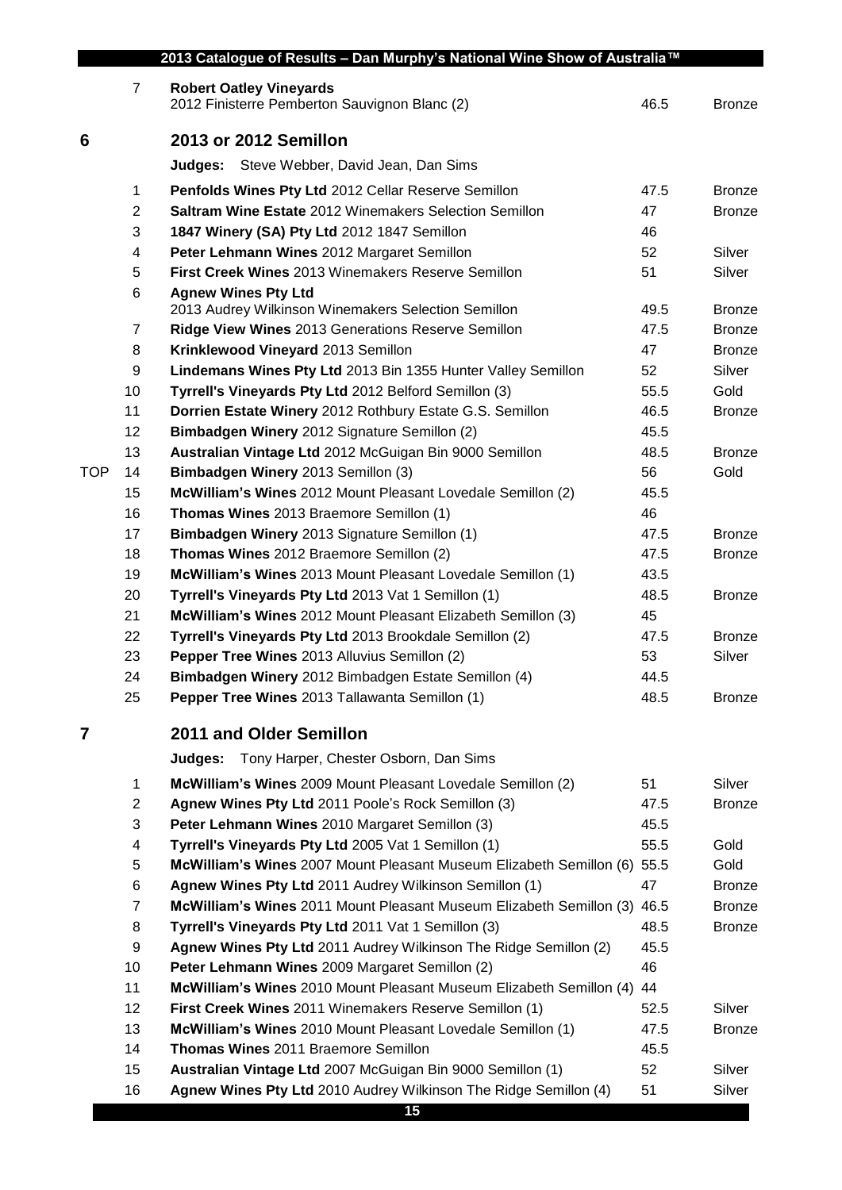| | | | | |
|---|---|---|---|---|
| | 7 | **Robert Oatley Vineyards** 2012 Finisterre Pemberton Sauvignon Blanc (2) | 46.5 | Bronze |

## 6 2013 or 2012 Semillon

**Judges:** Steve Webber, David Jean, Dan Sims

| | | | | |
|---|---|---|---|---|
| | 1 | **Penfolds Wines Pty Ltd** 2012 Cellar Reserve Semillon | 47.5 | Bronze |
| | 2 | **Saltram Wine Estate** 2012 Winemakers Selection Semillon | 47 | Bronze |
| | 3 | **1847 Winery (SA) Pty Ltd** 2012 1847 Semillon | 46 | |
| | 4 | **Peter Lehmann Wines** 2012 Margaret Semillon | 52 | Silver |
| | 5 | **First Creek Wines** 2013 Winemakers Reserve Semillon | 51 | Silver |
| | 6 | **Agnew Wines Pty Ltd** 2013 Audrey Wilkinson Winemakers Selection Semillon | 49.5 | Bronze |
| | 7 | **Ridge View Wines** 2013 Generations Reserve Semillon | 47.5 | Bronze |
| | 8 | **Krinklewood Vineyard** 2013 Semillon | 47 | Bronze |
| | 9 | **Lindemans Wines Pty Ltd** 2013 Bin 1355 Hunter Valley Semillon | 52 | Silver |
| | 10 | **Tyrrell's Vineyards Pty Ltd** 2012 Belford Semillon (3) | 55.5 | Gold |
| | 11 | **Dorrien Estate Winery** 2012 Rothbury Estate G.S. Semillon | 46.5 | Bronze |
| | 12 | **Bimbadgen Winery** 2012 Signature Semillon (2) | 45.5 | |
| | 13 | **Australian Vintage Ltd** 2012 McGuigan Bin 9000 Semillon | 48.5 | Bronze |
| TOP | 14 | **Bimbadgen Winery** 2013 Semillon (3) | 56 | Gold |
| | 15 | **McWilliam's Wines** 2012 Mount Pleasant Lovedale Semillon (2) | 45.5 | |
| | 16 | **Thomas Wines** 2013 Braemore Semillon (1) | 46 | |
| | 17 | **Bimbadgen Winery** 2013 Signature Semillon (1) | 47.5 | Bronze |
| | 18 | **Thomas Wines** 2012 Braemore Semillon (2) | 47.5 | Bronze |
| | 19 | **McWilliam's Wines** 2013 Mount Pleasant Lovedale Semillon (1) | 43.5 | |
| | 20 | **Tyrrell's Vineyards Pty Ltd** 2013 Vat 1 Semillon (1) | 48.5 | Bronze |
| | 21 | **McWilliam's Wines** 2012 Mount Pleasant Elizabeth Semillon (3) | 45 | |
| | 22 | **Tyrrell's Vineyards Pty Ltd** 2013 Brookdale Semillon (2) | 47.5 | Bronze |
| | 23 | **Pepper Tree Wines** 2013 Alluvius Semillon (2) | 53 | Silver |
| | 24 | **Bimbadgen Winery** 2012 Bimbadgen Estate Semillon (4) | 44.5 | |
| | 25 | **Pepper Tree Wines** 2013 Tallawanta Semillon (1) | 48.5 | Bronze |

## 7 2011 and Older Semillon

**Judges:** Tony Harper, Chester Osborn, Dan Sims

| | | | |
|---|---|---|---|
| 1 | **McWilliam's Wines** 2009 Mount Pleasant Lovedale Semillon (2) | 51 | Silver |
| 2 | **Agnew Wines Pty Ltd** 2011 Poole's Rock Semillon (3) | 47.5 | Bronze |
| 3 | **Peter Lehmann Wines** 2010 Margaret Semillon (3) | 45.5 | |
| 4 | **Tyrrell's Vineyards Pty Ltd** 2005 Vat 1 Semillon (1) | 55.5 | Gold |
| 5 | **McWilliam's Wines** 2007 Mount Pleasant Museum Elizabeth Semillon (6) | 55.5 | Gold |
| 6 | **Agnew Wines Pty Ltd** 2011 Audrey Wilkinson Semillon (1) | 47 | Bronze |
| 7 | **McWilliam's Wines** 2011 Mount Pleasant Museum Elizabeth Semillon (3) | 46.5 | Bronze |
| 8 | **Tyrrell's Vineyards Pty Ltd** 2011 Vat 1 Semillon (3) | 48.5 | Bronze |
| 9 | **Agnew Wines Pty Ltd** 2011 Audrey Wilkinson The Ridge Semillon (2) | 45.5 | |
| 10 | **Peter Lehmann Wines** 2009 Margaret Semillon (2) | 46 | |
| 11 | **McWilliam's Wines** 2010 Mount Pleasant Museum Elizabeth Semillon (4) | 44 | |
| 12 | **First Creek Wines** 2011 Winemakers Reserve Semillon (1) | 52.5 | Silver |
| 13 | **McWilliam's Wines** 2010 Mount Pleasant Lovedale Semillon (1) | 47.5 | Bronze |
| 14 | **Thomas Wines** 2011 Braemore Semillon | 45.5 | |
| 15 | **Australian Vintage Ltd** 2007 McGuigan Bin 9000 Semillon (1) | 52 | Silver |
| 16 | **Agnew Wines Pty Ltd** 2010 Audrey Wilkinson The Ridge Semillon (4) | 51 | Silver |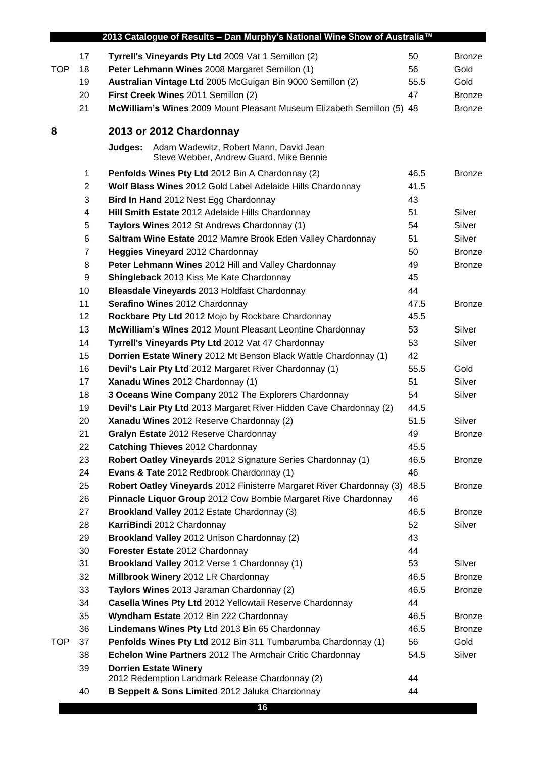| | | | | |
|---|---|---|---|---|
| | 17 | **Tyrrell's Vineyards Pty Ltd** 2009 Vat 1 Semillon (2) | 50 | Bronze |
| TOP | 18 | **Peter Lehmann Wines** 2008 Margaret Semillon (1) | 56 | Gold |
| | 19 | **Australian Vintage Ltd** 2005 McGuigan Bin 9000 Semillon (2) | 55.5 | Gold |
| | 20 | **First Creek Wines** 2011 Semillon (2) | 47 | Bronze |
| | 21 | **McWilliam's Wines** 2009 Mount Pleasant Museum Elizabeth Semillon (5) | 48 | Bronze |

## 8 2013 or 2012 Chardonnay

**Judges:** Adam Wadewitz, Robert Mann, David Jean
Steve Webber, Andrew Guard, Mike Bennie

| | | | | |
|---|---|---|---|---|
| | 1 | **Penfolds Wines Pty Ltd** 2012 Bin A Chardonnay (2) | 46.5 | Bronze |
| | 2 | **Wolf Blass Wines** 2012 Gold Label Adelaide Hills Chardonnay | 41.5 | |
| | 3 | **Bird In Hand** 2012 Nest Egg Chardonnay | 43 | |
| | 4 | **Hill Smith Estate** 2012 Adelaide Hills Chardonnay | 51 | Silver |
| | 5 | **Taylors Wines** 2012 St Andrews Chardonnay (1) | 54 | Silver |
| | 6 | **Saltram Wine Estate** 2012 Mamre Brook Eden Valley Chardonnay | 51 | Silver |
| | 7 | **Heggies Vineyard** 2012 Chardonnay | 50 | Bronze |
| | 8 | **Peter Lehmann Wines** 2012 Hill and Valley Chardonnay | 49 | Bronze |
| | 9 | **Shingleback** 2013 Kiss Me Kate Chardonnay | 45 | |
| | 10 | **Bleasdale Vineyards** 2013 Holdfast Chardonnay | 44 | |
| | 11 | **Serafino Wines** 2012 Chardonnay | 47.5 | Bronze |
| | 12 | **Rockbare Pty Ltd** 2012 Mojo by Rockbare Chardonnay | 45.5 | |
| | 13 | **McWilliam's Wines** 2012 Mount Pleasant Leontine Chardonnay | 53 | Silver |
| | 14 | **Tyrrell's Vineyards Pty Ltd** 2012 Vat 47 Chardonnay | 53 | Silver |
| | 15 | **Dorrien Estate Winery** 2012 Mt Benson Black Wattle Chardonnay (1) | 42 | |
| | 16 | **Devil's Lair Pty Ltd** 2012 Margaret River Chardonnay (1) | 55.5 | Gold |
| | 17 | **Xanadu Wines** 2012 Chardonnay (1) | 51 | Silver |
| | 18 | **3 Oceans Wine Company** 2012 The Explorers Chardonnay | 54 | Silver |
| | 19 | **Devil's Lair Pty Ltd** 2013 Margaret River Hidden Cave Chardonnay (2) | 44.5 | |
| | 20 | **Xanadu Wines** 2012 Reserve Chardonnay (2) | 51.5 | Silver |
| | 21 | **Gralyn Estate** 2012 Reserve Chardonnay | 49 | Bronze |
| | 22 | **Catching Thieves** 2012 Chardonnay | 45.5 | |
| | 23 | **Robert Oatley Vineyards** 2012 Signature Series Chardonnay (1) | 46.5 | Bronze |
| | 24 | **Evans & Tate** 2012 Redbrook Chardonnay (1) | 46 | |
| | 25 | **Robert Oatley Vineyards** 2012 Finisterre Margaret River Chardonnay (3) | 48.5 | Bronze |
| | 26 | **Pinnacle Liquor Group** 2012 Cow Bombie Margaret Rive Chardonnay | 46 | |
| | 27 | **Brookland Valley** 2012 Estate Chardonnay (3) | 46.5 | Bronze |
| | 28 | **KarriBindi** 2012 Chardonnay | 52 | Silver |
| | 29 | **Brookland Valley** 2012 Unison Chardonnay (2) | 43 | |
| | 30 | **Forester Estate** 2012 Chardonnay | 44 | |
| | 31 | **Brookland Valley** 2012 Verse 1 Chardonnay (1) | 53 | Silver |
| | 32 | **Millbrook Winery** 2012 LR Chardonnay | 46.5 | Bronze |
| | 33 | **Taylors Wines** 2013 Jaraman Chardonnay (2) | 46.5 | Bronze |
| | 34 | **Casella Wines Pty Ltd** 2012 Yellowtail Reserve Chardonnay | 44 | |
| | 35 | **Wyndham Estate** 2012 Bin 222 Chardonnay | 46.5 | Bronze |
| | 36 | **Lindemans Wines Pty Ltd** 2013 Bin 65 Chardonnay | 46.5 | Bronze |
| TOP | 37 | **Penfolds Wines Pty Ltd** 2012 Bin 311 Tumbarumba Chardonnay (1) | 56 | Gold |
| | 38 | **Echelon Wine Partners** 2012 The Armchair Critic Chardonnay | 54.5 | Silver |
| | 39 | **Dorrien Estate Winery** 2012 Redemption Landmark Release Chardonnay (2) | 44 | |
| | 40 | **B Seppelt & Sons Limited** 2012 Jaluka Chardonnay | 44 | |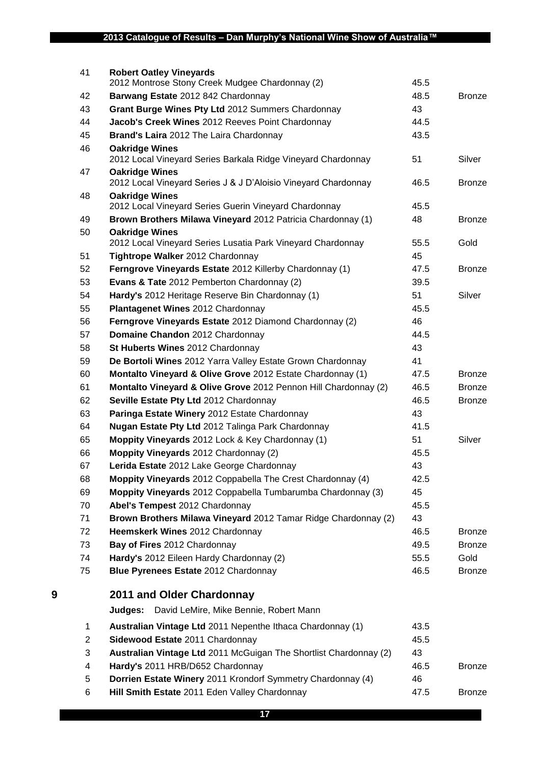| | | | |
|---|---|---|---|
| 41 | **Robert Oatley Vineyards** 2012 Montrose Stony Creek Mudgee Chardonnay (2) | 45.5 | |
| 42 | **Barwang Estate** 2012 842 Chardonnay | 48.5 | Bronze |
| 43 | **Grant Burge Wines Pty Ltd** 2012 Summers Chardonnay | 43 | |
| 44 | **Jacob's Creek Wines** 2012 Reeves Point Chardonnay | 44.5 | |
| 45 | **Brand's Laira** 2012 The Laira Chardonnay | 43.5 | |
| 46 | **Oakridge Wines** 2012 Local Vineyard Series Barkala Ridge Vineyard Chardonnay | 51 | Silver |
| 47 | **Oakridge Wines** 2012 Local Vineyard Series J & J D'Aloisio Vineyard Chardonnay | 46.5 | Bronze |
| 48 | **Oakridge Wines** 2012 Local Vineyard Series Guerin Vineyard Chardonnay | 45.5 | |
| 49 | **Brown Brothers Milawa Vineyard** 2012 Patricia Chardonnay (1) | 48 | Bronze |
| 50 | **Oakridge Wines** 2012 Local Vineyard Series Lusatia Park Vineyard Chardonnay | 55.5 | Gold |
| 51 | **Tightrope Walker** 2012 Chardonnay | 45 | |
| 52 | **Ferngrove Vineyards Estate** 2012 Killerby Chardonnay (1) | 47.5 | Bronze |
| 53 | **Evans & Tate** 2012 Pemberton Chardonnay (2) | 39.5 | |
| 54 | **Hardy's** 2012 Heritage Reserve Bin Chardonnay (1) | 51 | Silver |
| 55 | **Plantagenet Wines** 2012 Chardonnay | 45.5 | |
| 56 | **Ferngrove Vineyards Estate** 2012 Diamond Chardonnay (2) | 46 | |
| 57 | **Domaine Chandon** 2012 Chardonnay | 44.5 | |
| 58 | **St Huberts Wines** 2012 Chardonnay | 43 | |
| 59 | **De Bortoli Wines** 2012 Yarra Valley Estate Grown Chardonnay | 41 | |
| 60 | **Montalto Vineyard & Olive Grove** 2012 Estate Chardonnay (1) | 47.5 | Bronze |
| 61 | **Montalto Vineyard & Olive Grove** 2012 Pennon Hill Chardonnay (2) | 46.5 | Bronze |
| 62 | **Seville Estate Pty Ltd** 2012 Chardonnay | 46.5 | Bronze |
| 63 | **Paringa Estate Winery** 2012 Estate Chardonnay | 43 | |
| 64 | **Nugan Estate Pty Ltd** 2012 Talinga Park Chardonnay | 41.5 | |
| 65 | **Moppity Vineyards** 2012 Lock & Key Chardonnay (1) | 51 | Silver |
| 66 | **Moppity Vineyards** 2012 Chardonnay (2) | 45.5 | |
| 67 | **Lerida Estate** 2012 Lake George Chardonnay | 43 | |
| 68 | **Moppity Vineyards** 2012 Coppabella The Crest Chardonnay (4) | 42.5 | |
| 69 | **Moppity Vineyards** 2012 Coppabella Tumbarumba Chardonnay (3) | 45 | |
| 70 | **Abel's Tempest** 2012 Chardonnay | 45.5 | |
| 71 | **Brown Brothers Milawa Vineyard** 2012 Tamar Ridge Chardonnay (2) | 43 | |
| 72 | **Heemskerk Wines** 2012 Chardonnay | 46.5 | Bronze |
| 73 | **Bay of Fires** 2012 Chardonnay | 49.5 | Bronze |
| 74 | **Hardy's** 2012 Eileen Hardy Chardonnay (2) | 55.5 | Gold |
| 75 | **Blue Pyrenees Estate** 2012 Chardonnay | 46.5 | Bronze |

## 9 2011 and Older Chardonnay

**Judges:** David LeMire, Mike Bennie, Robert Mann

| | | | |
|---|---|---|---|
| 1 | **Australian Vintage Ltd** 2011 Nepenthe Ithaca Chardonnay (1) | 43.5 | |
| 2 | **Sidewood Estate** 2011 Chardonnay | 45.5 | |
| 3 | **Australian Vintage Ltd** 2011 McGuigan The Shortlist Chardonnay (2) | 43 | |
| 4 | **Hardy's** 2011 HRB/D652 Chardonnay | 46.5 | Bronze |
| 5 | **Dorrien Estate Winery** 2011 Krondorf Symmetry Chardonnay (4) | 46 | |
| 6 | **Hill Smith Estate** 2011 Eden Valley Chardonnay | 47.5 | Bronze |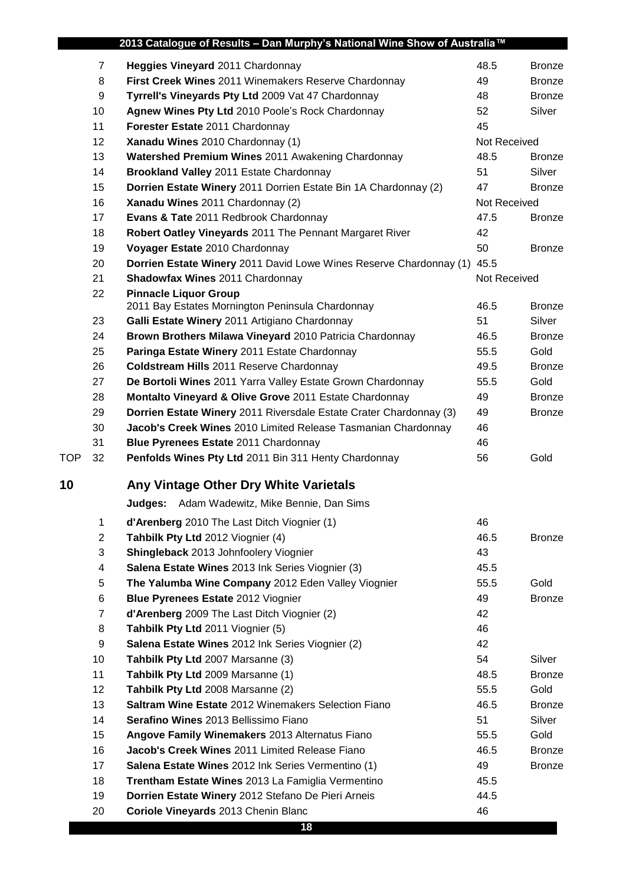| | | | | |
|---|---|---|---|---|
| | 7 | **Heggies Vineyard** 2011 Chardonnay | 48.5 | Bronze |
| | 8 | **First Creek Wines** 2011 Winemakers Reserve Chardonnay | 49 | Bronze |
| | 9 | **Tyrrell's Vineyards Pty Ltd** 2009 Vat 47 Chardonnay | 48 | Bronze |
| | 10 | **Agnew Wines Pty Ltd** 2010 Poole's Rock Chardonnay | 52 | Silver |
| | 11 | **Forester Estate** 2011 Chardonnay | 45 | |
| | 12 | **Xanadu Wines** 2010 Chardonnay (1) | Not Received | |
| | 13 | **Watershed Premium Wines** 2011 Awakening Chardonnay | 48.5 | Bronze |
| | 14 | **Brookland Valley** 2011 Estate Chardonnay | 51 | Silver |
| | 15 | **Dorrien Estate Winery** 2011 Dorrien Estate Bin 1A Chardonnay (2) | 47 | Bronze |
| | 16 | **Xanadu Wines** 2011 Chardonnay (2) | Not Received | |
| | 17 | **Evans & Tate** 2011 Redbrook Chardonnay | 47.5 | Bronze |
| | 18 | **Robert Oatley Vineyards** 2011 The Pennant Margaret River | 42 | |
| | 19 | **Voyager Estate** 2010 Chardonnay | 50 | Bronze |
| | 20 | **Dorrien Estate Winery** 2011 David Lowe Wines Reserve Chardonnay (1) | 45.5 | |
| | 21 | **Shadowfax Wines** 2011 Chardonnay | Not Received | |
| | 22 | **Pinnacle Liquor Group** 2011 Bay Estates Mornington Peninsula Chardonnay | 46.5 | Bronze |
| | 23 | **Galli Estate Winery** 2011 Artigiano Chardonnay | 51 | Silver |
| | 24 | **Brown Brothers Milawa Vineyard** 2010 Patricia Chardonnay | 46.5 | Bronze |
| | 25 | **Paringa Estate Winery** 2011 Estate Chardonnay | 55.5 | Gold |
| | 26 | **Coldstream Hills** 2011 Reserve Chardonnay | 49.5 | Bronze |
| | 27 | **De Bortoli Wines** 2011 Yarra Valley Estate Grown Chardonnay | 55.5 | Gold |
| | 28 | **Montalto Vineyard & Olive Grove** 2011 Estate Chardonnay | 49 | Bronze |
| | 29 | **Dorrien Estate Winery** 2011 Riversdale Estate Crater Chardonnay (3) | 49 | Bronze |
| | 30 | **Jacob's Creek Wines** 2010 Limited Release Tasmanian Chardonnay | 46 | |
| | 31 | **Blue Pyrenees Estate** 2011 Chardonnay | 46 | |
| TOP | 32 | **Penfolds Wines Pty Ltd** 2011 Bin 311 Henty Chardonnay | 56 | Gold |

## 10 Any Vintage Other Dry White Varietals

**Judges:** Adam Wadewitz, Mike Bennie, Dan Sims

| | | | |
|---|---|---|---|
| 1 | **d'Arenberg** 2010 The Last Ditch Viognier (1) | 46 | |
| 2 | **Tahbilk Pty Ltd** 2012 Viognier (4) | 46.5 | Bronze |
| 3 | **Shingleback** 2013 Johnfoolery Viognier | 43 | |
| 4 | **Salena Estate Wines** 2013 Ink Series Viognier (3) | 45.5 | |
| 5 | **The Yalumba Wine Company** 2012 Eden Valley Viognier | 55.5 | Gold |
| 6 | **Blue Pyrenees Estate** 2012 Viognier | 49 | Bronze |
| 7 | **d'Arenberg** 2009 The Last Ditch Viognier (2) | 42 | |
| 8 | **Tahbilk Pty Ltd** 2011 Viognier (5) | 46 | |
| 9 | **Salena Estate Wines** 2012 Ink Series Viognier (2) | 42 | |
| 10 | **Tahbilk Pty Ltd** 2007 Marsanne (3) | 54 | Silver |
| 11 | **Tahbilk Pty Ltd** 2009 Marsanne (1) | 48.5 | Bronze |
| 12 | **Tahbilk Pty Ltd** 2008 Marsanne (2) | 55.5 | Gold |
| 13 | **Saltram Wine Estate** 2012 Winemakers Selection Fiano | 46.5 | Bronze |
| 14 | **Serafino Wines** 2013 Bellissimo Fiano | 51 | Silver |
| 15 | **Angove Family Winemakers** 2013 Alternatus Fiano | 55.5 | Gold |
| 16 | **Jacob's Creek Wines** 2011 Limited Release Fiano | 46.5 | Bronze |
| 17 | **Salena Estate Wines** 2012 Ink Series Vermentino (1) | 49 | Bronze |
| 18 | **Trentham Estate Wines** 2013 La Famiglia Vermentino | 45.5 | |
| 19 | **Dorrien Estate Winery** 2012 Stefano De Pieri Arneis | 44.5 | |
| 20 | **Coriole Vineyards** 2013 Chenin Blanc | 46 | |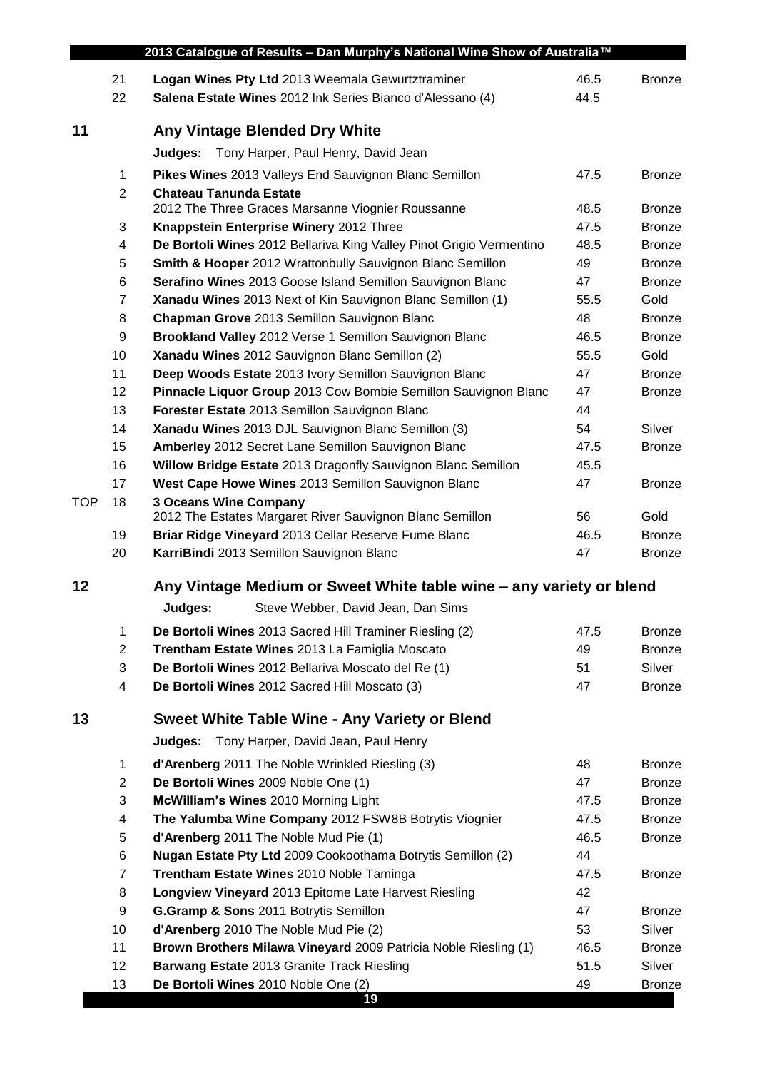| | | | | |
|---|---|---|---|---|
| | 21 | **Logan Wines Pty Ltd** 2013 Weemala Gewurtztraminer | 46.5 | Bronze |
| | 22 | **Salena Estate Wines** 2012 Ink Series Bianco d'Alessano (4) | 44.5 | |

## 11 Any Vintage Blended Dry White

**Judges:** Tony Harper, Paul Henry, David Jean

| | | | | |
|---|---|---|---|---|
| | 1 | **Pikes Wines** 2013 Valleys End Sauvignon Blanc Semillon | 47.5 | Bronze |
| | 2 | **Chateau Tanunda Estate** 2012 The Three Graces Marsanne Viognier Roussanne | 48.5 | Bronze |
| | 3 | **Knappstein Enterprise Winery** 2012 Three | 47.5 | Bronze |
| | 4 | **De Bortoli Wines** 2012 Bellariva King Valley Pinot Grigio Vermentino | 48.5 | Bronze |
| | 5 | **Smith & Hooper** 2012 Wrattonbully Sauvignon Blanc Semillon | 49 | Bronze |
| | 6 | **Serafino Wines** 2013 Goose Island Semillon Sauvignon Blanc | 47 | Bronze |
| | 7 | **Xanadu Wines** 2013 Next of Kin Sauvignon Blanc Semillon (1) | 55.5 | Gold |
| | 8 | **Chapman Grove** 2013 Semillon Sauvignon Blanc | 48 | Bronze |
| | 9 | **Brookland Valley** 2012 Verse 1 Semillon Sauvignon Blanc | 46.5 | Bronze |
| | 10 | **Xanadu Wines** 2012 Sauvignon Blanc Semillon (2) | 55.5 | Gold |
| | 11 | **Deep Woods Estate** 2013 Ivory Semillon Sauvignon Blanc | 47 | Bronze |
| | 12 | **Pinnacle Liquor Group** 2013 Cow Bombie Semillon Sauvignon Blanc | 47 | Bronze |
| | 13 | **Forester Estate** 2013 Semillon Sauvignon Blanc | 44 | |
| | 14 | **Xanadu Wines** 2013 DJL Sauvignon Blanc Semillon (3) | 54 | Silver |
| | 15 | **Amberley** 2012 Secret Lane Semillon Sauvignon Blanc | 47.5 | Bronze |
| | 16 | **Willow Bridge Estate** 2013 Dragonfly Sauvignon Blanc Semillon | 45.5 | |
| | 17 | **West Cape Howe Wines** 2013 Semillon Sauvignon Blanc | 47 | Bronze |
| TOP | 18 | **3 Oceans Wine Company** 2012 The Estates Margaret River Sauvignon Blanc Semillon | 56 | Gold |
| | 19 | **Briar Ridge Vineyard** 2013 Cellar Reserve Fume Blanc | 46.5 | Bronze |
| | 20 | **KarriBindi** 2013 Semillon Sauvignon Blanc | 47 | Bronze |

## 12 Any Vintage Medium or Sweet White table wine – any variety or blend

**Judges:** Steve Webber, David Jean, Dan Sims

| | | | | |
|---|---|---|---|---|
| | 1 | **De Bortoli Wines** 2013 Sacred Hill Traminer Riesling (2) | 47.5 | Bronze |
| | 2 | **Trentham Estate Wines** 2013 La Famiglia Moscato | 49 | Bronze |
| | 3 | **De Bortoli Wines** 2012 Bellariva Moscato del Re (1) | 51 | Silver |
| | 4 | **De Bortoli Wines** 2012 Sacred Hill Moscato (3) | 47 | Bronze |

## 13 Sweet White Table Wine - Any Variety or Blend

**Judges:** Tony Harper, David Jean, Paul Henry

| | | | | |
|---|---|---|---|---|
| | 1 | **d'Arenberg** 2011 The Noble Wrinkled Riesling (3) | 48 | Bronze |
| | 2 | **De Bortoli Wines** 2009 Noble One (1) | 47 | Bronze |
| | 3 | **McWilliam's Wines** 2010 Morning Light | 47.5 | Bronze |
| | 4 | **The Yalumba Wine Company** 2012 FSW8B Botrytis Viognier | 47.5 | Bronze |
| | 5 | **d'Arenberg** 2011 The Noble Mud Pie (1) | 46.5 | Bronze |
| | 6 | **Nugan Estate Pty Ltd** 2009 Cookoothama Botrytis Semillon (2) | 44 | |
| | 7 | **Trentham Estate Wines** 2010 Noble Taminga | 47.5 | Bronze |
| | 8 | **Longview Vineyard** 2013 Epitome Late Harvest Riesling | 42 | |
| | 9 | **G.Gramp & Sons** 2011 Botrytis Semillon | 47 | Bronze |
| | 10 | **d'Arenberg** 2010 The Noble Mud Pie (2) | 53 | Silver |
| | 11 | **Brown Brothers Milawa Vineyard** 2009 Patricia Noble Riesling (1) | 46.5 | Bronze |
| | 12 | **Barwang Estate** 2013 Granite Track Riesling | 51.5 | Silver |
| | 13 | **De Bortoli Wines** 2010 Noble One (2) | 49 | Bronze |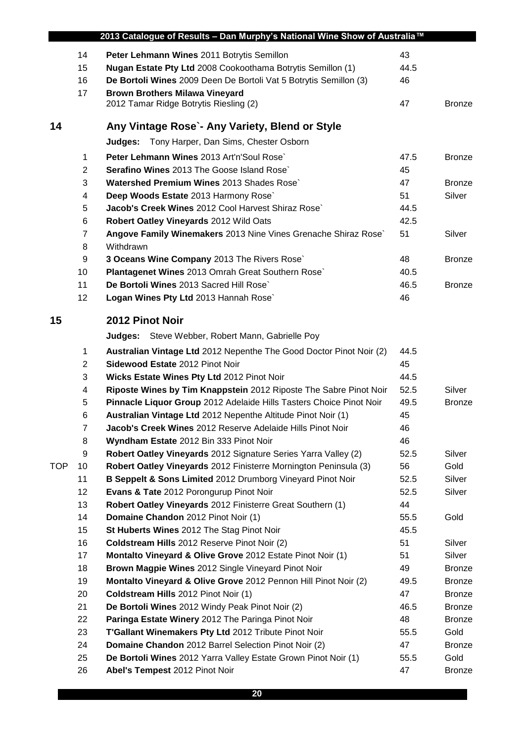| | | | | |
|---|---|---|---|---|
| | 14 | **Peter Lehmann Wines** 2011 Botrytis Semillon | 43 | |
| | 15 | **Nugan Estate Pty Ltd** 2008 Cookoothama Botrytis Semillon (1) | 44.5 | |
| | 16 | **De Bortoli Wines** 2009 Deen De Bortoli Vat 5 Botrytis Semillon (3) | 46 | |
| | 17 | **Brown Brothers Milawa Vineyard** 2012 Tamar Ridge Botrytis Riesling (2) | 47 | Bronze |

## 14 Any Vintage Rose`- Any Variety, Blend or Style

**Judges:** Tony Harper, Dan Sims, Chester Osborn

| | | | | |
|---|---|---|---|---|
| | 1 | **Peter Lehmann Wines** 2013 Art'n'Soul Rose` | 47.5 | Bronze |
| | 2 | **Serafino Wines** 2013 The Goose Island Rose` | 45 | |
| | 3 | **Watershed Premium Wines** 2013 Shades Rose` | 47 | Bronze |
| | 4 | **Deep Woods Estate** 2013 Harmony Rose` | 51 | Silver |
| | 5 | **Jacob's Creek Wines** 2012 Cool Harvest Shiraz Rose` | 44.5 | |
| | 6 | **Robert Oatley Vineyards** 2012 Wild Oats | 42.5 | |
| | 7 | **Angove Family Winemakers** 2013 Nine Vines Grenache Shiraz Rose` | 51 | Silver |
| | 8 | Withdrawn | | |
| | 9 | **3 Oceans Wine Company** 2013 The Rivers Rose` | 48 | Bronze |
| | 10 | **Plantagenet Wines** 2013 Omrah Great Southern Rose` | 40.5 | |
| | 11 | **De Bortoli Wines** 2013 Sacred Hill Rose` | 46.5 | Bronze |
| | 12 | **Logan Wines Pty Ltd** 2013 Hannah Rose` | 46 | |

## 15 2012 Pinot Noir

**Judges:** Steve Webber, Robert Mann, Gabrielle Poy

| | | | | |
|---|---|---|---|---|
| | 1 | **Australian Vintage Ltd** 2012 Nepenthe The Good Doctor Pinot Noir (2) | 44.5 | |
| | 2 | **Sidewood Estate** 2012 Pinot Noir | 45 | |
| | 3 | **Wicks Estate Wines Pty Ltd** 2012 Pinot Noir | 44.5 | |
| | 4 | **Riposte Wines by Tim Knappstein** 2012 Riposte The Sabre Pinot Noir | 52.5 | Silver |
| | 5 | **Pinnacle Liquor Group** 2012 Adelaide Hills Tasters Choice Pinot Noir | 49.5 | Bronze |
| | 6 | **Australian Vintage Ltd** 2012 Nepenthe Altitude Pinot Noir (1) | 45 | |
| | 7 | **Jacob's Creek Wines** 2012 Reserve Adelaide Hills Pinot Noir | 46 | |
| | 8 | **Wyndham Estate** 2012 Bin 333 Pinot Noir | 46 | |
| | 9 | **Robert Oatley Vineyards** 2012 Signature Series Yarra Valley (2) | 52.5 | Silver |
| TOP | 10 | **Robert Oatley Vineyards** 2012 Finisterre Mornington Peninsula (3) | 56 | Gold |
| | 11 | **B Seppelt & Sons Limited** 2012 Drumborg Vineyard Pinot Noir | 52.5 | Silver |
| | 12 | **Evans & Tate** 2012 Porongurup Pinot Noir | 52.5 | Silver |
| | 13 | **Robert Oatley Vineyards** 2012 Finisterre Great Southern (1) | 44 | |
| | 14 | **Domaine Chandon** 2012 Pinot Noir (1) | 55.5 | Gold |
| | 15 | **St Huberts Wines** 2012 The Stag Pinot Noir | 45.5 | |
| | 16 | **Coldstream Hills** 2012 Reserve Pinot Noir (2) | 51 | Silver |
| | 17 | **Montalto Vineyard & Olive Grove** 2012 Estate Pinot Noir (1) | 51 | Silver |
| | 18 | **Brown Magpie Wines** 2012 Single Vineyard Pinot Noir | 49 | Bronze |
| | 19 | **Montalto Vineyard & Olive Grove** 2012 Pennon Hill Pinot Noir (2) | 49.5 | Bronze |
| | 20 | **Coldstream Hills** 2012 Pinot Noir (1) | 47 | Bronze |
| | 21 | **De Bortoli Wines** 2012 Windy Peak Pinot Noir (2) | 46.5 | Bronze |
| | 22 | **Paringa Estate Winery** 2012 The Paringa Pinot Noir | 48 | Bronze |
| | 23 | **T'Gallant Winemakers Pty Ltd** 2012 Tribute Pinot Noir | 55.5 | Gold |
| | 24 | **Domaine Chandon** 2012 Barrel Selection Pinot Noir (2) | 47 | Bronze |
| | 25 | **De Bortoli Wines** 2012 Yarra Valley Estate Grown Pinot Noir (1) | 55.5 | Gold |
| | 26 | **Abel's Tempest** 2012 Pinot Noir | 47 | Bronze |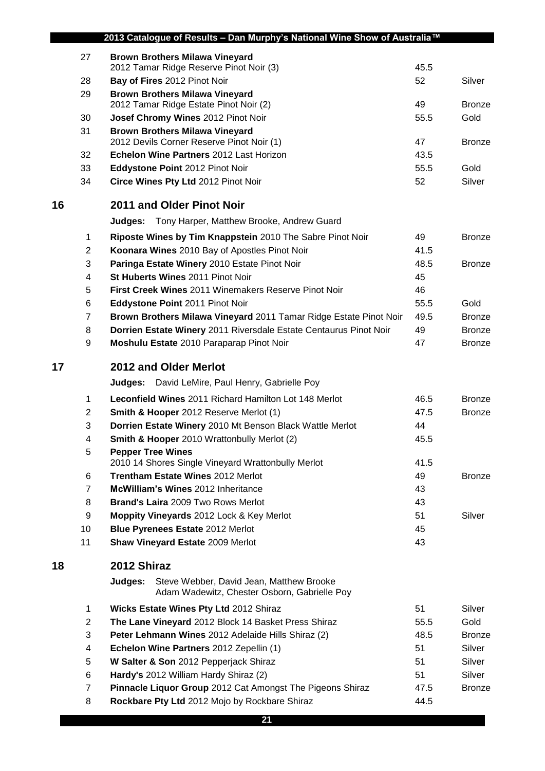| | | | |
|---|---|---|---|
| 27 | **Brown Brothers Milawa Vineyard** 2012 Tamar Ridge Reserve Pinot Noir (3) | 45.5 | |
| 28 | **Bay of Fires** 2012 Pinot Noir | 52 | Silver |
| 29 | **Brown Brothers Milawa Vineyard** 2012 Tamar Ridge Estate Pinot Noir (2) | 49 | Bronze |
| 30 | **Josef Chromy Wines** 2012 Pinot Noir | 55.5 | Gold |
| 31 | **Brown Brothers Milawa Vineyard** 2012 Devils Corner Reserve Pinot Noir (1) | 47 | Bronze |
| 32 | **Echelon Wine Partners** 2012 Last Horizon | 43.5 | |
| 33 | **Eddystone Point** 2012 Pinot Noir | 55.5 | Gold |
| 34 | **Circe Wines Pty Ltd** 2012 Pinot Noir | 52 | Silver |

## 16 2011 and Older Pinot Noir

**Judges:** Tony Harper, Matthew Brooke, Andrew Guard

| | | | |
|---|---|---|---|
| 1 | **Riposte Wines by Tim Knappstein** 2010 The Sabre Pinot Noir | 49 | Bronze |
| 2 | **Koonara Wines** 2010 Bay of Apostles Pinot Noir | 41.5 | |
| 3 | **Paringa Estate Winery** 2010 Estate Pinot Noir | 48.5 | Bronze |
| 4 | **St Huberts Wines** 2011 Pinot Noir | 45 | |
| 5 | **First Creek Wines** 2011 Winemakers Reserve Pinot Noir | 46 | |
| 6 | **Eddystone Point** 2011 Pinot Noir | 55.5 | Gold |
| 7 | **Brown Brothers Milawa Vineyard** 2011 Tamar Ridge Estate Pinot Noir | 49.5 | Bronze |
| 8 | **Dorrien Estate Winery** 2011 Riversdale Estate Centaurus Pinot Noir | 49 | Bronze |
| 9 | **Moshulu Estate** 2010 Paraparap Pinot Noir | 47 | Bronze |

## 17 2012 and Older Merlot

**Judges:** David LeMire, Paul Henry, Gabrielle Poy

| | | | |
|---|---|---|---|
| 1 | **Leconfield Wines** 2011 Richard Hamilton Lot 148 Merlot | 46.5 | Bronze |
| 2 | **Smith & Hooper** 2012 Reserve Merlot (1) | 47.5 | Bronze |
| 3 | **Dorrien Estate Winery** 2010 Mt Benson Black Wattle Merlot | 44 | |
| 4 | **Smith & Hooper** 2010 Wrattonbully Merlot (2) | 45.5 | |
| 5 | **Pepper Tree Wines** 2010 14 Shores Single Vineyard Wrattonbully Merlot | 41.5 | |
| 6 | **Trentham Estate Wines** 2012 Merlot | 49 | Bronze |
| 7 | **McWilliam's Wines** 2012 Inheritance | 43 | |
| 8 | **Brand's Laira** 2009 Two Rows Merlot | 43 | |
| 9 | **Moppity Vineyards** 2012 Lock & Key Merlot | 51 | Silver |
| 10 | **Blue Pyrenees Estate** 2012 Merlot | 45 | |
| 11 | **Shaw Vineyard Estate** 2009 Merlot | 43 | |

## 18 2012 Shiraz

**Judges:** Steve Webber, David Jean, Matthew Brooke
Adam Wadewitz, Chester Osborn, Gabrielle Poy

| | | | |
|---|---|---|---|
| 1 | **Wicks Estate Wines Pty Ltd** 2012 Shiraz | 51 | Silver |
| 2 | **The Lane Vineyard** 2012 Block 14 Basket Press Shiraz | 55.5 | Gold |
| 3 | **Peter Lehmann Wines** 2012 Adelaide Hills Shiraz (2) | 48.5 | Bronze |
| 4 | **Echelon Wine Partners** 2012 Zepellin (1) | 51 | Silver |
| 5 | **W Salter & Son** 2012 Pepperjack Shiraz | 51 | Silver |
| 6 | **Hardy's** 2012 William Hardy Shiraz (2) | 51 | Silver |
| 7 | **Pinnacle Liquor Group** 2012 Cat Amongst The Pigeons Shiraz | 47.5 | Bronze |
| 8 | **Rockbare Pty Ltd** 2012 Mojo by Rockbare Shiraz | 44.5 | |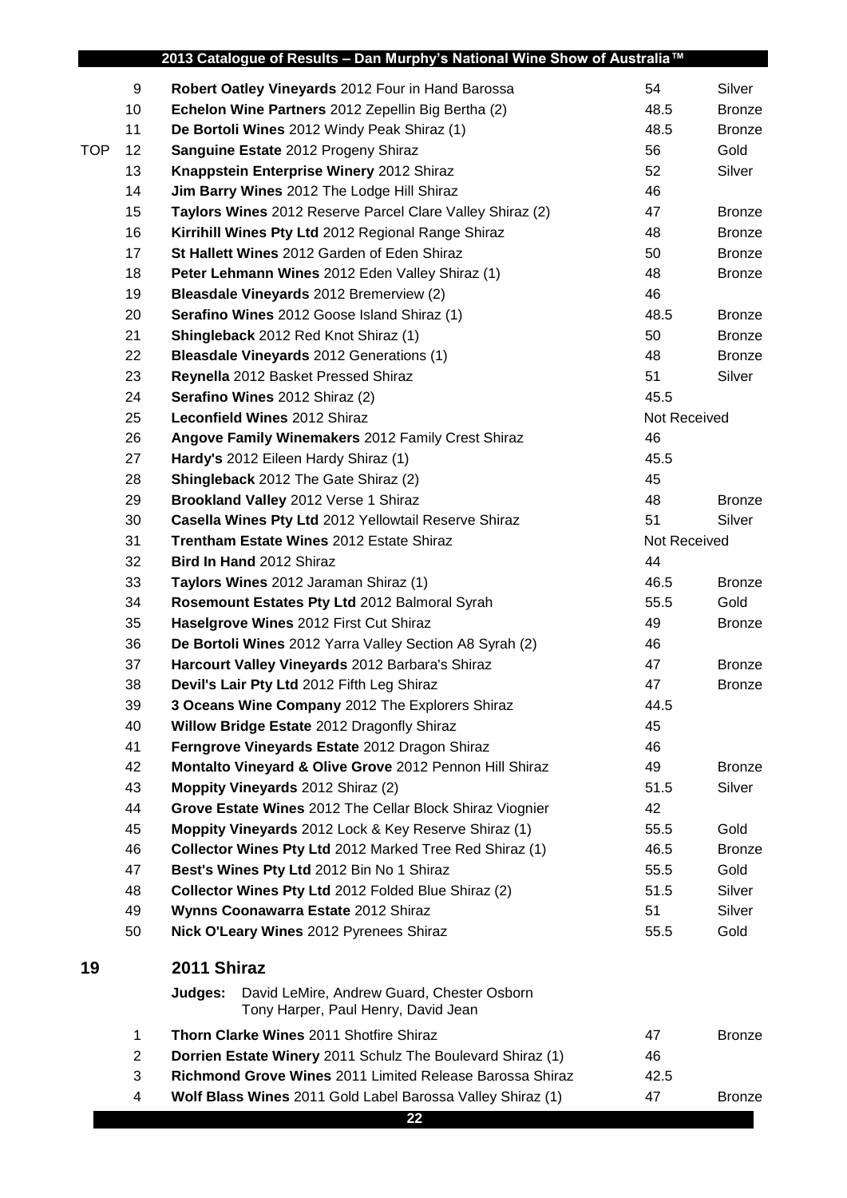| | | | | |
|---|---|---|---|---|
| | 9 | **Robert Oatley Vineyards** 2012 Four in Hand Barossa | 54 | Silver |
| | 10 | **Echelon Wine Partners** 2012 Zeppelin Big Bertha (2) | 48.5 | Bronze |
| | 11 | **De Bortoli Wines** 2012 Windy Peak Shiraz (1) | 48.5 | Bronze |
| TOP | 12 | **Sanguine Estate** 2012 Progeny Shiraz | 56 | Gold |
| | 13 | **Knappstein Enterprise Winery** 2012 Shiraz | 52 | Silver |
| | 14 | **Jim Barry Wines** 2012 The Lodge Hill Shiraz | 46 | |
| | 15 | **Taylors Wines** 2012 Reserve Parcel Clare Valley Shiraz (2) | 47 | Bronze |
| | 16 | **Kirrihill Wines Pty Ltd** 2012 Regional Range Shiraz | 48 | Bronze |
| | 17 | **St Hallett Wines** 2012 Garden of Eden Shiraz | 50 | Bronze |
| | 18 | **Peter Lehmann Wines** 2012 Eden Valley Shiraz (1) | 48 | Bronze |
| | 19 | **Bleasdale Vineyards** 2012 Bremerview (2) | 46 | |
| | 20 | **Serafino Wines** 2012 Goose Island Shiraz (1) | 48.5 | Bronze |
| | 21 | **Shingleback** 2012 Red Knot Shiraz (1) | 50 | Bronze |
| | 22 | **Bleasdale Vineyards** 2012 Generations (1) | 48 | Bronze |
| | 23 | **Reynella** 2012 Basket Pressed Shiraz | 51 | Silver |
| | 24 | **Serafino Wines** 2012 Shiraz (2) | 45.5 | |
| | 25 | **Leconfield Wines** 2012 Shiraz | Not Received | |
| | 26 | **Angove Family Winemakers** 2012 Family Crest Shiraz | 46 | |
| | 27 | **Hardy's** 2012 Eileen Hardy Shiraz (1) | 45.5 | |
| | 28 | **Shingleback** 2012 The Gate Shiraz (2) | 45 | |
| | 29 | **Brookland Valley** 2012 Verse 1 Shiraz | 48 | Bronze |
| | 30 | **Casella Wines Pty Ltd** 2012 Yellowtail Reserve Shiraz | 51 | Silver |
| | 31 | **Trentham Estate Wines** 2012 Estate Shiraz | Not Received | |
| | 32 | **Bird In Hand** 2012 Shiraz | 44 | |
| | 33 | **Taylors Wines** 2012 Jaraman Shiraz (1) | 46.5 | Bronze |
| | 34 | **Rosemount Estates Pty Ltd** 2012 Balmoral Syrah | 55.5 | Gold |
| | 35 | **Haselgrove Wines** 2012 First Cut Shiraz | 49 | Bronze |
| | 36 | **De Bortoli Wines** 2012 Yarra Valley Section A8 Syrah (2) | 46 | |
| | 37 | **Harcourt Valley Vineyards** 2012 Barbara's Shiraz | 47 | Bronze |
| | 38 | **Devil's Lair Pty Ltd** 2012 Fifth Leg Shiraz | 47 | Bronze |
| | 39 | **3 Oceans Wine Company** 2012 The Explorers Shiraz | 44.5 | |
| | 40 | **Willow Bridge Estate** 2012 Dragonfly Shiraz | 45 | |
| | 41 | **Ferngrove Vineyards Estate** 2012 Dragon Shiraz | 46 | |
| | 42 | **Montalto Vineyard & Olive Grove** 2012 Pennon Hill Shiraz | 49 | Bronze |
| | 43 | **Moppity Vineyards** 2012 Shiraz (2) | 51.5 | Silver |
| | 44 | **Grove Estate Wines** 2012 The Cellar Block Shiraz Viognier | 42 | |
| | 45 | **Moppity Vineyards** 2012 Lock & Key Reserve Shiraz (1) | 55.5 | Gold |
| | 46 | **Collector Wines Pty Ltd** 2012 Marked Tree Red Shiraz (1) | 46.5 | Bronze |
| | 47 | **Best's Wines Pty Ltd** 2012 Bin No 1 Shiraz | 55.5 | Gold |
| | 48 | **Collector Wines Pty Ltd** 2012 Folded Blue Shiraz (2) | 51.5 | Silver |
| | 49 | **Wynns Coonawarra Estate** 2012 Shiraz | 51 | Silver |
| | 50 | **Nick O'Leary Wines** 2012 Pyrenees Shiraz | 55.5 | Gold |

## 19 2011 Shiraz

**Judges:** David LeMire, Andrew Guard, Chester Osborn
Tony Harper, Paul Henry, David Jean

| | | | |
|---|---|---|---|
| 1 | **Thorn Clarke Wines** 2011 Shotfire Shiraz | 47 | Bronze |
| 2 | **Dorrien Estate Winery** 2011 Schulz The Boulevard Shiraz (1) | 46 | |
| 3 | **Richmond Grove Wines** 2011 Limited Release Barossa Shiraz | 42.5 | |
| 4 | **Wolf Blass Wines** 2011 Gold Label Barossa Valley Shiraz (1) | 47 | Bronze |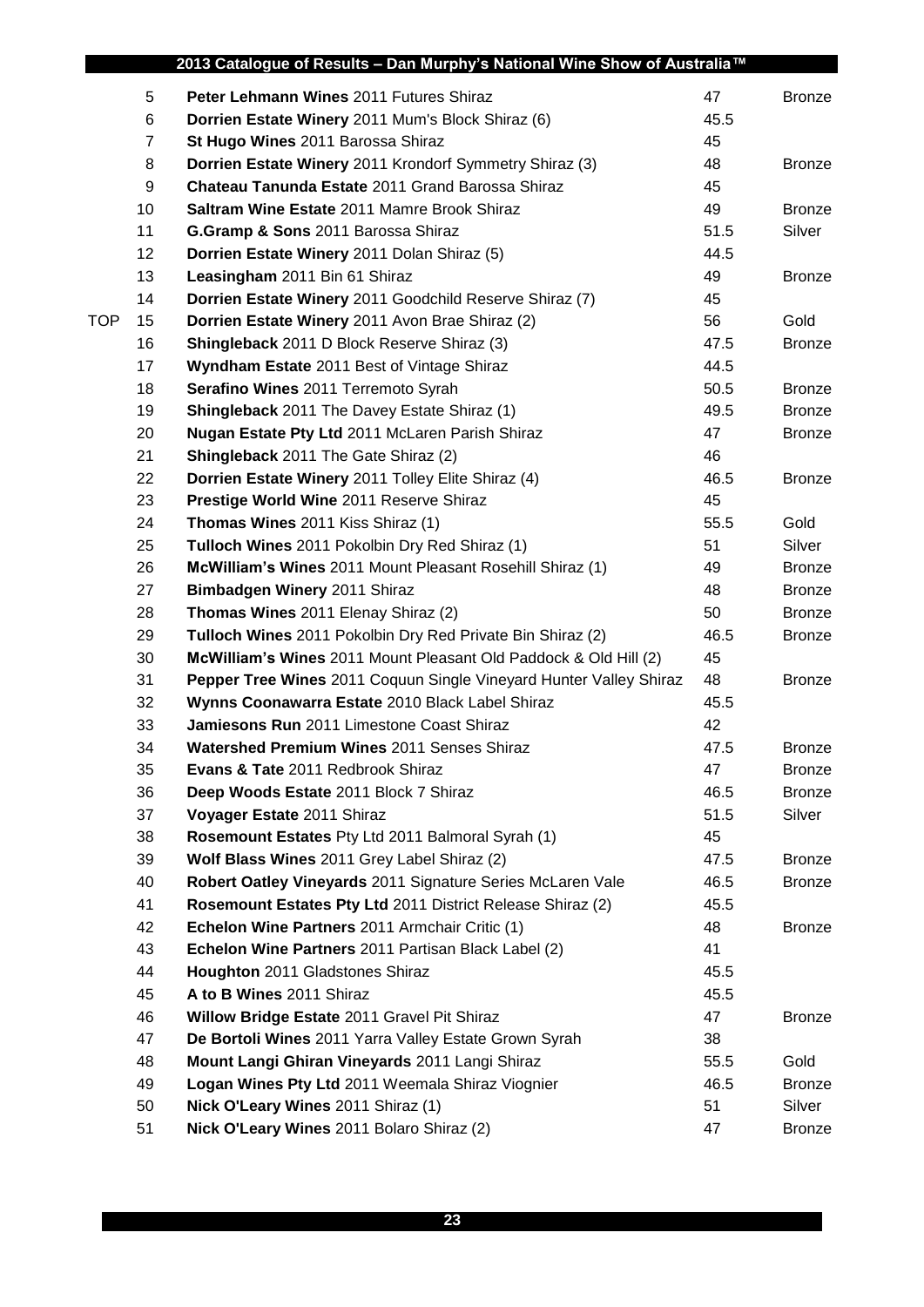| | | | | |
|---|---|---|---|---|
| | 5 | **Peter Lehmann Wines** 2011 Futures Shiraz | 47 | Bronze |
| | 6 | **Dorrien Estate Winery** 2011 Mum's Block Shiraz (6) | 45.5 | |
| | 7 | **St Hugo Wines** 2011 Barossa Shiraz | 45 | |
| | 8 | **Dorrien Estate Winery** 2011 Krondorf Symmetry Shiraz (3) | 48 | Bronze |
| | 9 | **Chateau Tanunda Estate** 2011 Grand Barossa Shiraz | 45 | |
| | 10 | **Saltram Wine Estate** 2011 Mamre Brook Shiraz | 49 | Bronze |
| | 11 | **G.Gramp & Sons** 2011 Barossa Shiraz | 51.5 | Silver |
| | 12 | **Dorrien Estate Winery** 2011 Dolan Shiraz (5) | 44.5 | |
| | 13 | **Leasingham** 2011 Bin 61 Shiraz | 49 | Bronze |
| | 14 | **Dorrien Estate Winery** 2011 Goodchild Reserve Shiraz (7) | 45 | |
| TOP | 15 | **Dorrien Estate Winery** 2011 Avon Brae Shiraz (2) | 56 | Gold |
| | 16 | **Shingleback** 2011 D Block Reserve Shiraz (3) | 47.5 | Bronze |
| | 17 | **Wyndham Estate** 2011 Best of Vintage Shiraz | 44.5 | |
| | 18 | **Serafino Wines** 2011 Terremoto Syrah | 50.5 | Bronze |
| | 19 | **Shingleback** 2011 The Davey Estate Shiraz (1) | 49.5 | Bronze |
| | 20 | **Nugan Estate Pty Ltd** 2011 McLaren Parish Shiraz | 47 | Bronze |
| | 21 | **Shingleback** 2011 The Gate Shiraz (2) | 46 | |
| | 22 | **Dorrien Estate Winery** 2011 Tolley Elite Shiraz (4) | 46.5 | Bronze |
| | 23 | **Prestige World Wine** 2011 Reserve Shiraz | 45 | |
| | 24 | **Thomas Wines** 2011 Kiss Shiraz (1) | 55.5 | Gold |
| | 25 | **Tulloch Wines** 2011 Pokolbin Dry Red Shiraz (1) | 51 | Silver |
| | 26 | **McWilliam's Wines** 2011 Mount Pleasant Rosehill Shiraz (1) | 49 | Bronze |
| | 27 | **Bimbadgen Winery** 2011 Shiraz | 48 | Bronze |
| | 28 | **Thomas Wines** 2011 Elenay Shiraz (2) | 50 | Bronze |
| | 29 | **Tulloch Wines** 2011 Pokolbin Dry Red Private Bin Shiraz (2) | 46.5 | Bronze |
| | 30 | **McWilliam's Wines** 2011 Mount Pleasant Old Paddock & Old Hill (2) | 45 | |
| | 31 | **Pepper Tree Wines** 2011 Coquun Single Vineyard Hunter Valley Shiraz | 48 | Bronze |
| | 32 | **Wynns Coonawarra Estate** 2010 Black Label Shiraz | 45.5 | |
| | 33 | **Jamiesons Run** 2011 Limestone Coast Shiraz | 42 | |
| | 34 | **Watershed Premium Wines** 2011 Senses Shiraz | 47.5 | Bronze |
| | 35 | **Evans & Tate** 2011 Redbrook Shiraz | 47 | Bronze |
| | 36 | **Deep Woods Estate** 2011 Block 7 Shiraz | 46.5 | Bronze |
| | 37 | **Voyager Estate** 2011 Shiraz | 51.5 | Silver |
| | 38 | **Rosemount Estates** Pty Ltd 2011 Balmoral Syrah (1) | 45 | |
| | 39 | **Wolf Blass Wines** 2011 Grey Label Shiraz (2) | 47.5 | Bronze |
| | 40 | **Robert Oatley Vineyards** 2011 Signature Series McLaren Vale | 46.5 | Bronze |
| | 41 | **Rosemount Estates Pty Ltd** 2011 District Release Shiraz (2) | 45.5 | |
| | 42 | **Echelon Wine Partners** 2011 Armchair Critic (1) | 48 | Bronze |
| | 43 | **Echelon Wine Partners** 2011 Partisan Black Label (2) | 41 | |
| | 44 | **Houghton** 2011 Gladstones Shiraz | 45.5 | |
| | 45 | **A to B Wines** 2011 Shiraz | 45.5 | |
| | 46 | **Willow Bridge Estate** 2011 Gravel Pit Shiraz | 47 | Bronze |
| | 47 | **De Bortoli Wines** 2011 Yarra Valley Estate Grown Syrah | 38 | |
| | 48 | **Mount Langi Ghiran Vineyards** 2011 Langi Shiraz | 55.5 | Gold |
| | 49 | **Logan Wines Pty Ltd** 2011 Weemala Shiraz Viognier | 46.5 | Bronze |
| | 50 | **Nick O'Leary Wines** 2011 Shiraz (1) | 51 | Silver |
| | 51 | **Nick O'Leary Wines** 2011 Bolaro Shiraz (2) | 47 | Bronze |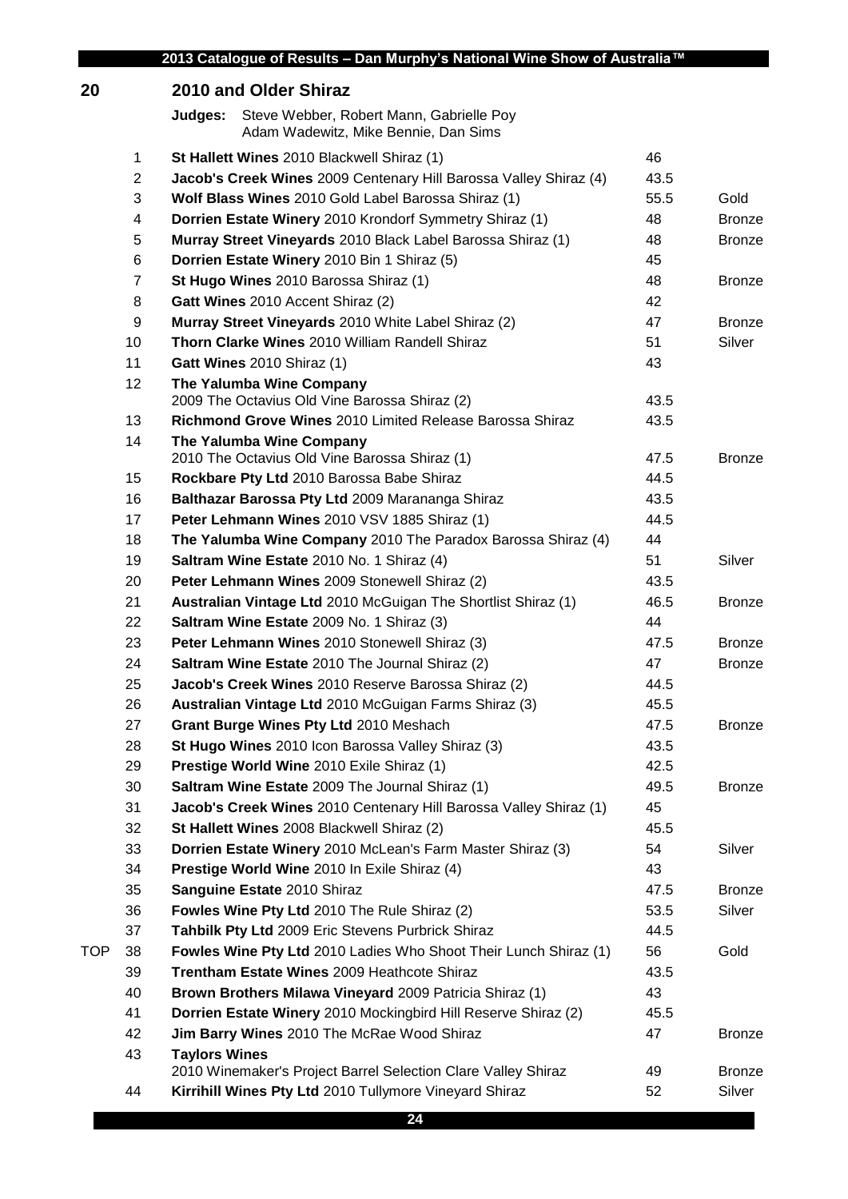## 20 2010 and Older Shiraz

**Judges:** Steve Webber, Robert Mann, Gabrielle Poy
Adam Wadewitz, Mike Bennie, Dan Sims

| | # | Entry | Score | Award |
|---|---|---|---|---|
| | 1 | **St Hallett Wines** 2010 Blackwell Shiraz (1) | 46 | |
| | 2 | **Jacob's Creek Wines** 2009 Centenary Hill Barossa Valley Shiraz (4) | 43.5 | |
| | 3 | **Wolf Blass Wines** 2010 Gold Label Barossa Shiraz (1) | 55.5 | Gold |
| | 4 | **Dorrien Estate Winery** 2010 Krondorf Symmetry Shiraz (1) | 48 | Bronze |
| | 5 | **Murray Street Vineyards** 2010 Black Label Barossa Shiraz (1) | 48 | Bronze |
| | 6 | **Dorrien Estate Winery** 2010 Bin 1 Shiraz (5) | 45 | |
| | 7 | **St Hugo Wines** 2010 Barossa Shiraz (1) | 48 | Bronze |
| | 8 | **Gatt Wines** 2010 Accent Shiraz (2) | 42 | |
| | 9 | **Murray Street Vineyards** 2010 White Label Shiraz (2) | 47 | Bronze |
| | 10 | **Thorn Clarke Wines** 2010 William Randell Shiraz | 51 | Silver |
| | 11 | **Gatt Wines** 2010 Shiraz (1) | 43 | |
| | 12 | **The Yalumba Wine Company** 2009 The Octavius Old Vine Barossa Shiraz (2) | 43.5 | |
| | 13 | **Richmond Grove Wines** 2010 Limited Release Barossa Shiraz | 43.5 | |
| | 14 | **The Yalumba Wine Company** 2010 The Octavius Old Vine Barossa Shiraz (1) | 47.5 | Bronze |
| | 15 | **Rockbare Pty Ltd** 2010 Barossa Babe Shiraz | 44.5 | |
| | 16 | **Balthazar Barossa Pty Ltd** 2009 Marananga Shiraz | 43.5 | |
| | 17 | **Peter Lehmann Wines** 2010 VSV 1885 Shiraz (1) | 44.5 | |
| | 18 | **The Yalumba Wine Company** 2010 The Paradox Barossa Shiraz (4) | 44 | |
| | 19 | **Saltram Wine Estate** 2010 No. 1 Shiraz (4) | 51 | Silver |
| | 20 | **Peter Lehmann Wines** 2009 Stonewell Shiraz (2) | 43.5 | |
| | 21 | **Australian Vintage Ltd** 2010 McGuigan The Shortlist Shiraz (1) | 46.5 | Bronze |
| | 22 | **Saltram Wine Estate** 2009 No. 1 Shiraz (3) | 44 | |
| | 23 | **Peter Lehmann Wines** 2010 Stonewell Shiraz (3) | 47.5 | Bronze |
| | 24 | **Saltram Wine Estate** 2010 The Journal Shiraz (2) | 47 | Bronze |
| | 25 | **Jacob's Creek Wines** 2010 Reserve Barossa Shiraz (2) | 44.5 | |
| | 26 | **Australian Vintage Ltd** 2010 McGuigan Farms Shiraz (3) | 45.5 | |
| | 27 | **Grant Burge Wines Pty Ltd** 2010 Meshach | 47.5 | Bronze |
| | 28 | **St Hugo Wines** 2010 Icon Barossa Valley Shiraz (3) | 43.5 | |
| | 29 | **Prestige World Wine** 2010 Exile Shiraz (1) | 42.5 | |
| | 30 | **Saltram Wine Estate** 2009 The Journal Shiraz (1) | 49.5 | Bronze |
| | 31 | **Jacob's Creek Wines** 2010 Centenary Hill Barossa Valley Shiraz (1) | 45 | |
| | 32 | **St Hallett Wines** 2008 Blackwell Shiraz (2) | 45.5 | |
| | 33 | **Dorrien Estate Winery** 2010 McLean's Farm Master Shiraz (3) | 54 | Silver |
| | 34 | **Prestige World Wine** 2010 In Exile Shiraz (4) | 43 | |
| | 35 | **Sanguine Estate** 2010 Shiraz | 47.5 | Bronze |
| | 36 | **Fowles Wine Pty Ltd** 2010 The Rule Shiraz (2) | 53.5 | Silver |
| | 37 | **Tahbilk Pty Ltd** 2009 Eric Stevens Purbrick Shiraz | 44.5 | |
| TOP | 38 | **Fowles Wine Pty Ltd** 2010 Ladies Who Shoot Their Lunch Shiraz (1) | 56 | Gold |
| | 39 | **Trentham Estate Wines** 2009 Heathcote Shiraz | 43.5 | |
| | 40 | **Brown Brothers Milawa Vineyard** 2009 Patricia Shiraz (1) | 43 | |
| | 41 | **Dorrien Estate Winery** 2010 Mockingbird Hill Reserve Shiraz (2) | 45.5 | |
| | 42 | **Jim Barry Wines** 2010 The McRae Wood Shiraz | 47 | Bronze |
| | 43 | **Taylors Wines** 2010 Winemaker's Project Barrel Selection Clare Valley Shiraz | 49 | Bronze |
| | 44 | **Kirrihill Wines Pty Ltd** 2010 Tullymore Vineyard Shiraz | 52 | Silver |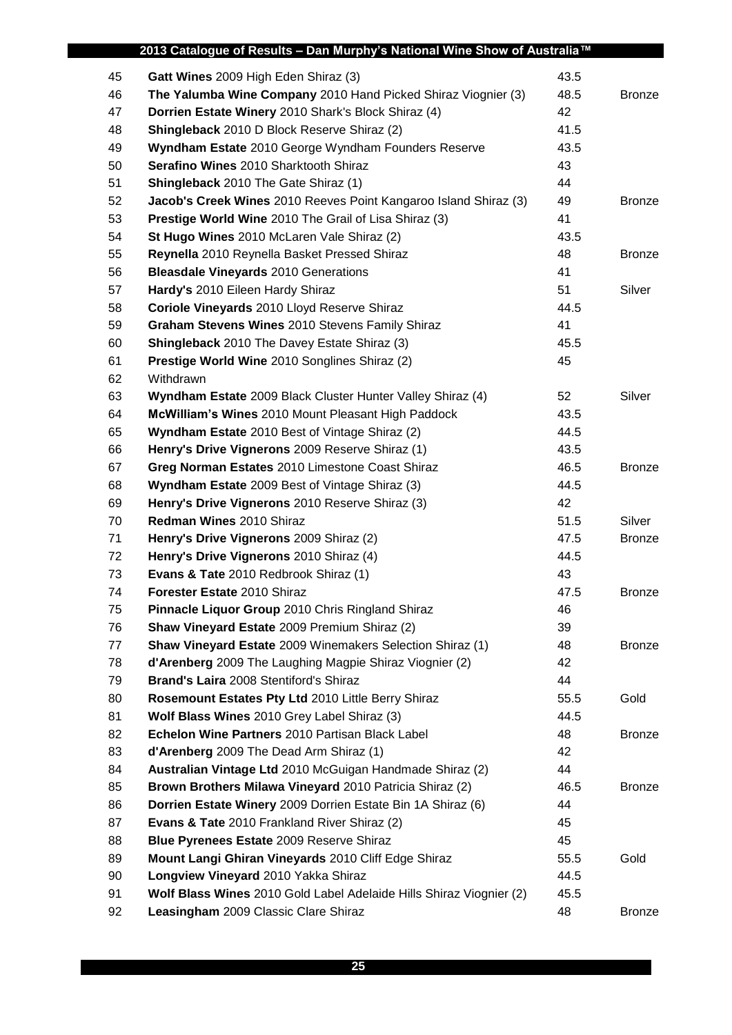| | | | |
|---|---|---|---|
| 45 | **Gatt Wines** 2009 High Eden Shiraz (3) | 43.5 | |
| 46 | **The Yalumba Wine Company** 2010 Hand Picked Shiraz Viognier (3) | 48.5 | Bronze |
| 47 | **Dorrien Estate Winery** 2010 Shark's Block Shiraz (4) | 42 | |
| 48 | **Shingleback** 2010 D Block Reserve Shiraz (2) | 41.5 | |
| 49 | **Wyndham Estate** 2010 George Wyndham Founders Reserve | 43.5 | |
| 50 | **Serafino Wines** 2010 Sharktooth Shiraz | 43 | |
| 51 | **Shingleback** 2010 The Gate Shiraz (1) | 44 | |
| 52 | **Jacob's Creek Wines** 2010 Reeves Point Kangaroo Island Shiraz (3) | 49 | Bronze |
| 53 | **Prestige World Wine** 2010 The Grail of Lisa Shiraz (3) | 41 | |
| 54 | **St Hugo Wines** 2010 McLaren Vale Shiraz (2) | 43.5 | |
| 55 | **Reynella** 2010 Reynella Basket Pressed Shiraz | 48 | Bronze |
| 56 | **Bleasdale Vineyards** 2010 Generations | 41 | |
| 57 | **Hardy's** 2010 Eileen Hardy Shiraz | 51 | Silver |
| 58 | **Coriole Vineyards** 2010 Lloyd Reserve Shiraz | 44.5 | |
| 59 | **Graham Stevens Wines** 2010 Stevens Family Shiraz | 41 | |
| 60 | **Shingleback** 2010 The Davey Estate Shiraz (3) | 45.5 | |
| 61 | **Prestige World Wine** 2010 Songlines Shiraz (2) | 45 | |
| 62 | Withdrawn | | |
| 63 | **Wyndham Estate** 2009 Black Cluster Hunter Valley Shiraz (4) | 52 | Silver |
| 64 | **McWilliam's Wines** 2010 Mount Pleasant High Paddock | 43.5 | |
| 65 | **Wyndham Estate** 2010 Best of Vintage Shiraz (2) | 44.5 | |
| 66 | **Henry's Drive Vignerons** 2009 Reserve Shiraz (1) | 43.5 | |
| 67 | **Greg Norman Estates** 2010 Limestone Coast Shiraz | 46.5 | Bronze |
| 68 | **Wyndham Estate** 2009 Best of Vintage Shiraz (3) | 44.5 | |
| 69 | **Henry's Drive Vignerons** 2010 Reserve Shiraz (3) | 42 | |
| 70 | **Redman Wines** 2010 Shiraz | 51.5 | Silver |
| 71 | **Henry's Drive Vignerons** 2009 Shiraz (2) | 47.5 | Bronze |
| 72 | **Henry's Drive Vignerons** 2010 Shiraz (4) | 44.5 | |
| 73 | **Evans & Tate** 2010 Redbrook Shiraz (1) | 43 | |
| 74 | **Forester Estate** 2010 Shiraz | 47.5 | Bronze |
| 75 | **Pinnacle Liquor Group** 2010 Chris Ringland Shiraz | 46 | |
| 76 | **Shaw Vineyard Estate** 2009 Premium Shiraz (2) | 39 | |
| 77 | **Shaw Vineyard Estate** 2009 Winemakers Selection Shiraz (1) | 48 | Bronze |
| 78 | **d'Arenberg** 2009 The Laughing Magpie Shiraz Viognier (2) | 42 | |
| 79 | **Brand's Laira** 2008 Stentiford's Shiraz | 44 | |
| 80 | **Rosemount Estates Pty Ltd** 2010 Little Berry Shiraz | 55.5 | Gold |
| 81 | **Wolf Blass Wines** 2010 Grey Label Shiraz (3) | 44.5 | |
| 82 | **Echelon Wine Partners** 2010 Partisan Black Label | 48 | Bronze |
| 83 | **d'Arenberg** 2009 The Dead Arm Shiraz (1) | 42 | |
| 84 | **Australian Vintage Ltd** 2010 McGuigan Handmade Shiraz (2) | 44 | |
| 85 | **Brown Brothers Milawa Vineyard** 2010 Patricia Shiraz (2) | 46.5 | Bronze |
| 86 | **Dorrien Estate Winery** 2009 Dorrien Estate Bin 1A Shiraz (6) | 44 | |
| 87 | **Evans & Tate** 2010 Frankland River Shiraz (2) | 45 | |
| 88 | **Blue Pyrenees Estate** 2009 Reserve Shiraz | 45 | |
| 89 | **Mount Langi Ghiran Vineyards** 2010 Cliff Edge Shiraz | 55.5 | Gold |
| 90 | **Longview Vineyard** 2010 Yakka Shiraz | 44.5 | |
| 91 | **Wolf Blass Wines** 2010 Gold Label Adelaide Hills Shiraz Viognier (2) | 45.5 | |
| 92 | **Leasingham** 2009 Classic Clare Shiraz | 48 | Bronze |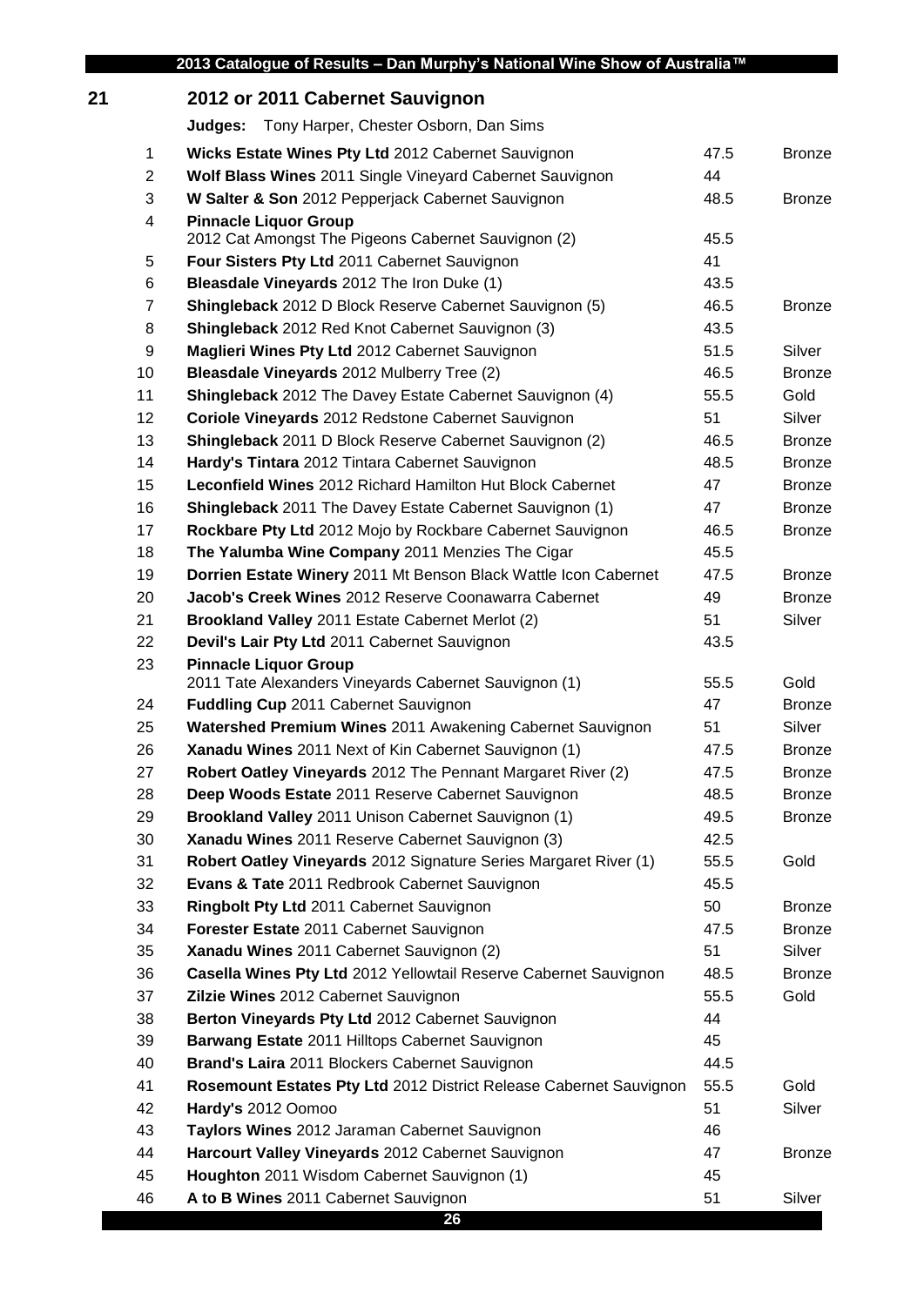## 21 2012 or 2011 Cabernet Sauvignon

**Judges:** Tony Harper, Chester Osborn, Dan Sims

| | | | |
|---|---|---|---|
| 1 | **Wicks Estate Wines Pty Ltd** 2012 Cabernet Sauvignon | 47.5 | Bronze |
| 2 | **Wolf Blass Wines** 2011 Single Vineyard Cabernet Sauvignon | 44 | |
| 3 | **W Salter & Son** 2012 Pepperjack Cabernet Sauvignon | 48.5 | Bronze |
| 4 | **Pinnacle Liquor Group** 2012 Cat Amongst The Pigeons Cabernet Sauvignon (2) | 45.5 | |
| 5 | **Four Sisters Pty Ltd** 2011 Cabernet Sauvignon | 41 | |
| 6 | **Bleasdale Vineyards** 2012 The Iron Duke (1) | 43.5 | |
| 7 | **Shingleback** 2012 D Block Reserve Cabernet Sauvignon (5) | 46.5 | Bronze |
| 8 | **Shingleback** 2012 Red Knot Cabernet Sauvignon (3) | 43.5 | |
| 9 | **Maglieri Wines Pty Ltd** 2012 Cabernet Sauvignon | 51.5 | Silver |
| 10 | **Bleasdale Vineyards** 2012 Mulberry Tree (2) | 46.5 | Bronze |
| 11 | **Shingleback** 2012 The Davey Estate Cabernet Sauvignon (4) | 55.5 | Gold |
| 12 | **Coriole Vineyards** 2012 Redstone Cabernet Sauvignon | 51 | Silver |
| 13 | **Shingleback** 2011 D Block Reserve Cabernet Sauvignon (2) | 46.5 | Bronze |
| 14 | **Hardy's Tintara** 2012 Tintara Cabernet Sauvignon | 48.5 | Bronze |
| 15 | **Leconfield Wines** 2012 Richard Hamilton Hut Block Cabernet | 47 | Bronze |
| 16 | **Shingleback** 2011 The Davey Estate Cabernet Sauvignon (1) | 47 | Bronze |
| 17 | **Rockbare Pty Ltd** 2012 Mojo by Rockbare Cabernet Sauvignon | 46.5 | Bronze |
| 18 | **The Yalumba Wine Company** 2011 Menzies The Cigar | 45.5 | |
| 19 | **Dorrien Estate Winery** 2011 Mt Benson Black Wattle Icon Cabernet | 47.5 | Bronze |
| 20 | **Jacob's Creek Wines** 2012 Reserve Coonawarra Cabernet | 49 | Bronze |
| 21 | **Brookland Valley** 2011 Estate Cabernet Merlot (2) | 51 | Silver |
| 22 | **Devil's Lair Pty Ltd** 2011 Cabernet Sauvignon | 43.5 | |
| 23 | **Pinnacle Liquor Group** 2011 Tate Alexanders Vineyards Cabernet Sauvignon (1) | 55.5 | Gold |
| 24 | **Fuddling Cup** 2011 Cabernet Sauvignon | 47 | Bronze |
| 25 | **Watershed Premium Wines** 2011 Awakening Cabernet Sauvignon | 51 | Silver |
| 26 | **Xanadu Wines** 2011 Next of Kin Cabernet Sauvignon (1) | 47.5 | Bronze |
| 27 | **Robert Oatley Vineyards** 2012 The Pennant Margaret River (2) | 47.5 | Bronze |
| 28 | **Deep Woods Estate** 2011 Reserve Cabernet Sauvignon | 48.5 | Bronze |
| 29 | **Brookland Valley** 2011 Unison Cabernet Sauvignon (1) | 49.5 | Bronze |
| 30 | **Xanadu Wines** 2011 Reserve Cabernet Sauvignon (3) | 42.5 | |
| 31 | **Robert Oatley Vineyards** 2012 Signature Series Margaret River (1) | 55.5 | Gold |
| 32 | **Evans & Tate** 2011 Redbrook Cabernet Sauvignon | 45.5 | |
| 33 | **Ringbolt Pty Ltd** 2011 Cabernet Sauvignon | 50 | Bronze |
| 34 | **Forester Estate** 2011 Cabernet Sauvignon | 47.5 | Bronze |
| 35 | **Xanadu Wines** 2011 Cabernet Sauvignon (2) | 51 | Silver |
| 36 | **Casella Wines Pty Ltd** 2012 Yellowtail Reserve Cabernet Sauvignon | 48.5 | Bronze |
| 37 | **Zilzie Wines** 2012 Cabernet Sauvignon | 55.5 | Gold |
| 38 | **Berton Vineyards Pty Ltd** 2012 Cabernet Sauvignon | 44 | |
| 39 | **Barwang Estate** 2011 Hilltops Cabernet Sauvignon | 45 | |
| 40 | **Brand's Laira** 2011 Blockers Cabernet Sauvignon | 44.5 | |
| 41 | **Rosemount Estates Pty Ltd** 2012 District Release Cabernet Sauvignon | 55.5 | Gold |
| 42 | **Hardy's** 2012 Oomoo | 51 | Silver |
| 43 | **Taylors Wines** 2012 Jaraman Cabernet Sauvignon | 46 | |
| 44 | **Harcourt Valley Vineyards** 2012 Cabernet Sauvignon | 47 | Bronze |
| 45 | **Houghton** 2011 Wisdom Cabernet Sauvignon (1) | 45 | |
| 46 | **A to B Wines** 2011 Cabernet Sauvignon | 51 | Silver |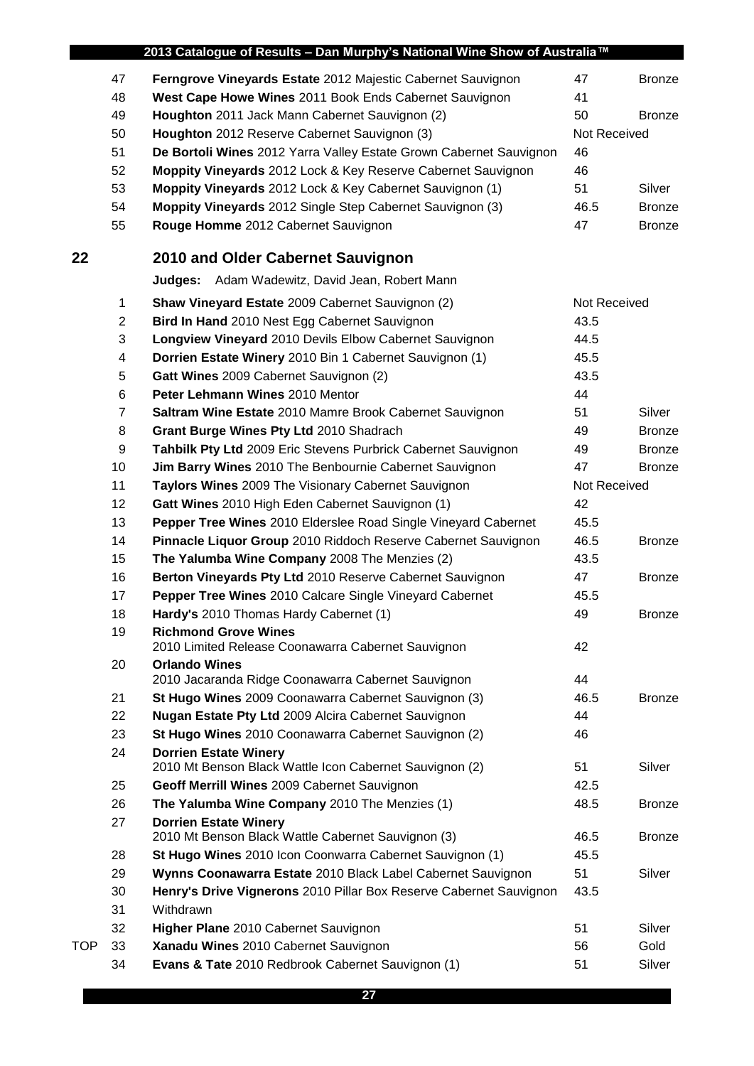| | | | | |
|---|---|---|---|---|
| | 47 | **Ferngrove Vineyards Estate** 2012 Majestic Cabernet Sauvignon | 47 | Bronze |
| | 48 | **West Cape Howe Wines** 2011 Book Ends Cabernet Sauvignon | 41 | |
| | 49 | **Houghton** 2011 Jack Mann Cabernet Sauvignon (2) | 50 | Bronze |
| | 50 | **Houghton** 2012 Reserve Cabernet Sauvignon (3) | Not Received | |
| | 51 | **De Bortoli Wines** 2012 Yarra Valley Estate Grown Cabernet Sauvignon | 46 | |
| | 52 | **Moppity Vineyards** 2012 Lock & Key Reserve Cabernet Sauvignon | 46 | |
| | 53 | **Moppity Vineyards** 2012 Lock & Key Cabernet Sauvignon (1) | 51 | Silver |
| | 54 | **Moppity Vineyards** 2012 Single Step Cabernet Sauvignon (3) | 46.5 | Bronze |
| | 55 | **Rouge Homme** 2012 Cabernet Sauvignon | 47 | Bronze |

## 22 2010 and Older Cabernet Sauvignon

**Judges:** Adam Wadewitz, David Jean, Robert Mann

| | | | | |
|---|---|---|---|---|
| | 1 | **Shaw Vineyard Estate** 2009 Cabernet Sauvignon (2) | Not Received | |
| | 2 | **Bird In Hand** 2010 Nest Egg Cabernet Sauvignon | 43.5 | |
| | 3 | **Longview Vineyard** 2010 Devils Elbow Cabernet Sauvignon | 44.5 | |
| | 4 | **Dorrien Estate Winery** 2010 Bin 1 Cabernet Sauvignon (1) | 45.5 | |
| | 5 | **Gatt Wines** 2009 Cabernet Sauvignon (2) | 43.5 | |
| | 6 | **Peter Lehmann Wines** 2010 Mentor | 44 | |
| | 7 | **Saltram Wine Estate** 2010 Mamre Brook Cabernet Sauvignon | 51 | Silver |
| | 8 | **Grant Burge Wines Pty Ltd** 2010 Shadrach | 49 | Bronze |
| | 9 | **Tahbilk Pty Ltd** 2009 Eric Stevens Purbrick Cabernet Sauvignon | 49 | Bronze |
| | 10 | **Jim Barry Wines** 2010 The Benbournie Cabernet Sauvignon | 47 | Bronze |
| | 11 | **Taylors Wines** 2009 The Visionary Cabernet Sauvignon | Not Received | |
| | 12 | **Gatt Wines** 2010 High Eden Cabernet Sauvignon (1) | 42 | |
| | 13 | **Pepper Tree Wines** 2010 Elderslee Road Single Vineyard Cabernet | 45.5 | |
| | 14 | **Pinnacle Liquor Group** 2010 Riddoch Reserve Cabernet Sauvignon | 46.5 | Bronze |
| | 15 | **The Yalumba Wine Company** 2008 The Menzies (2) | 43.5 | |
| | 16 | **Berton Vineyards Pty Ltd** 2010 Reserve Cabernet Sauvignon | 47 | Bronze |
| | 17 | **Pepper Tree Wines** 2010 Calcare Single Vineyard Cabernet | 45.5 | |
| | 18 | **Hardy's** 2010 Thomas Hardy Cabernet (1) | 49 | Bronze |
| | 19 | **Richmond Grove Wines** 2010 Limited Release Coonawarra Cabernet Sauvignon | 42 | |
| | 20 | **Orlando Wines** 2010 Jacaranda Ridge Coonawarra Cabernet Sauvignon | 44 | |
| | 21 | **St Hugo Wines** 2009 Coonawarra Cabernet Sauvignon (3) | 46.5 | Bronze |
| | 22 | **Nugan Estate Pty Ltd** 2009 Alcira Cabernet Sauvignon | 44 | |
| | 23 | **St Hugo Wines** 2010 Coonawarra Cabernet Sauvignon (2) | 46 | |
| | 24 | **Dorrien Estate Winery** 2010 Mt Benson Black Wattle Icon Cabernet Sauvignon (2) | 51 | Silver |
| | 25 | **Geoff Merrill Wines** 2009 Cabernet Sauvignon | 42.5 | |
| | 26 | **The Yalumba Wine Company** 2010 The Menzies (1) | 48.5 | Bronze |
| | 27 | **Dorrien Estate Winery** 2010 Mt Benson Black Wattle Cabernet Sauvignon (3) | 46.5 | Bronze |
| | 28 | **St Hugo Wines** 2010 Icon Coonwarra Cabernet Sauvignon (1) | 45.5 | |
| | 29 | **Wynns Coonawarra Estate** 2010 Black Label Cabernet Sauvignon | 51 | Silver |
| | 30 | **Henry's Drive Vignerons** 2010 Pillar Box Reserve Cabernet Sauvignon | 43.5 | |
| | 31 | Withdrawn | | |
| | 32 | **Higher Plane** 2010 Cabernet Sauvignon | 51 | Silver |
| TOP | 33 | **Xanadu Wines** 2010 Cabernet Sauvignon | 56 | Gold |
| | 34 | **Evans & Tate** 2010 Redbrook Cabernet Sauvignon (1) | 51 | Silver |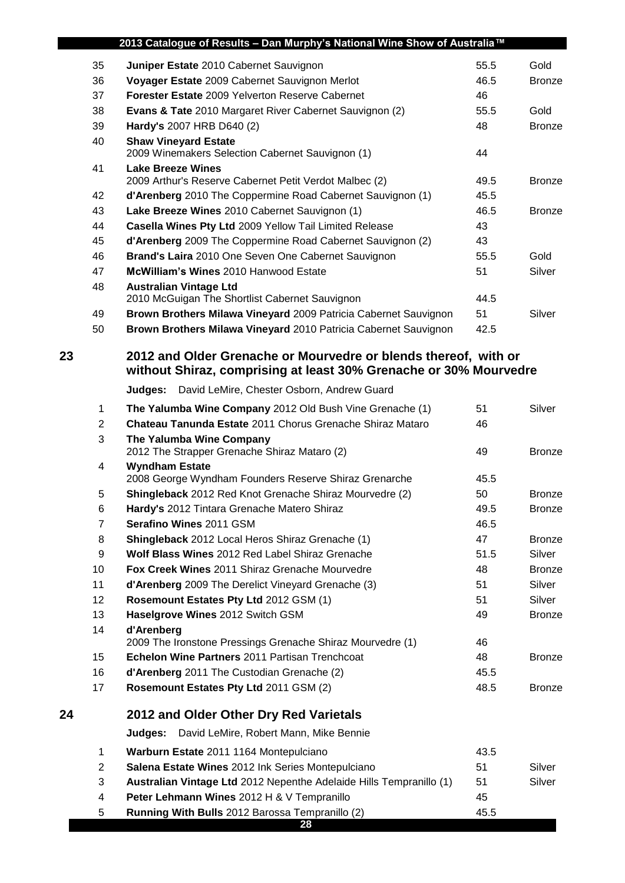| No. | Exhibit | Points | Award |
|---|---|---|---|
| 35 | **Juniper Estate** 2010 Cabernet Sauvignon | 55.5 | Gold |
| 36 | **Voyager Estate** 2009 Cabernet Sauvignon Merlot | 46.5 | Bronze |
| 37 | **Forester Estate** 2009 Yelverton Reserve Cabernet | 46 | |
| 38 | **Evans & Tate** 2010 Margaret River Cabernet Sauvignon (2) | 55.5 | Gold |
| 39 | **Hardy's** 2007 HRB D640 (2) | 48 | Bronze |
| 40 | **Shaw Vineyard Estate** 2009 Winemakers Selection Cabernet Sauvignon (1) | 44 | |
| 41 | **Lake Breeze Wines** 2009 Arthur's Reserve Cabernet Petit Verdot Malbec (2) | 49.5 | Bronze |
| 42 | **d'Arenberg** 2010 The Coppermine Road Cabernet Sauvignon (1) | 45.5 | |
| 43 | **Lake Breeze Wines** 2010 Cabernet Sauvignon (1) | 46.5 | Bronze |
| 44 | **Casella Wines Pty Ltd** 2009 Yellow Tail Limited Release | 43 | |
| 45 | **d'Arenberg** 2009 The Coppermine Road Cabernet Sauvignon (2) | 43 | |
| 46 | **Brand's Laira** 2010 One Seven One Cabernet Sauvignon | 55.5 | Gold |
| 47 | **McWilliam's Wines** 2010 Hanwood Estate | 51 | Silver |
| 48 | **Australian Vintage Ltd** 2010 McGuigan The Shortlist Cabernet Sauvignon | 44.5 | |
| 49 | **Brown Brothers Milawa Vineyard** 2009 Patricia Cabernet Sauvignon | 51 | Silver |
| 50 | **Brown Brothers Milawa Vineyard** 2010 Patricia Cabernet Sauvignon | 42.5 | |

## 23 2012 and Older Grenache or Mourvedre or blends thereof, with or without Shiraz, comprising at least 30% Grenache or 30% Mourvedre

**Judges:** David LeMire, Chester Osborn, Andrew Guard

| No. | Exhibit | Points | Award |
|---|---|---|---|
| 1 | **The Yalumba Wine Company** 2012 Old Bush Vine Grenache (1) | 51 | Silver |
| 2 | **Chateau Tanunda Estate** 2011 Chorus Grenache Shiraz Mataro | 46 | |
| 3 | **The Yalumba Wine Company** 2012 The Strapper Grenache Shiraz Mataro (2) | 49 | Bronze |
| 4 | **Wyndham Estate** 2008 George Wyndham Founders Reserve Shiraz Grenarche | 45.5 | |
| 5 | **Shingleback** 2012 Red Knot Grenache Shiraz Mourvedre (2) | 50 | Bronze |
| 6 | **Hardy's** 2012 Tintara Grenache Matero Shiraz | 49.5 | Bronze |
| 7 | **Serafino Wines** 2011 GSM | 46.5 | |
| 8 | **Shingleback** 2012 Local Heros Shiraz Grenache (1) | 47 | Bronze |
| 9 | **Wolf Blass Wines** 2012 Red Label Shiraz Grenache | 51.5 | Silver |
| 10 | **Fox Creek Wines** 2011 Shiraz Grenache Mourvedre | 48 | Bronze |
| 11 | **d'Arenberg** 2009 The Derelict Vineyard Grenache (3) | 51 | Silver |
| 12 | **Rosemount Estates Pty Ltd** 2012 GSM (1) | 51 | Silver |
| 13 | **Haselgrove Wines** 2012 Switch GSM | 49 | Bronze |
| 14 | **d'Arenberg** 2009 The Ironstone Pressings Grenache Shiraz Mourvedre (1) | 46 | |
| 15 | **Echelon Wine Partners** 2011 Partisan Trenchcoat | 48 | Bronze |
| 16 | **d'Arenberg** 2011 The Custodian Grenache (2) | 45.5 | |
| 17 | **Rosemount Estates Pty Ltd** 2011 GSM (2) | 48.5 | Bronze |

## 24 2012 and Older Other Dry Red Varietals

**Judges:** David LeMire, Robert Mann, Mike Bennie

| No. | Exhibit | Points | Award |
|---|---|---|---|
| 1 | **Warburn Estate** 2011 1164 Montepulciano | 43.5 | |
| 2 | **Salena Estate Wines** 2012 Ink Series Montepulciano | 51 | Silver |
| 3 | **Australian Vintage Ltd** 2012 Nepenthe Adelaide Hills Tempranillo (1) | 51 | Silver |
| 4 | **Peter Lehmann Wines** 2012 H & V Tempranillo | 45 | |
| 5 | **Running With Bulls** 2012 Barossa Tempranillo (2) | 45.5 | |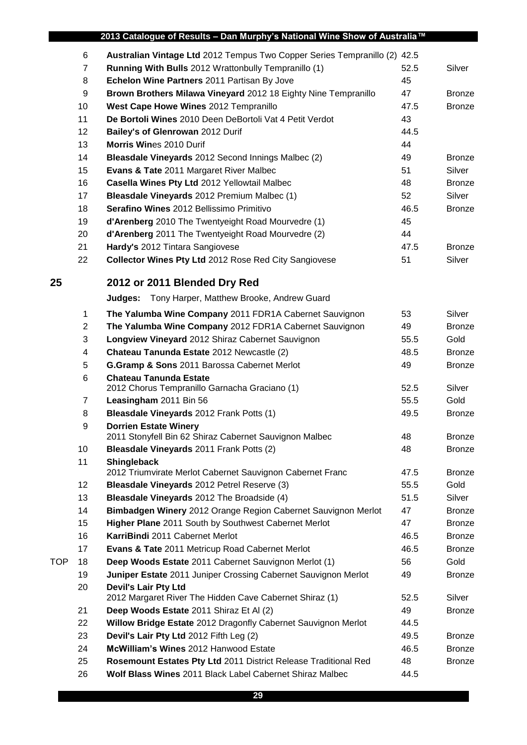| | | | | |
|---|---|---|---|---|
| | 6 | **Australian Vintage Ltd** 2012 Tempus Two Copper Series Tempranillo (2) | 42.5 | |
| | 7 | **Running With Bulls** 2012 Wrattonbully Tempranillo (1) | 52.5 | Silver |
| | 8 | **Echelon Wine Partners** 2011 Partisan By Jove | 45 | |
| | 9 | **Brown Brothers Milawa Vineyard** 2012 18 Eighty Nine Tempranillo | 47 | Bronze |
| | 10 | **West Cape Howe Wines** 2012 Tempranillo | 47.5 | Bronze |
| | 11 | **De Bortoli Wines** 2010 Deen DeBortoli Vat 4 Petit Verdot | 43 | |
| | 12 | **Bailey's of Glenrowan** 2012 Durif | 44.5 | |
| | 13 | **Morris Win**es 2010 Durif | 44 | |
| | 14 | **Bleasdale Vineyards** 2012 Second Innings Malbec (2) | 49 | Bronze |
| | 15 | **Evans & Tate** 2011 Margaret River Malbec | 51 | Silver |
| | 16 | **Casella Wines Pty Ltd** 2012 Yellowtail Malbec | 48 | Bronze |
| | 17 | **Bleasdale Vineyards** 2012 Premium Malbec (1) | 52 | Silver |
| | 18 | **Serafino Wines** 2012 Bellissimo Primitivo | 46.5 | Bronze |
| | 19 | **d'Arenberg** 2010 The Twentyeight Road Mourvedre (1) | 45 | |
| | 20 | **d'Arenberg** 2011 The Twentyeight Road Mourvedre (2) | 44 | |
| | 21 | **Hardy's** 2012 Tintara Sangiovese | 47.5 | Bronze |
| | 22 | **Collector Wines Pty Ltd** 2012 Rose Red City Sangiovese | 51 | Silver |

## 25 2012 or 2011 Blended Dry Red

**Judges:** Tony Harper, Matthew Brooke, Andrew Guard

| | | | | |
|---|---|---|---|---|
| | 1 | **The Yalumba Wine Company** 2011 FDR1A Cabernet Sauvignon | 53 | Silver |
| | 2 | **The Yalumba Wine Company** 2012 FDR1A Cabernet Sauvignon | 49 | Bronze |
| | 3 | **Longview Vineyard** 2012 Shiraz Cabernet Sauvignon | 55.5 | Gold |
| | 4 | **Chateau Tanunda Estate** 2012 Newcastle (2) | 48.5 | Bronze |
| | 5 | **G.Gramp & Sons** 2011 Barossa Cabernet Merlot | 49 | Bronze |
| | 6 | **Chateau Tanunda Estate** 2012 Chorus Tempranillo Garnacha Graciano (1) | 52.5 | Silver |
| | 7 | **Leasingham** 2011 Bin 56 | 55.5 | Gold |
| | 8 | **Bleasdale Vineyards** 2012 Frank Potts (1) | 49.5 | Bronze |
| | 9 | **Dorrien Estate Winery** 2011 Stonyfell Bin 62 Shiraz Cabernet Sauvignon Malbec | 48 | Bronze |
| | 10 | **Bleasdale Vineyards** 2011 Frank Potts (2) | 48 | Bronze |
| | 11 | **Shingleback** 2012 Triumvirate Merlot Cabernet Sauvignon Cabernet Franc | 47.5 | Bronze |
| | 12 | **Bleasdale Vineyards** 2012 Petrel Reserve (3) | 55.5 | Gold |
| | 13 | **Bleasdale Vineyards** 2012 The Broadside (4) | 51.5 | Silver |
| | 14 | **Bimbadgen Winery** 2012 Orange Region Cabernet Sauvignon Merlot | 47 | Bronze |
| | 15 | **Higher Plane** 2011 South by Southwest Cabernet Merlot | 47 | Bronze |
| | 16 | **KarriBindi** 2011 Cabernet Merlot | 46.5 | Bronze |
| | 17 | **Evans & Tate** 2011 Metricup Road Cabernet Merlot | 46.5 | Bronze |
| TOP | 18 | **Deep Woods Estate** 2011 Cabernet Sauvignon Merlot (1) | 56 | Gold |
| | 19 | **Juniper Estate** 2011 Juniper Crossing Cabernet Sauvignon Merlot | 49 | Bronze |
| | 20 | **Devil's Lair Pty Ltd** 2012 Margaret River The Hidden Cave Cabernet Shiraz (1) | 52.5 | Silver |
| | 21 | **Deep Woods Estate** 2011 Shiraz Et Al (2) | 49 | Bronze |
| | 22 | **Willow Bridge Estate** 2012 Dragonfly Cabernet Sauvignon Merlot | 44.5 | |
| | 23 | **Devil's Lair Pty Ltd** 2012 Fifth Leg (2) | 49.5 | Bronze |
| | 24 | **McWilliam's Wines** 2012 Hanwood Estate | 46.5 | Bronze |
| | 25 | **Rosemount Estates Pty Ltd** 2011 District Release Traditional Red | 48 | Bronze |
| | 26 | **Wolf Blass Wines** 2011 Black Label Cabernet Shiraz Malbec | 44.5 | |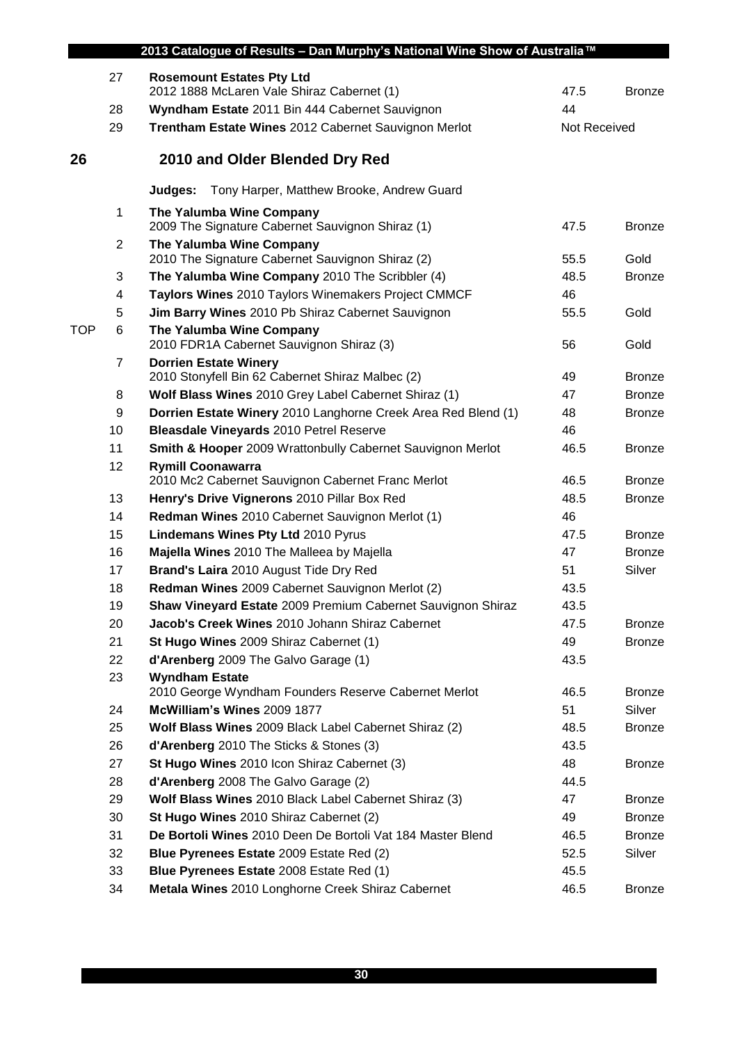| | | | | |
|---|---|---|---|---|
| | 27 | **Rosemount Estates Pty Ltd** 2012 1888 McLaren Vale Shiraz Cabernet (1) | 47.5 | Bronze |
| | 28 | **Wyndham Estate** 2011 Bin 444 Cabernet Sauvignon | 44 | |
| | 29 | **Trentham Estate Wines** 2012 Cabernet Sauvignon Merlot | Not Received | |

## 26 2010 and Older Blended Dry Red

**Judges:** Tony Harper, Matthew Brooke, Andrew Guard

| | | | | |
|---|---|---|---|---|
| | 1 | **The Yalumba Wine Company** 2009 The Signature Cabernet Sauvignon Shiraz (1) | 47.5 | Bronze |
| | 2 | **The Yalumba Wine Company** 2010 The Signature Cabernet Sauvignon Shiraz (2) | 55.5 | Gold |
| | 3 | **The Yalumba Wine Company** 2010 The Scribbler (4) | 48.5 | Bronze |
| | 4 | **Taylors Wines** 2010 Taylors Winemakers Project CMMCF | 46 | |
| | 5 | **Jim Barry Wines** 2010 Pb Shiraz Cabernet Sauvignon | 55.5 | Gold |
| TOP | 6 | **The Yalumba Wine Company** 2010 FDR1A Cabernet Sauvignon Shiraz (3) | 56 | Gold |
| | 7 | **Dorrien Estate Winery** 2010 Stonyfell Bin 62 Cabernet Shiraz Malbec (2) | 49 | Bronze |
| | 8 | **Wolf Blass Wines** 2010 Grey Label Cabernet Shiraz (1) | 47 | Bronze |
| | 9 | **Dorrien Estate Winery** 2010 Langhorne Creek Area Red Blend (1) | 48 | Bronze |
| | 10 | **Bleasdale Vineyards** 2010 Petrel Reserve | 46 | |
| | 11 | **Smith & Hooper** 2009 Wrattonbully Cabernet Sauvignon Merlot | 46.5 | Bronze |
| | 12 | **Rymill Coonawarra** 2010 Mc2 Cabernet Sauvignon Cabernet Franc Merlot | 46.5 | Bronze |
| | 13 | **Henry's Drive Vignerons** 2010 Pillar Box Red | 48.5 | Bronze |
| | 14 | **Redman Wines** 2010 Cabernet Sauvignon Merlot (1) | 46 | |
| | 15 | **Lindemans Wines Pty Ltd** 2010 Pyrus | 47.5 | Bronze |
| | 16 | **Majella Wines** 2010 The Malleea by Majella | 47 | Bronze |
| | 17 | **Brand's Laira** 2010 August Tide Dry Red | 51 | Silver |
| | 18 | **Redman Wines** 2009 Cabernet Sauvignon Merlot (2) | 43.5 | |
| | 19 | **Shaw Vineyard Estate** 2009 Premium Cabernet Sauvignon Shiraz | 43.5 | |
| | 20 | **Jacob's Creek Wines** 2010 Johann Shiraz Cabernet | 47.5 | Bronze |
| | 21 | **St Hugo Wines** 2009 Shiraz Cabernet (1) | 49 | Bronze |
| | 22 | **d'Arenberg** 2009 The Galvo Garage (1) | 43.5 | |
| | 23 | **Wyndham Estate** 2010 George Wyndham Founders Reserve Cabernet Merlot | 46.5 | Bronze |
| | 24 | **McWilliam's Wines** 2009 1877 | 51 | Silver |
| | 25 | **Wolf Blass Wines** 2009 Black Label Cabernet Shiraz (2) | 48.5 | Bronze |
| | 26 | **d'Arenberg** 2010 The Sticks & Stones (3) | 43.5 | |
| | 27 | **St Hugo Wines** 2010 Icon Shiraz Cabernet (3) | 48 | Bronze |
| | 28 | **d'Arenberg** 2008 The Galvo Garage (2) | 44.5 | |
| | 29 | **Wolf Blass Wines** 2010 Black Label Cabernet Shiraz (3) | 47 | Bronze |
| | 30 | **St Hugo Wines** 2010 Shiraz Cabernet (2) | 49 | Bronze |
| | 31 | **De Bortoli Wines** 2010 Deen De Bortoli Vat 184 Master Blend | 46.5 | Bronze |
| | 32 | **Blue Pyrenees Estate** 2009 Estate Red (2) | 52.5 | Silver |
| | 33 | **Blue Pyrenees Estate** 2008 Estate Red (1) | 45.5 | |
| | 34 | **Metala Wines** 2010 Longhorne Creek Shiraz Cabernet | 46.5 | Bronze |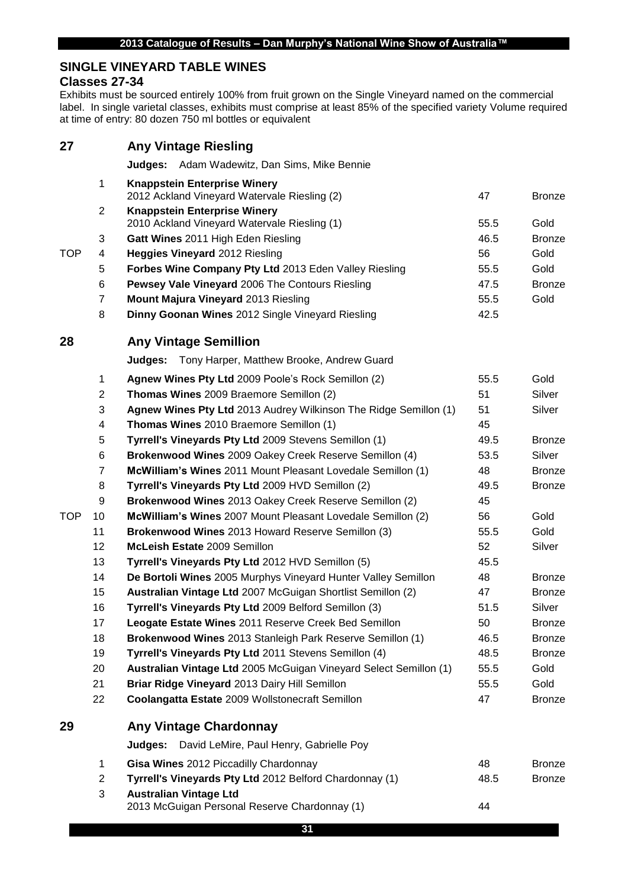## SINGLE VINEYARD TABLE WINES

### Classes 27-34

Exhibits must be sourced entirely 100% from fruit grown on the Single Vineyard named on the commercial label. In single varietal classes, exhibits must comprise at least 85% of the specified variety Volume required at time of entry: 80 dozen 750 ml bottles or equivalent

## 27 Any Vintage Riesling

**Judges:** Adam Wadewitz, Dan Sims, Mike Bennie

| | # | Exhibit | Score | Award |
|---|---|---|---|---|
| | 1 | **Knappstein Enterprise Winery** 2012 Ackland Vineyard Watervale Riesling (2) | 47 | Bronze |
| | 2 | **Knappstein Enterprise Winery** 2010 Ackland Vineyard Watervale Riesling (1) | 55.5 | Gold |
| | 3 | **Gatt Wines** 2011 High Eden Riesling | 46.5 | Bronze |
| TOP | 4 | **Heggies Vineyard** 2012 Riesling | 56 | Gold |
| | 5 | **Forbes Wine Company Pty Ltd** 2013 Eden Valley Riesling | 55.5 | Gold |
| | 6 | **Pewsey Vale Vineyard** 2006 The Contours Riesling | 47.5 | Bronze |
| | 7 | **Mount Majura Vineyard** 2013 Riesling | 55.5 | Gold |
| | 8 | **Dinny Goonan Wines** 2012 Single Vineyard Riesling | 42.5 | |

## 28 Any Vintage Semillion

**Judges:** Tony Harper, Matthew Brooke, Andrew Guard

| | # | Exhibit | Score | Award |
|---|---|---|---|---|
| | 1 | **Agnew Wines Pty Ltd** 2009 Poole's Rock Semillon (2) | 55.5 | Gold |
| | 2 | **Thomas Wines** 2009 Braemore Semillon (2) | 51 | Silver |
| | 3 | **Agnew Wines Pty Ltd** 2013 Audrey Wilkinson The Ridge Semillon (1) | 51 | Silver |
| | 4 | **Thomas Wines** 2010 Braemore Semillon (1) | 45 | |
| | 5 | **Tyrrell's Vineyards Pty Ltd** 2009 Stevens Semillon (1) | 49.5 | Bronze |
| | 6 | **Brokenwood Wines** 2009 Oakey Creek Reserve Semillon (4) | 53.5 | Silver |
| | 7 | **McWilliam's Wines** 2011 Mount Pleasant Lovedale Semillon (1) | 48 | Bronze |
| | 8 | **Tyrrell's Vineyards Pty Ltd** 2009 HVD Semillon (2) | 49.5 | Bronze |
| | 9 | **Brokenwood Wines** 2013 Oakey Creek Reserve Semillon (2) | 45 | |
| TOP | 10 | **McWilliam's Wines** 2007 Mount Pleasant Lovedale Semillon (2) | 56 | Gold |
| | 11 | **Brokenwood Wines** 2013 Howard Reserve Semillon (3) | 55.5 | Gold |
| | 12 | **McLeish Estate** 2009 Semillon | 52 | Silver |
| | 13 | **Tyrrell's Vineyards Pty Ltd** 2012 HVD Semillon (5) | 45.5 | |
| | 14 | **De Bortoli Wines** 2005 Murphys Vineyard Hunter Valley Semillon | 48 | Bronze |
| | 15 | **Australian Vintage Ltd** 2007 McGuigan Shortlist Semillon (2) | 47 | Bronze |
| | 16 | **Tyrrell's Vineyards Pty Ltd** 2009 Belford Semillon (3) | 51.5 | Silver |
| | 17 | **Leogate Estate Wines** 2011 Reserve Creek Bed Semillon | 50 | Bronze |
| | 18 | **Brokenwood Wines** 2013 Stanleigh Park Reserve Semillon (1) | 46.5 | Bronze |
| | 19 | **Tyrrell's Vineyards Pty Ltd** 2011 Stevens Semillon (4) | 48.5 | Bronze |
| | 20 | **Australian Vintage Ltd** 2005 McGuigan Vineyard Select Semillon (1) | 55.5 | Gold |
| | 21 | **Briar Ridge Vineyard** 2013 Dairy Hill Semillon | 55.5 | Gold |
| | 22 | **Coolangatta Estate** 2009 Wollstonecraft Semillon | 47 | Bronze |

## 29 Any Vintage Chardonnay

**Judges:** David LeMire, Paul Henry, Gabrielle Poy

| | # | Exhibit | Score | Award |
|---|---|---|---|---|
| | 1 | **Gisa Wines** 2012 Piccadilly Chardonnay | 48 | Bronze |
| | 2 | **Tyrrell's Vineyards Pty Ltd** 2012 Belford Chardonnay (1) | 48.5 | Bronze |
| | 3 | **Australian Vintage Ltd** 2013 McGuigan Personal Reserve Chardonnay (1) | 44 | |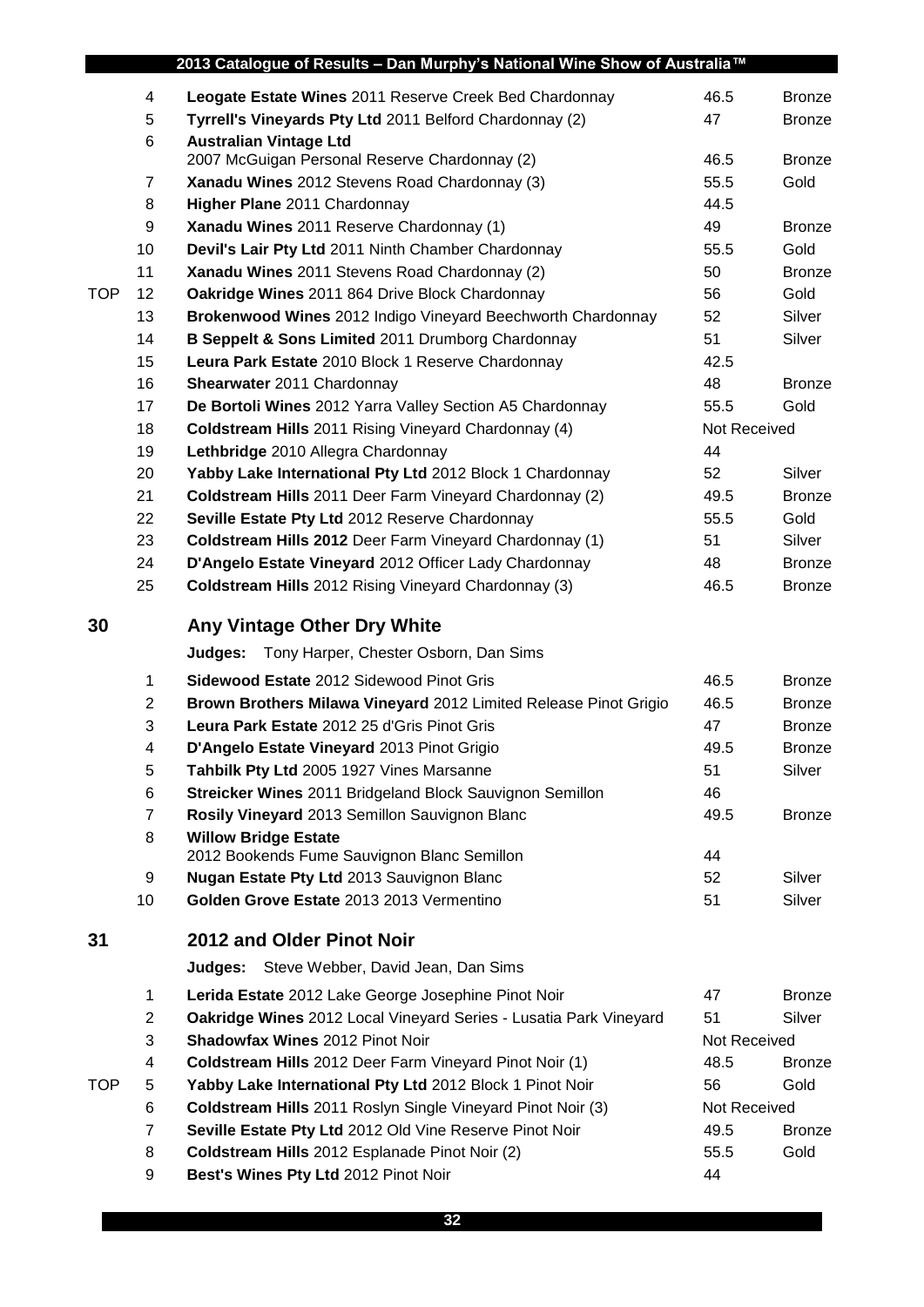| | | | | |
|---|---|---|---|---|
| | 4 | **Leogate Estate Wines** 2011 Reserve Creek Bed Chardonnay | 46.5 | Bronze |
| | 5 | **Tyrrell's Vineyards Pty Ltd** 2011 Belford Chardonnay (2) | 47 | Bronze |
| | 6 | **Australian Vintage Ltd** 2007 McGuigan Personal Reserve Chardonnay (2) | 46.5 | Bronze |
| | 7 | **Xanadu Wines** 2012 Stevens Road Chardonnay (3) | 55.5 | Gold |
| | 8 | **Higher Plane** 2011 Chardonnay | 44.5 | |
| | 9 | **Xanadu Wines** 2011 Reserve Chardonnay (1) | 49 | Bronze |
| | 10 | **Devil's Lair Pty Ltd** 2011 Ninth Chamber Chardonnay | 55.5 | Gold |
| | 11 | **Xanadu Wines** 2011 Stevens Road Chardonnay (2) | 50 | Bronze |
| TOP | 12 | **Oakridge Wines** 2011 864 Drive Block Chardonnay | 56 | Gold |
| | 13 | **Brokenwood Wines** 2012 Indigo Vineyard Beechworth Chardonnay | 52 | Silver |
| | 14 | **B Seppelt & Sons Limited** 2011 Drumborg Chardonnay | 51 | Silver |
| | 15 | **Leura Park Estate** 2010 Block 1 Reserve Chardonnay | 42.5 | |
| | 16 | **Shearwater** 2011 Chardonnay | 48 | Bronze |
| | 17 | **De Bortoli Wines** 2012 Yarra Valley Section A5 Chardonnay | 55.5 | Gold |
| | 18 | **Coldstream Hills** 2011 Rising Vineyard Chardonnay (4) | Not Received | |
| | 19 | **Lethbridge** 2010 Allegra Chardonnay | 44 | |
| | 20 | **Yabby Lake International Pty Ltd** 2012 Block 1 Chardonnay | 52 | Silver |
| | 21 | **Coldstream Hills** 2011 Deer Farm Vineyard Chardonnay (2) | 49.5 | Bronze |
| | 22 | **Seville Estate Pty Ltd** 2012 Reserve Chardonnay | 55.5 | Gold |
| | 23 | **Coldstream Hills 2012** Deer Farm Vineyard Chardonnay (1) | 51 | Silver |
| | 24 | **D'Angelo Estate Vineyard** 2012 Officer Lady Chardonnay | 48 | Bronze |
| | 25 | **Coldstream Hills** 2012 Rising Vineyard Chardonnay (3) | 46.5 | Bronze |

## 30 Any Vintage Other Dry White

**Judges:** Tony Harper, Chester Osborn, Dan Sims

| | | | | |
|---|---|---|---|---|
| | 1 | **Sidewood Estate** 2012 Sidewood Pinot Gris | 46.5 | Bronze |
| | 2 | **Brown Brothers Milawa Vineyard** 2012 Limited Release Pinot Grigio | 46.5 | Bronze |
| | 3 | **Leura Park Estate** 2012 25 d'Gris Pinot Gris | 47 | Bronze |
| | 4 | **D'Angelo Estate Vineyard** 2013 Pinot Grigio | 49.5 | Bronze |
| | 5 | **Tahbilk Pty Ltd** 2005 1927 Vines Marsanne | 51 | Silver |
| | 6 | **Streicker Wines** 2011 Bridgeland Block Sauvignon Semillon | 46 | |
| | 7 | **Rosily Vineyard** 2013 Semillon Sauvignon Blanc | 49.5 | Bronze |
| | 8 | **Willow Bridge Estate** 2012 Bookends Fume Sauvignon Blanc Semillon | 44 | |
| | 9 | **Nugan Estate Pty Ltd** 2013 Sauvignon Blanc | 52 | Silver |
| | 10 | **Golden Grove Estate** 2013 2013 Vermentino | 51 | Silver |

## 31 2012 and Older Pinot Noir

**Judges:** Steve Webber, David Jean, Dan Sims

| | | | | |
|---|---|---|---|---|
| | 1 | **Lerida Estate** 2012 Lake George Josephine Pinot Noir | 47 | Bronze |
| | 2 | **Oakridge Wines** 2012 Local Vineyard Series - Lusatia Park Vineyard | 51 | Silver |
| | 3 | **Shadowfax Wines** 2012 Pinot Noir | Not Received | |
| | 4 | **Coldstream Hills** 2012 Deer Farm Vineyard Pinot Noir (1) | 48.5 | Bronze |
| TOP | 5 | **Yabby Lake International Pty Ltd** 2012 Block 1 Pinot Noir | 56 | Gold |
| | 6 | **Coldstream Hills** 2011 Roslyn Single Vineyard Pinot Noir (3) | Not Received | |
| | 7 | **Seville Estate Pty Ltd** 2012 Old Vine Reserve Pinot Noir | 49.5 | Bronze |
| | 8 | **Coldstream Hills** 2012 Esplanade Pinot Noir (2) | 55.5 | Gold |
| | 9 | **Best's Wines Pty Ltd** 2012 Pinot Noir | 44 | |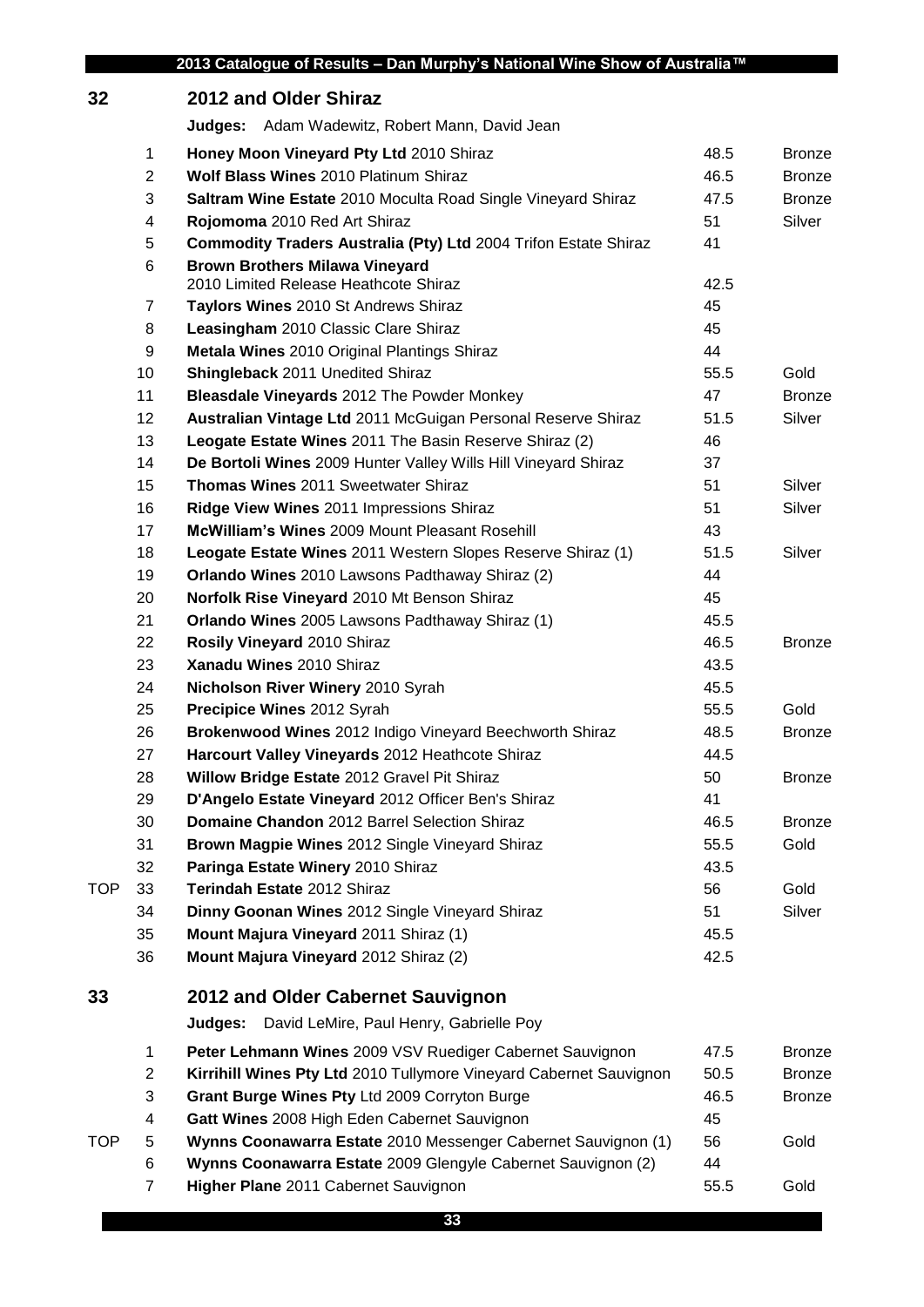## 32 2012 and Older Shiraz

**Judges:** Adam Wadewitz, Robert Mann, David Jean

| | No. | Entry | Score | Medal |
|---|---|---|---|---|
| | 1 | **Honey Moon Vineyard Pty Ltd** 2010 Shiraz | 48.5 | Bronze |
| | 2 | **Wolf Blass Wines** 2010 Platinum Shiraz | 46.5 | Bronze |
| | 3 | **Saltram Wine Estate** 2010 Moculta Road Single Vineyard Shiraz | 47.5 | Bronze |
| | 4 | **Rojomoma** 2010 Red Art Shiraz | 51 | Silver |
| | 5 | **Commodity Traders Australia (Pty) Ltd** 2004 Trifon Estate Shiraz | 41 | |
| | 6 | **Brown Brothers Milawa Vineyard** 2010 Limited Release Heathcote Shiraz | 42.5 | |
| | 7 | **Taylors Wines** 2010 St Andrews Shiraz | 45 | |
| | 8 | **Leasingham** 2010 Classic Clare Shiraz | 45 | |
| | 9 | **Metala Wines** 2010 Original Plantings Shiraz | 44 | |
| | 10 | **Shingleback** 2011 Unedited Shiraz | 55.5 | Gold |
| | 11 | **Bleasdale Vineyards** 2012 The Powder Monkey | 47 | Bronze |
| | 12 | **Australian Vintage Ltd** 2011 McGuigan Personal Reserve Shiraz | 51.5 | Silver |
| | 13 | **Leogate Estate Wines** 2011 The Basin Reserve Shiraz (2) | 46 | |
| | 14 | **De Bortoli Wines** 2009 Hunter Valley Wills Hill Vineyard Shiraz | 37 | |
| | 15 | **Thomas Wines** 2011 Sweetwater Shiraz | 51 | Silver |
| | 16 | **Ridge View Wines** 2011 Impressions Shiraz | 51 | Silver |
| | 17 | **McWilliam's Wines** 2009 Mount Pleasant Rosehill | 43 | |
| | 18 | **Leogate Estate Wines** 2011 Western Slopes Reserve Shiraz (1) | 51.5 | Silver |
| | 19 | **Orlando Wines** 2010 Lawsons Padthaway Shiraz (2) | 44 | |
| | 20 | **Norfolk Rise Vineyard** 2010 Mt Benson Shiraz | 45 | |
| | 21 | **Orlando Wines** 2005 Lawsons Padthaway Shiraz (1) | 45.5 | |
| | 22 | **Rosily Vineyard** 2010 Shiraz | 46.5 | Bronze |
| | 23 | **Xanadu Wines** 2010 Shiraz | 43.5 | |
| | 24 | **Nicholson River Winery** 2010 Syrah | 45.5 | |
| | 25 | **Precipice Wines** 2012 Syrah | 55.5 | Gold |
| | 26 | **Brokenwood Wines** 2012 Indigo Vineyard Beechworth Shiraz | 48.5 | Bronze |
| | 27 | **Harcourt Valley Vineyards** 2012 Heathcote Shiraz | 44.5 | |
| | 28 | **Willow Bridge Estate** 2012 Gravel Pit Shiraz | 50 | Bronze |
| | 29 | **D'Angelo Estate Vineyard** 2012 Officer Ben's Shiraz | 41 | |
| | 30 | **Domaine Chandon** 2012 Barrel Selection Shiraz | 46.5 | Bronze |
| | 31 | **Brown Magpie Wines** 2012 Single Vineyard Shiraz | 55.5 | Gold |
| | 32 | **Paringa Estate Winery** 2010 Shiraz | 43.5 | |
| TOP | 33 | **Terindah Estate** 2012 Shiraz | 56 | Gold |
| | 34 | **Dinny Goonan Wines** 2012 Single Vineyard Shiraz | 51 | Silver |
| | 35 | **Mount Majura Vineyard** 2011 Shiraz (1) | 45.5 | |
| | 36 | **Mount Majura Vineyard** 2012 Shiraz (2) | 42.5 | |

## 33 2012 and Older Cabernet Sauvignon

**Judges:** David LeMire, Paul Henry, Gabrielle Poy

| | No. | Entry | Score | Medal |
|---|---|---|---|---|
| | 1 | **Peter Lehmann Wines** 2009 VSV Ruediger Cabernet Sauvignon | 47.5 | Bronze |
| | 2 | **Kirrihill Wines Pty Ltd** 2010 Tullymore Vineyard Cabernet Sauvignon | 50.5 | Bronze |
| | 3 | **Grant Burge Wines Pty** Ltd 2009 Corryton Burge | 46.5 | Bronze |
| | 4 | **Gatt Wines** 2008 High Eden Cabernet Sauvignon | 45 | |
| TOP | 5 | **Wynns Coonawarra Estate** 2010 Messenger Cabernet Sauvignon (1) | 56 | Gold |
| | 6 | **Wynns Coonawarra Estate** 2009 Glengyle Cabernet Sauvignon (2) | 44 | |
| | 7 | **Higher Plane** 2011 Cabernet Sauvignon | 55.5 | Gold |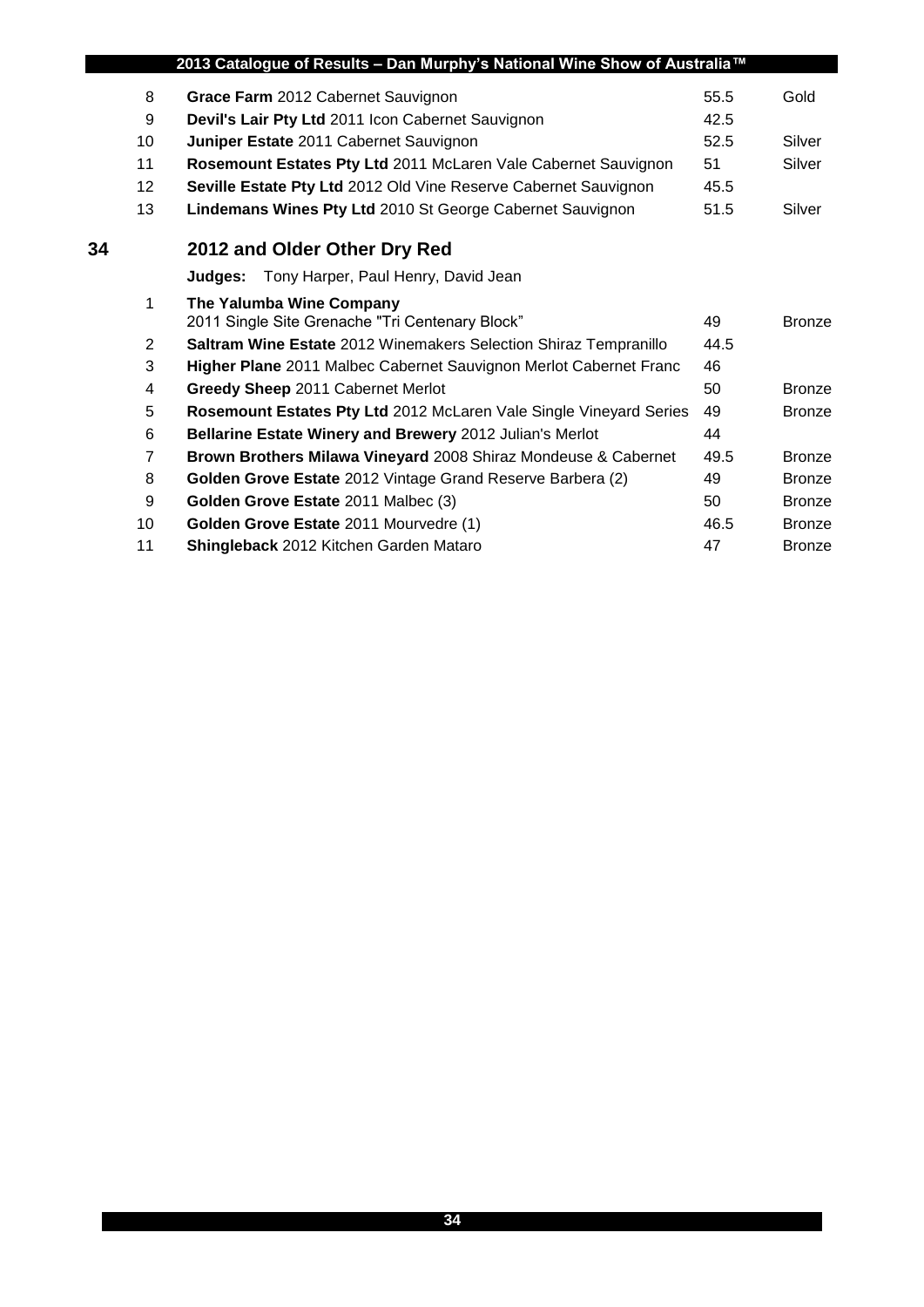| | | | |
|---|---|---|---|
| 8 | **Grace Farm** 2012 Cabernet Sauvignon | 55.5 | Gold |
| 9 | **Devil's Lair Pty Ltd** 2011 Icon Cabernet Sauvignon | 42.5 | |
| 10 | **Juniper Estate** 2011 Cabernet Sauvignon | 52.5 | Silver |
| 11 | **Rosemount Estates Pty Ltd** 2011 McLaren Vale Cabernet Sauvignon | 51 | Silver |
| 12 | **Seville Estate Pty Ltd** 2012 Old Vine Reserve Cabernet Sauvignon | 45.5 | |
| 13 | **Lindemans Wines Pty Ltd** 2010 St George Cabernet Sauvignon | 51.5 | Silver |

## 34 2012 and Older Other Dry Red

**Judges:** Tony Harper, Paul Henry, David Jean

| | | | |
|---|---|---|---|
| 1 | **The Yalumba Wine Company** 2011 Single Site Grenache "Tri Centenary Block" | 49 | Bronze |
| 2 | **Saltram Wine Estate** 2012 Winemakers Selection Shiraz Tempranillo | 44.5 | |
| 3 | **Higher Plane** 2011 Malbec Cabernet Sauvignon Merlot Cabernet Franc | 46 | |
| 4 | **Greedy Sheep** 2011 Cabernet Merlot | 50 | Bronze |
| 5 | **Rosemount Estates Pty Ltd** 2012 McLaren Vale Single Vineyard Series | 49 | Bronze |
| 6 | **Bellarine Estate Winery and Brewery** 2012 Julian's Merlot | 44 | |
| 7 | **Brown Brothers Milawa Vineyard** 2008 Shiraz Mondeuse & Cabernet | 49.5 | Bronze |
| 8 | **Golden Grove Estate** 2012 Vintage Grand Reserve Barbera (2) | 49 | Bronze |
| 9 | **Golden Grove Estate** 2011 Malbec (3) | 50 | Bronze |
| 10 | **Golden Grove Estate** 2011 Mourvedre (1) | 46.5 | Bronze |
| 11 | **Shingleback** 2012 Kitchen Garden Mataro | 47 | Bronze |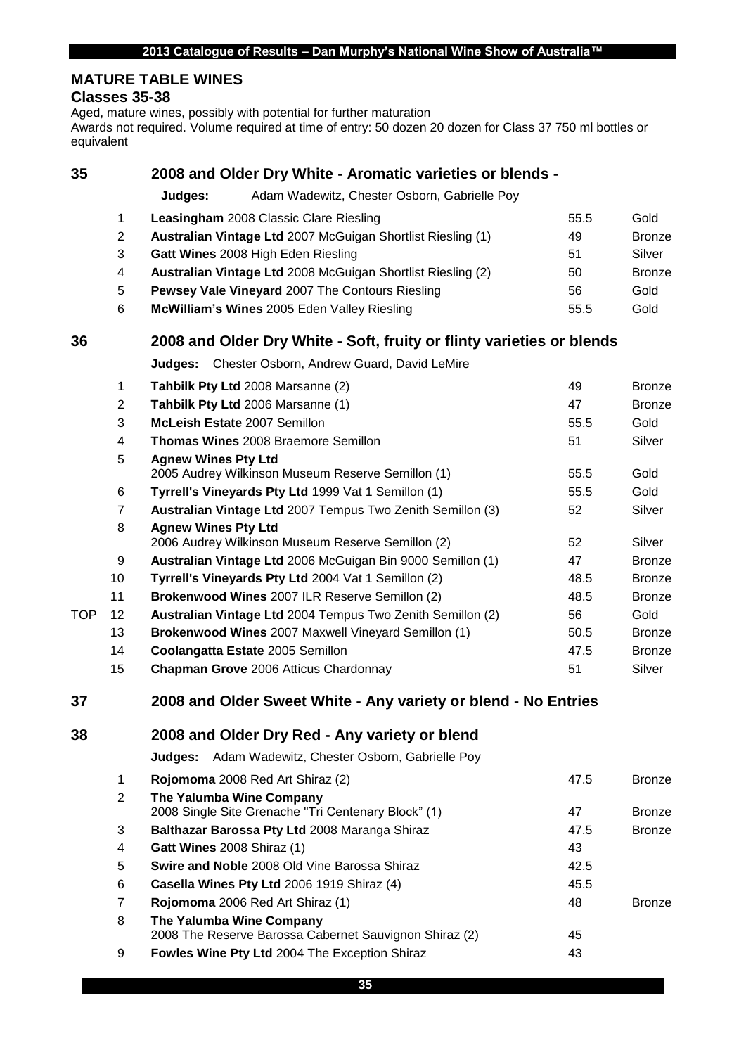## MATURE TABLE WINES

### Classes 35-38

Aged, mature wines, possibly with potential for further maturation
Awards not required. Volume required at time of entry: 50 dozen 20 dozen for Class 37 750 ml bottles or equivalent

### 35 2008 and Older Dry White - Aromatic varieties or blends -

**Judges:** Adam Wadewitz, Chester Osborn, Gabrielle Poy

| | No. | Entry | Score | Award |
|---|---|---|---|---|
| | 1 | **Leasingham** 2008 Classic Clare Riesling | 55.5 | Gold |
| | 2 | **Australian Vintage Ltd** 2007 McGuigan Shortlist Riesling (1) | 49 | Bronze |
| | 3 | **Gatt Wines** 2008 High Eden Riesling | 51 | Silver |
| | 4 | **Australian Vintage Ltd** 2008 McGuigan Shortlist Riesling (2) | 50 | Bronze |
| | 5 | **Pewsey Vale Vineyard** 2007 The Contours Riesling | 56 | Gold |
| | 6 | **McWilliam's Wines** 2005 Eden Valley Riesling | 55.5 | Gold |

### 36 2008 and Older Dry White - Soft, fruity or flinty varieties or blends

**Judges:** Chester Osborn, Andrew Guard, David LeMire

| | No. | Entry | Score | Award |
|---|---|---|---|---|
| | 1 | **Tahbilk Pty Ltd** 2008 Marsanne (2) | 49 | Bronze |
| | 2 | **Tahbilk Pty Ltd** 2006 Marsanne (1) | 47 | Bronze |
| | 3 | **McLeish Estate** 2007 Semillon | 55.5 | Gold |
| | 4 | **Thomas Wines** 2008 Braemore Semillon | 51 | Silver |
| | 5 | **Agnew Wines Pty Ltd** 2005 Audrey Wilkinson Museum Reserve Semillon (1) | 55.5 | Gold |
| | 6 | **Tyrrell's Vineyards Pty Ltd** 1999 Vat 1 Semillon (1) | 55.5 | Gold |
| | 7 | **Australian Vintage Ltd** 2007 Tempus Two Zenith Semillon (3) | 52 | Silver |
| | 8 | **Agnew Wines Pty Ltd** 2006 Audrey Wilkinson Museum Reserve Semillon (2) | 52 | Silver |
| | 9 | **Australian Vintage Ltd** 2006 McGuigan Bin 9000 Semillon (1) | 47 | Bronze |
| | 10 | **Tyrrell's Vineyards Pty Ltd** 2004 Vat 1 Semillon (2) | 48.5 | Bronze |
| | 11 | **Brokenwood Wines** 2007 ILR Reserve Semillon (2) | 48.5 | Bronze |
| TOP | 12 | **Australian Vintage Ltd** 2004 Tempus Two Zenith Semillon (2) | 56 | Gold |
| | 13 | **Brokenwood Wines** 2007 Maxwell Vineyard Semillon (1) | 50.5 | Bronze |
| | 14 | **Coolangatta Estate** 2005 Semillon | 47.5 | Bronze |
| | 15 | **Chapman Grove** 2006 Atticus Chardonnay | 51 | Silver |

### 37 2008 and Older Sweet White - Any variety or blend - No Entries

### 38 2008 and Older Dry Red - Any variety or blend

**Judges:** Adam Wadewitz, Chester Osborn, Gabrielle Poy

| | No. | Entry | Score | Award |
|---|---|---|---|---|
| | 1 | **Rojomoma** 2008 Red Art Shiraz (2) | 47.5 | Bronze |
| | 2 | **The Yalumba Wine Company** 2008 Single Site Grenache "Tri Centenary Block" (1) | 47 | Bronze |
| | 3 | **Balthazar Barossa Pty Ltd** 2008 Maranga Shiraz | 47.5 | Bronze |
| | 4 | **Gatt Wines** 2008 Shiraz (1) | 43 | |
| | 5 | **Swire and Noble** 2008 Old Vine Barossa Shiraz | 42.5 | |
| | 6 | **Casella Wines Pty Ltd** 2006 1919 Shiraz (4) | 45.5 | |
| | 7 | **Rojomoma** 2006 Red Art Shiraz (1) | 48 | Bronze |
| | 8 | **The Yalumba Wine Company** 2008 The Reserve Barossa Cabernet Sauvignon Shiraz (2) | 45 | |
| | 9 | **Fowles Wine Pty Ltd** 2004 The Exception Shiraz | 43 | |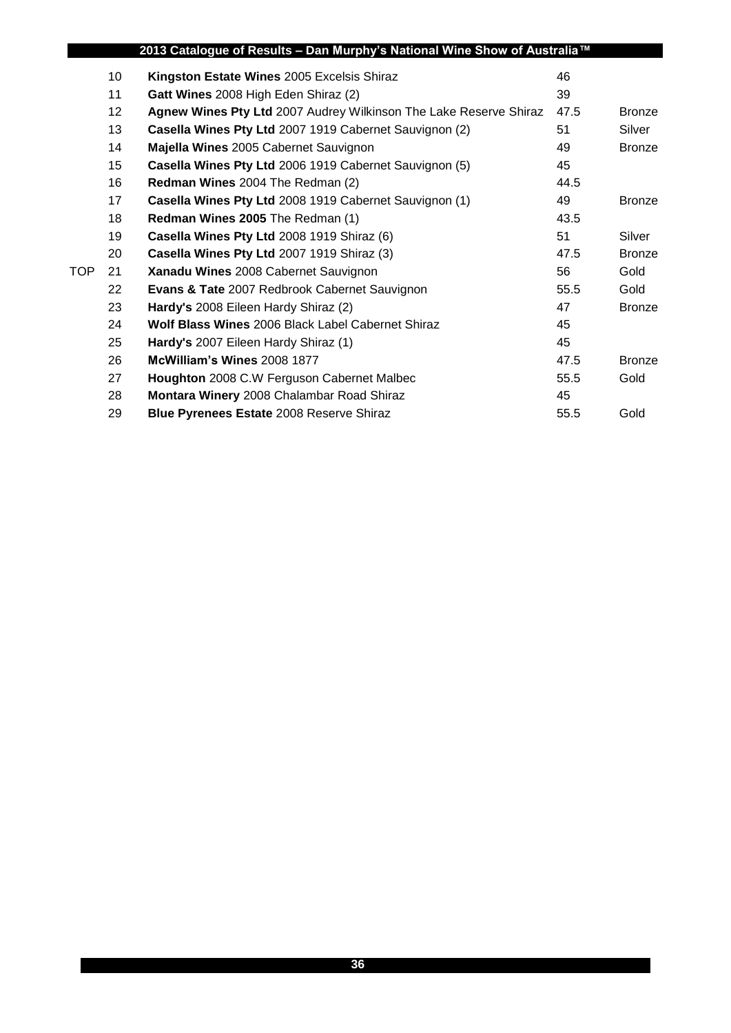| | | | | |
|---|---|---|---|---|
| | 10 | **Kingston Estate Wines** 2005 Excelsis Shiraz | 46 | |
| | 11 | **Gatt Wines** 2008 High Eden Shiraz (2) | 39 | |
| | 12 | **Agnew Wines Pty Ltd** 2007 Audrey Wilkinson The Lake Reserve Shiraz | 47.5 | Bronze |
| | 13 | **Casella Wines Pty Ltd** 2007 1919 Cabernet Sauvignon (2) | 51 | Silver |
| | 14 | **Majella Wines** 2005 Cabernet Sauvignon | 49 | Bronze |
| | 15 | **Casella Wines Pty Ltd** 2006 1919 Cabernet Sauvignon (5) | 45 | |
| | 16 | **Redman Wines** 2004 The Redman (2) | 44.5 | |
| | 17 | **Casella Wines Pty Ltd** 2008 1919 Cabernet Sauvignon (1) | 49 | Bronze |
| | 18 | **Redman Wines 2005** The Redman (1) | 43.5 | |
| | 19 | **Casella Wines Pty Ltd** 2008 1919 Shiraz (6) | 51 | Silver |
| | 20 | **Casella Wines Pty Ltd** 2007 1919 Shiraz (3) | 47.5 | Bronze |
| TOP | 21 | **Xanadu Wines** 2008 Cabernet Sauvignon | 56 | Gold |
| | 22 | **Evans & Tate** 2007 Redbrook Cabernet Sauvignon | 55.5 | Gold |
| | 23 | **Hardy's** 2008 Eileen Hardy Shiraz (2) | 47 | Bronze |
| | 24 | **Wolf Blass Wines** 2006 Black Label Cabernet Shiraz | 45 | |
| | 25 | **Hardy's** 2007 Eileen Hardy Shiraz (1) | 45 | |
| | 26 | **McWilliam's Wines** 2008 1877 | 47.5 | Bronze |
| | 27 | **Houghton** 2008 C.W Ferguson Cabernet Malbec | 55.5 | Gold |
| | 28 | **Montara Winery** 2008 Chalambar Road Shiraz | 45 | |
| | 29 | **Blue Pyrenees Estate** 2008 Reserve Shiraz | 55.5 | Gold |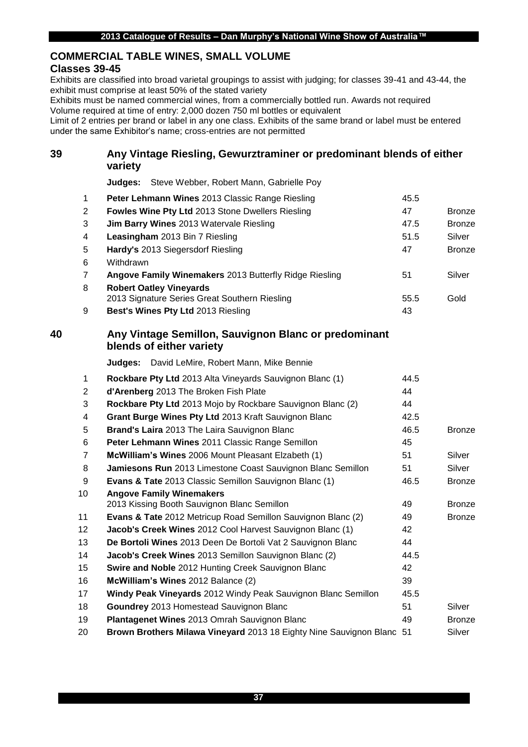## COMMERCIAL TABLE WINES, SMALL VOLUME

### Classes 39-45

Exhibits are classified into broad varietal groupings to assist with judging; for classes 39-41 and 43-44, the exhibit must comprise at least 50% of the stated variety

Exhibits must be named commercial wines, from a commercially bottled run. Awards not required

Volume required at time of entry: 2,000 dozen 750 ml bottles or equivalent

Limit of 2 entries per brand or label in any one class. Exhibits of the same brand or label must be entered under the same Exhibitor's name; cross-entries are not permitted

### 39 Any Vintage Riesling, Gewurztraminer or predominant blends of either variety

**Judges:** Steve Webber, Robert Mann, Gabrielle Poy

| | | | |
|---|---|---|---|
| 1 | **Peter Lehmann Wines** 2013 Classic Range Riesling | 45.5 | |
| 2 | **Fowles Wine Pty Ltd** 2013 Stone Dwellers Riesling | 47 | Bronze |
| 3 | **Jim Barry Wines** 2013 Watervale Riesling | 47.5 | Bronze |
| 4 | **Leasingham** 2013 Bin 7 Riesling | 51.5 | Silver |
| 5 | **Hardy's** 2013 Siegersdorf Riesling | 47 | Bronze |
| 6 | Withdrawn | | |
| 7 | **Angove Family Winemakers** 2013 Butterfly Ridge Riesling | 51 | Silver |
| 8 | **Robert Oatley Vineyards** 2013 Signature Series Great Southern Riesling | 55.5 | Gold |
| 9 | **Best's Wines Pty Ltd** 2013 Riesling | 43 | |

### 40 Any Vintage Semillon, Sauvignon Blanc or predominant blends of either variety

**Judges:** David LeMire, Robert Mann, Mike Bennie

| | | | |
|---|---|---|---|
| 1 | **Rockbare Pty Ltd** 2013 Alta Vineyards Sauvignon Blanc (1) | 44.5 | |
| 2 | **d'Arenberg** 2013 The Broken Fish Plate | 44 | |
| 3 | **Rockbare Pty Ltd** 2013 Mojo by Rockbare Sauvignon Blanc (2) | 44 | |
| 4 | **Grant Burge Wines Pty Ltd** 2013 Kraft Sauvignon Blanc | 42.5 | |
| 5 | **Brand's Laira** 2013 The Laira Sauvignon Blanc | 46.5 | Bronze |
| 6 | **Peter Lehmann Wines** 2011 Classic Range Semillon | 45 | |
| 7 | **McWilliam's Wines** 2006 Mount Pleasant Elzabeth (1) | 51 | Silver |
| 8 | **Jamiesons Run** 2013 Limestone Coast Sauvignon Blanc Semillon | 51 | Silver |
| 9 | **Evans & Tate** 2013 Classic Semillon Sauvignon Blanc (1) | 46.5 | Bronze |
| 10 | **Angove Family Winemakers** 2013 Kissing Booth Sauvignon Blanc Semillon | 49 | Bronze |
| 11 | **Evans & Tate** 2012 Metricup Road Semillon Sauvignon Blanc (2) | 49 | Bronze |
| 12 | **Jacob's Creek Wines** 2012 Cool Harvest Sauvignon Blanc (1) | 42 | |
| 13 | **De Bortoli Wines** 2013 Deen De Bortoli Vat 2 Sauvignon Blanc | 44 | |
| 14 | **Jacob's Creek Wines** 2013 Semillon Sauvignon Blanc (2) | 44.5 | |
| 15 | **Swire and Noble** 2012 Hunting Creek Sauvignon Blanc | 42 | |
| 16 | **McWilliam's Wines** 2012 Balance (2) | 39 | |
| 17 | **Windy Peak Vineyards** 2012 Windy Peak Sauvignon Blanc Semillon | 45.5 | |
| 18 | **Goundrey** 2013 Homestead Sauvignon Blanc | 51 | Silver |
| 19 | **Plantagenet Wines** 2013 Omrah Sauvignon Blanc | 49 | Bronze |
| 20 | **Brown Brothers Milawa Vineyard** 2013 18 Eighty Nine Sauvignon Blanc | 51 | Silver |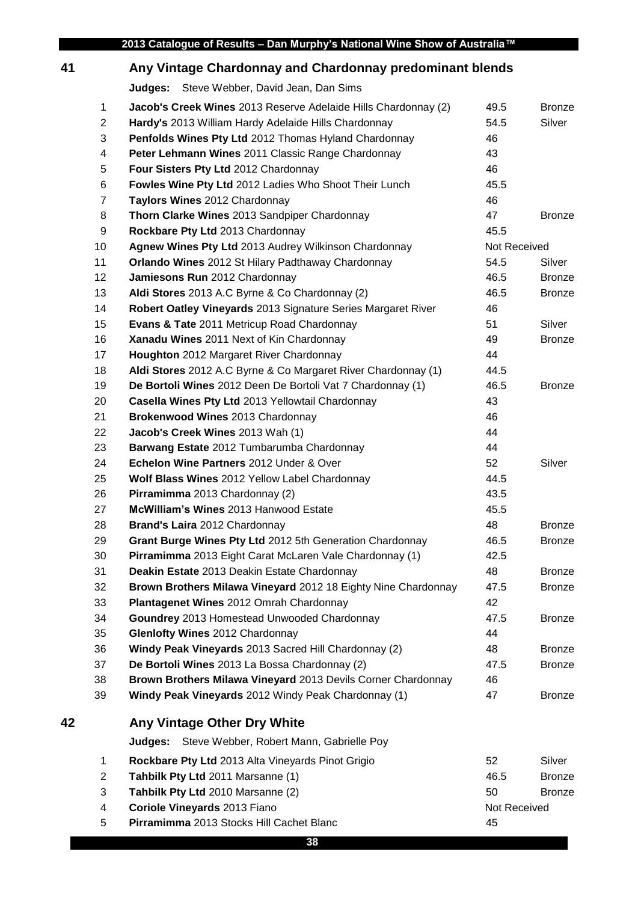## 41 Any Vintage Chardonnay and Chardonnay predominant blends

**Judges:** Steve Webber, David Jean, Dan Sims

| | | | |
|---|---|---|---|
| 1 | **Jacob's Creek Wines** 2013 Reserve Adelaide Hills Chardonnay (2) | 49.5 | Bronze |
| 2 | **Hardy's** 2013 William Hardy Adelaide Hills Chardonnay | 54.5 | Silver |
| 3 | **Penfolds Wines Pty Ltd** 2012 Thomas Hyland Chardonnay | 46 | |
| 4 | **Peter Lehmann Wines** 2011 Classic Range Chardonnay | 43 | |
| 5 | **Four Sisters Pty Ltd** 2012 Chardonnay | 46 | |
| 6 | **Fowles Wine Pty Ltd** 2012 Ladies Who Shoot Their Lunch | 45.5 | |
| 7 | **Taylors Wines** 2012 Chardonnay | 46 | |
| 8 | **Thorn Clarke Wines** 2013 Sandpiper Chardonnay | 47 | Bronze |
| 9 | **Rockbare Pty Ltd** 2013 Chardonnay | 45.5 | |
| 10 | **Agnew Wines Pty Ltd** 2013 Audrey Wilkinson Chardonnay | Not Received | |
| 11 | **Orlando Wines** 2012 St Hilary Padthaway Chardonnay | 54.5 | Silver |
| 12 | **Jamiesons Run** 2012 Chardonnay | 46.5 | Bronze |
| 13 | **Aldi Stores** 2013 A.C Byrne & Co Chardonnay (2) | 46.5 | Bronze |
| 14 | **Robert Oatley Vineyards** 2013 Signature Series Margaret River | 46 | |
| 15 | **Evans & Tate** 2011 Metricup Road Chardonnay | 51 | Silver |
| 16 | **Xanadu Wines** 2011 Next of Kin Chardonnay | 49 | Bronze |
| 17 | **Houghton** 2012 Margaret River Chardonnay | 44 | |
| 18 | **Aldi Stores** 2012 A.C Byrne & Co Margaret River Chardonnay (1) | 44.5 | |
| 19 | **De Bortoli Wines** 2012 Deen De Bortoli Vat 7 Chardonnay (1) | 46.5 | Bronze |
| 20 | **Casella Wines Pty Ltd** 2013 Yellowtail Chardonnay | 43 | |
| 21 | **Brokenwood Wines** 2013 Chardonnay | 46 | |
| 22 | **Jacob's Creek Wines** 2013 Wah (1) | 44 | |
| 23 | **Barwang Estate** 2012 Tumbarumba Chardonnay | 44 | |
| 24 | **Echelon Wine Partners** 2012 Under & Over | 52 | Silver |
| 25 | **Wolf Blass Wines** 2012 Yellow Label Chardonnay | 44.5 | |
| 26 | **Pirramimma** 2013 Chardonnay (2) | 43.5 | |
| 27 | **McWilliam's Wines** 2013 Hanwood Estate | 45.5 | |
| 28 | **Brand's Laira** 2012 Chardonnay | 48 | Bronze |
| 29 | **Grant Burge Wines Pty Ltd** 2012 5th Generation Chardonnay | 46.5 | Bronze |
| 30 | **Pirramimma** 2013 Eight Carat McLaren Vale Chardonnay (1) | 42.5 | |
| 31 | **Deakin Estate** 2013 Deakin Estate Chardonnay | 48 | Bronze |
| 32 | **Brown Brothers Milawa Vineyard** 2012 18 Eighty Nine Chardonnay | 47.5 | Bronze |
| 33 | **Plantagenet Wines** 2012 Omrah Chardonnay | 42 | |
| 34 | **Goundrey** 2013 Homestead Unwooded Chardonnay | 47.5 | Bronze |
| 35 | **Glenlofty Wines** 2012 Chardonnay | 44 | |
| 36 | **Windy Peak Vineyards** 2013 Sacred Hill Chardonnay (2) | 48 | Bronze |
| 37 | **De Bortoli Wines** 2013 La Bossa Chardonnay (2) | 47.5 | Bronze |
| 38 | **Brown Brothers Milawa Vineyard** 2013 Devils Corner Chardonnay | 46 | |
| 39 | **Windy Peak Vineyards** 2012 Windy Peak Chardonnay (1) | 47 | Bronze |

## 42 Any Vintage Other Dry White

**Judges:** Steve Webber, Robert Mann, Gabrielle Poy

| | | | |
|---|---|---|---|
| 1 | **Rockbare Pty Ltd** 2013 Alta Vineyards Pinot Grigio | 52 | Silver |
| 2 | **Tahbilk Pty Ltd** 2011 Marsanne (1) | 46.5 | Bronze |
| 3 | **Tahbilk Pty Ltd** 2010 Marsanne (2) | 50 | Bronze |
| 4 | **Coriole Vineyards** 2013 Fiano | Not Received | |
| 5 | **Pirramimma** 2013 Stocks Hill Cachet Blanc | 45 | |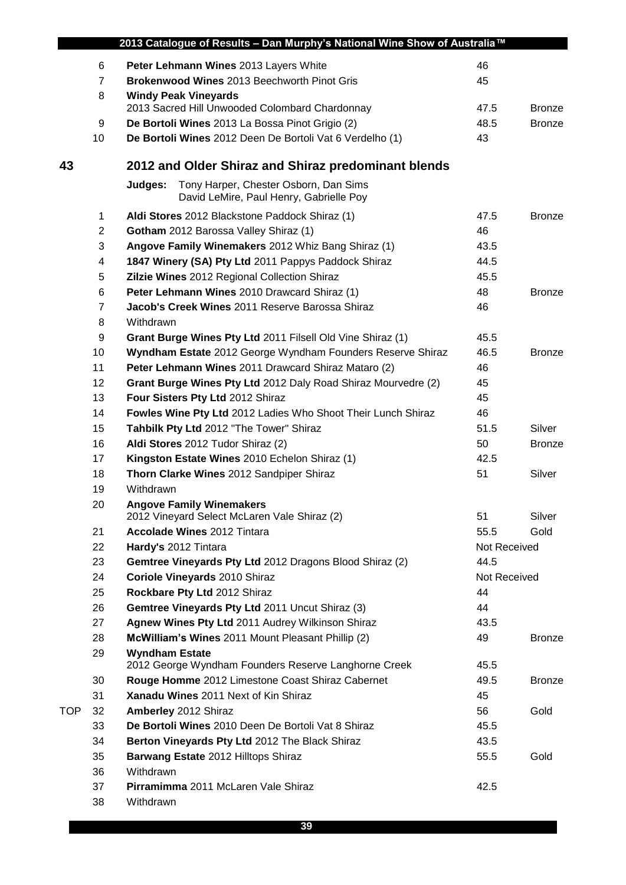| | | | | |
|---|---|---|---|---|
| | 6 | **Peter Lehmann Wines** 2013 Layers White | 46 | |
| | 7 | **Brokenwood Wines** 2013 Beechworth Pinot Gris | 45 | |
| | 8 | **Windy Peak Vineyards** 2013 Sacred Hill Unwooded Colombard Chardonnay | 47.5 | Bronze |
| | 9 | **De Bortoli Wines** 2013 La Bossa Pinot Grigio (2) | 48.5 | Bronze |
| | 10 | **De Bortoli Wines** 2012 Deen De Bortoli Vat 6 Verdelho (1) | 43 | |

## 43 2012 and Older Shiraz and Shiraz predominant blends

**Judges:** Tony Harper, Chester Osborn, Dan Sims
David LeMire, Paul Henry, Gabrielle Poy

| | | | | |
|---|---|---|---|---|
| | 1 | **Aldi Stores** 2012 Blackstone Paddock Shiraz (1) | 47.5 | Bronze |
| | 2 | **Gotham** 2012 Barossa Valley Shiraz (1) | 46 | |
| | 3 | **Angove Family Winemakers** 2012 Whiz Bang Shiraz (1) | 43.5 | |
| | 4 | **1847 Winery (SA) Pty Ltd** 2011 Pappys Paddock Shiraz | 44.5 | |
| | 5 | **Zilzie Wines** 2012 Regional Collection Shiraz | 45.5 | |
| | 6 | **Peter Lehmann Wines** 2010 Drawcard Shiraz (1) | 48 | Bronze |
| | 7 | **Jacob's Creek Wines** 2011 Reserve Barossa Shiraz | 46 | |
| | 8 | Withdrawn | | |
| | 9 | **Grant Burge Wines Pty Ltd** 2011 Filsell Old Vine Shiraz (1) | 45.5 | |
| | 10 | **Wyndham Estate** 2012 George Wyndham Founders Reserve Shiraz | 46.5 | Bronze |
| | 11 | **Peter Lehmann Wines** 2011 Drawcard Shiraz Mataro (2) | 46 | |
| | 12 | **Grant Burge Wines Pty Ltd** 2012 Daly Road Shiraz Mourvedre (2) | 45 | |
| | 13 | **Four Sisters Pty Ltd** 2012 Shiraz | 45 | |
| | 14 | **Fowles Wine Pty Ltd** 2012 Ladies Who Shoot Their Lunch Shiraz | 46 | |
| | 15 | **Tahbilk Pty Ltd** 2012 "The Tower" Shiraz | 51.5 | Silver |
| | 16 | **Aldi Stores** 2012 Tudor Shiraz (2) | 50 | Bronze |
| | 17 | **Kingston Estate Wines** 2010 Echelon Shiraz (1) | 42.5 | |
| | 18 | **Thorn Clarke Wines** 2012 Sandpiper Shiraz | 51 | Silver |
| | 19 | Withdrawn | | |
| | 20 | **Angove Family Winemakers** 2012 Vineyard Select McLaren Vale Shiraz (2) | 51 | Silver |
| | 21 | **Accolade Wines** 2012 Tintara | 55.5 | Gold |
| | 22 | **Hardy's** 2012 Tintara | Not Received | |
| | 23 | **Gemtree Vineyards Pty Ltd** 2012 Dragons Blood Shiraz (2) | 44.5 | |
| | 24 | **Coriole Vineyards** 2010 Shiraz | Not Received | |
| | 25 | **Rockbare Pty Ltd** 2012 Shiraz | 44 | |
| | 26 | **Gemtree Vineyards Pty Ltd** 2011 Uncut Shiraz (3) | 44 | |
| | 27 | **Agnew Wines Pty Ltd** 2011 Audrey Wilkinson Shiraz | 43.5 | |
| | 28 | **McWilliam's Wines** 2011 Mount Pleasant Phillip (2) | 49 | Bronze |
| | 29 | **Wyndham Estate** 2012 George Wyndham Founders Reserve Langhorne Creek | 45.5 | |
| | 30 | **Rouge Homme** 2012 Limestone Coast Shiraz Cabernet | 49.5 | Bronze |
| | 31 | **Xanadu Wines** 2011 Next of Kin Shiraz | 45 | |
| TOP | 32 | **Amberley** 2012 Shiraz | 56 | Gold |
| | 33 | **De Bortoli Wines** 2010 Deen De Bortoli Vat 8 Shiraz | 45.5 | |
| | 34 | **Berton Vineyards Pty Ltd** 2012 The Black Shiraz | 43.5 | |
| | 35 | **Barwang Estate** 2012 Hilltops Shiraz | 55.5 | Gold |
| | 36 | Withdrawn | | |
| | 37 | **Pirramimma** 2011 McLaren Vale Shiraz | 42.5 | |
| | 38 | Withdrawn | | |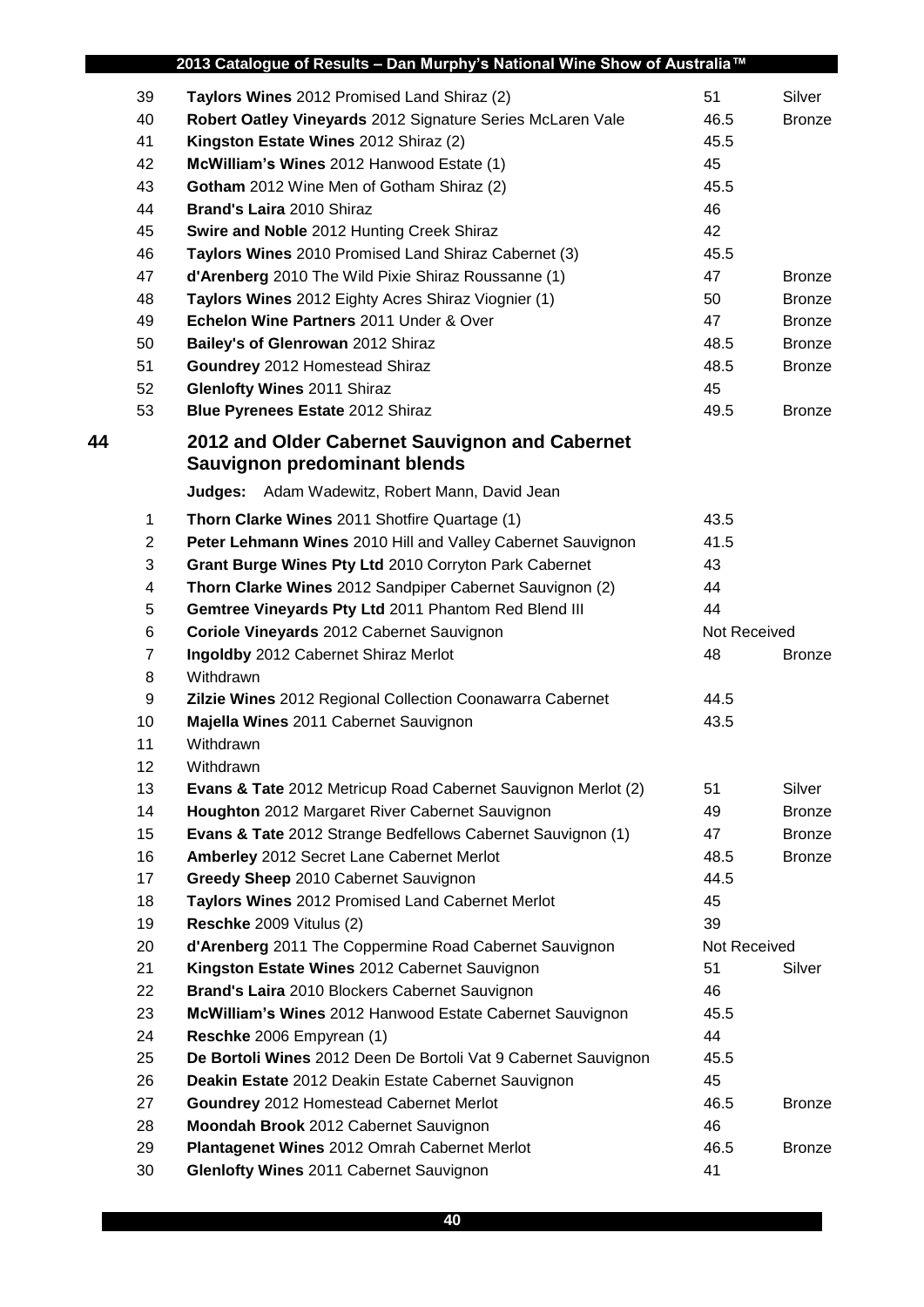| | | | |
|---|---|---|---|
| 39 | **Taylors Wines** 2012 Promised Land Shiraz (2) | 51 | Silver |
| 40 | **Robert Oatley Vineyards** 2012 Signature Series McLaren Vale | 46.5 | Bronze |
| 41 | **Kingston Estate Wines** 2012 Shiraz (2) | 45.5 | |
| 42 | **McWilliam's Wines** 2012 Hanwood Estate (1) | 45 | |
| 43 | **Gotham** 2012 Wine Men of Gotham Shiraz (2) | 45.5 | |
| 44 | **Brand's Laira** 2010 Shiraz | 46 | |
| 45 | **Swire and Noble** 2012 Hunting Creek Shiraz | 42 | |
| 46 | **Taylors Wines** 2010 Promised Land Shiraz Cabernet (3) | 45.5 | |
| 47 | **d'Arenberg** 2010 The Wild Pixie Shiraz Roussanne (1) | 47 | Bronze |
| 48 | **Taylors Wines** 2012 Eighty Acres Shiraz Viognier (1) | 50 | Bronze |
| 49 | **Echelon Wine Partners** 2011 Under & Over | 47 | Bronze |
| 50 | **Bailey's of Glenrowan** 2012 Shiraz | 48.5 | Bronze |
| 51 | **Goundrey** 2012 Homestead Shiraz | 48.5 | Bronze |
| 52 | **Glenlofty Wines** 2011 Shiraz | 45 | |
| 53 | **Blue Pyrenees Estate** 2012 Shiraz | 49.5 | Bronze |

## 44 2012 and Older Cabernet Sauvignon and Cabernet Sauvignon predominant blends

**Judges:** Adam Wadewitz, Robert Mann, David Jean

| | | | |
|---|---|---|---|
| 1 | **Thorn Clarke Wines** 2011 Shotfire Quartage (1) | 43.5 | |
| 2 | **Peter Lehmann Wines** 2010 Hill and Valley Cabernet Sauvignon | 41.5 | |
| 3 | **Grant Burge Wines Pty Ltd** 2010 Corryton Park Cabernet | 43 | |
| 4 | **Thorn Clarke Wines** 2012 Sandpiper Cabernet Sauvignon (2) | 44 | |
| 5 | **Gemtree Vineyards Pty Ltd** 2011 Phantom Red Blend III | 44 | |
| 6 | **Coriole Vineyards** 2012 Cabernet Sauvignon | Not Received | |
| 7 | **Ingoldby** 2012 Cabernet Shiraz Merlot | 48 | Bronze |
| 8 | Withdrawn | | |
| 9 | **Zilzie Wines** 2012 Regional Collection Coonawarra Cabernet | 44.5 | |
| 10 | **Majella Wines** 2011 Cabernet Sauvignon | 43.5 | |
| 11 | Withdrawn | | |
| 12 | Withdrawn | | |
| 13 | **Evans & Tate** 2012 Metricup Road Cabernet Sauvignon Merlot (2) | 51 | Silver |
| 14 | **Houghton** 2012 Margaret River Cabernet Sauvignon | 49 | Bronze |
| 15 | **Evans & Tate** 2012 Strange Bedfellows Cabernet Sauvignon (1) | 47 | Bronze |
| 16 | **Amberley** 2012 Secret Lane Cabernet Merlot | 48.5 | Bronze |
| 17 | **Greedy Sheep** 2010 Cabernet Sauvignon | 44.5 | |
| 18 | **Taylors Wines** 2012 Promised Land Cabernet Merlot | 45 | |
| 19 | **Reschke** 2009 Vitulus (2) | 39 | |
| 20 | **d'Arenberg** 2011 The Coppermine Road Cabernet Sauvignon | Not Received | |
| 21 | **Kingston Estate Wines** 2012 Cabernet Sauvignon | 51 | Silver |
| 22 | **Brand's Laira** 2010 Blockers Cabernet Sauvignon | 46 | |
| 23 | **McWilliam's Wines** 2012 Hanwood Estate Cabernet Sauvignon | 45.5 | |
| 24 | **Reschke** 2006 Empyrean (1) | 44 | |
| 25 | **De Bortoli Wines** 2012 Deen De Bortoli Vat 9 Cabernet Sauvignon | 45.5 | |
| 26 | **Deakin Estate** 2012 Deakin Estate Cabernet Sauvignon | 45 | |
| 27 | **Goundrey** 2012 Homestead Cabernet Merlot | 46.5 | Bronze |
| 28 | **Moondah Brook** 2012 Cabernet Sauvignon | 46 | |
| 29 | **Plantagenet Wines** 2012 Omrah Cabernet Merlot | 46.5 | Bronze |
| 30 | **Glenlofty Wines** 2011 Cabernet Sauvignon | 41 | |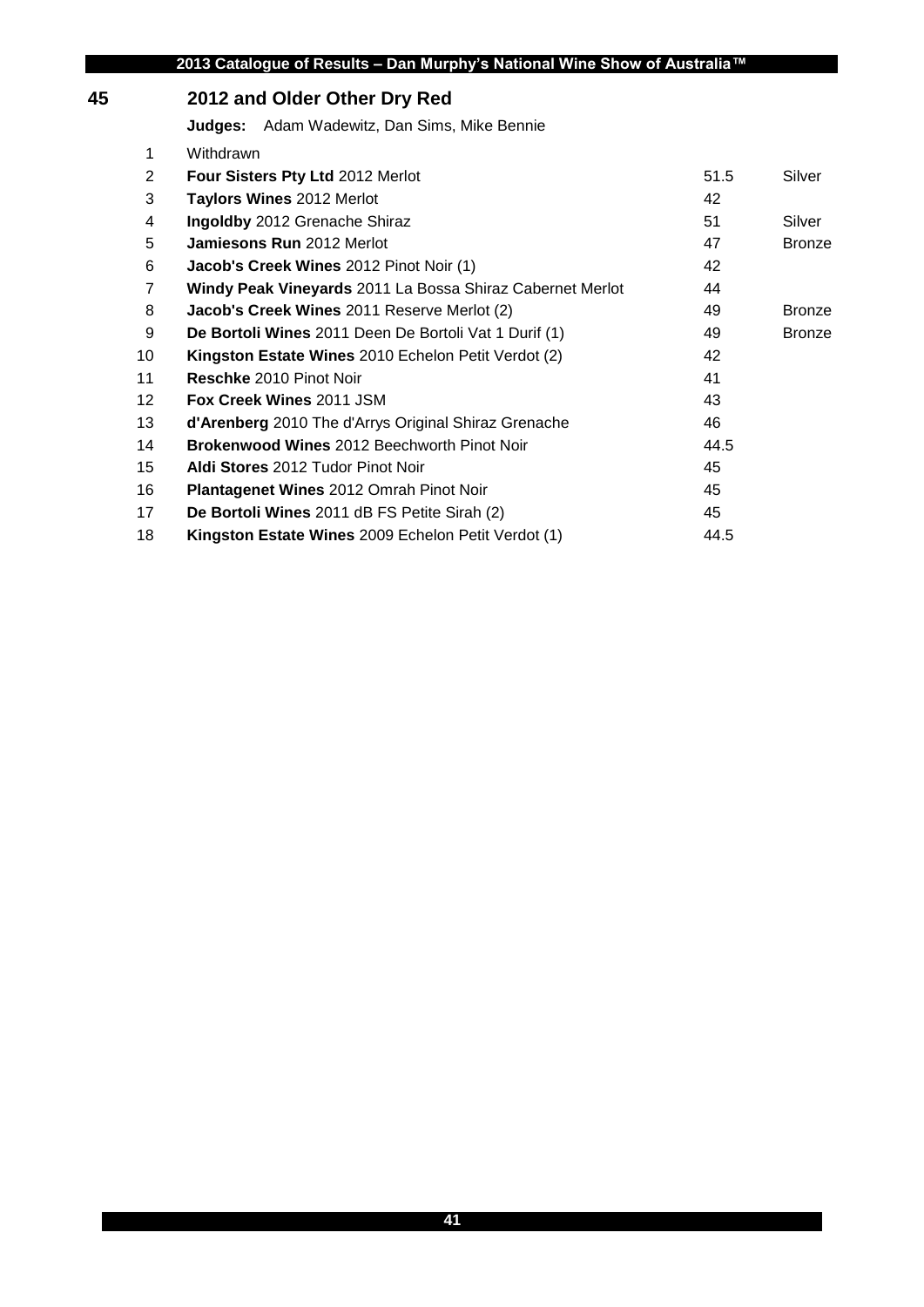## 45 2012 and Older Other Dry Red

**Judges:** Adam Wadewitz, Dan Sims, Mike Bennie

| | | | |
|---|---|---|---|
| 1 | Withdrawn | | |
| 2 | **Four Sisters Pty Ltd** 2012 Merlot | 51.5 | Silver |
| 3 | **Taylors Wines** 2012 Merlot | 42 | |
| 4 | **Ingoldby** 2012 Grenache Shiraz | 51 | Silver |
| 5 | **Jamiesons Run** 2012 Merlot | 47 | Bronze |
| 6 | **Jacob's Creek Wines** 2012 Pinot Noir (1) | 42 | |
| 7 | **Windy Peak Vineyards** 2011 La Bossa Shiraz Cabernet Merlot | 44 | |
| 8 | **Jacob's Creek Wines** 2011 Reserve Merlot (2) | 49 | Bronze |
| 9 | **De Bortoli Wines** 2011 Deen De Bortoli Vat 1 Durif (1) | 49 | Bronze |
| 10 | **Kingston Estate Wines** 2010 Echelon Petit Verdot (2) | 42 | |
| 11 | **Reschke** 2010 Pinot Noir | 41 | |
| 12 | **Fox Creek Wines** 2011 JSM | 43 | |
| 13 | **d'Arenberg** 2010 The d'Arrys Original Shiraz Grenache | 46 | |
| 14 | **Brokenwood Wines** 2012 Beechworth Pinot Noir | 44.5 | |
| 15 | **Aldi Stores** 2012 Tudor Pinot Noir | 45 | |
| 16 | **Plantagenet Wines** 2012 Omrah Pinot Noir | 45 | |
| 17 | **De Bortoli Wines** 2011 dB FS Petite Sirah (2) | 45 | |
| 18 | **Kingston Estate Wines** 2009 Echelon Petit Verdot (1) | 44.5 | |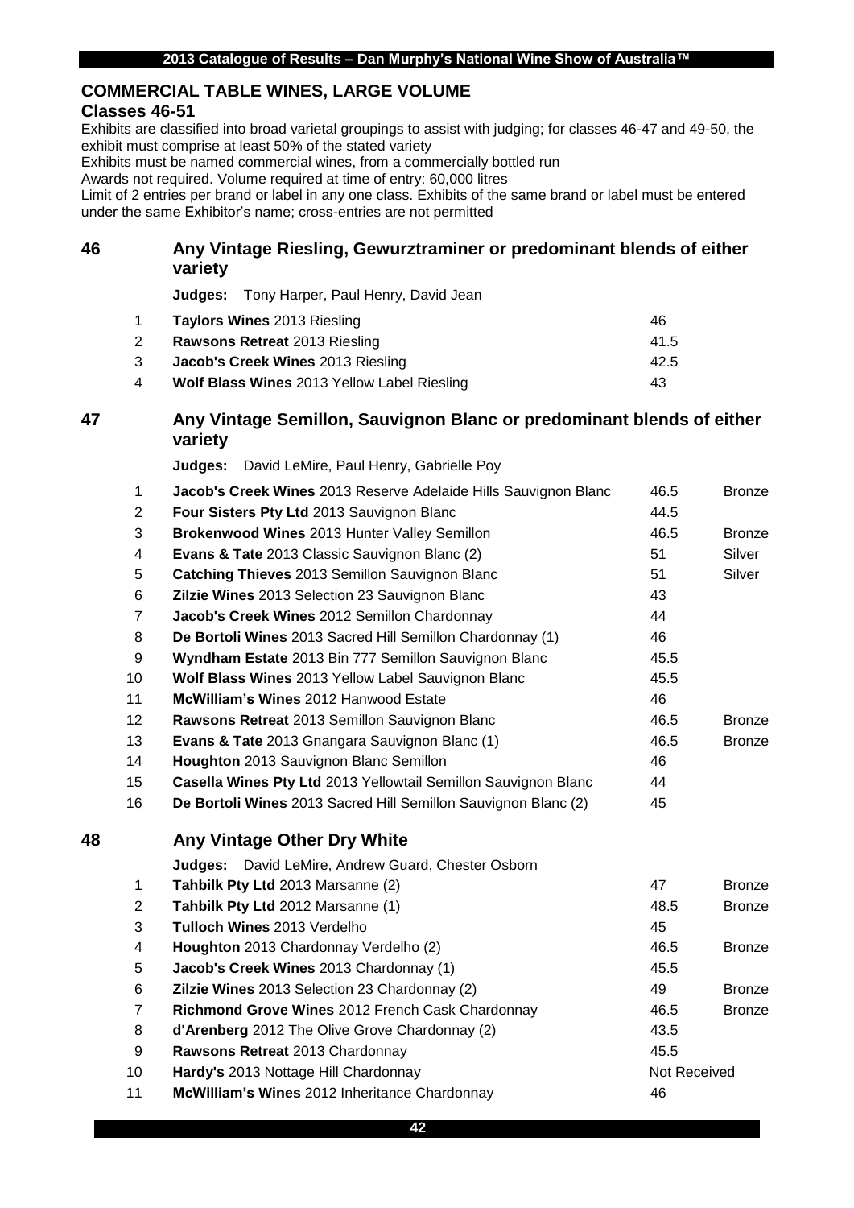## COMMERCIAL TABLE WINES, LARGE VOLUME

### Classes 46-51

Exhibits are classified into broad varietal groupings to assist with judging; for classes 46-47 and 49-50, the exhibit must comprise at least 50% of the stated variety

Exhibits must be named commercial wines, from a commercially bottled run

Awards not required. Volume required at time of entry: 60,000 litres

Limit of 2 entries per brand or label in any one class. Exhibits of the same brand or label must be entered under the same Exhibitor's name; cross-entries are not permitted

### 46 Any Vintage Riesling, Gewurztraminer or predominant blends of either variety

**Judges:** Tony Harper, Paul Henry, David Jean

| | Exhibit | Score | Award |
|---|---|---|---|
| 1 | **Taylors Wines** 2013 Riesling | 46 | |
| 2 | **Rawsons Retreat** 2013 Riesling | 41.5 | |
| 3 | **Jacob's Creek Wines** 2013 Riesling | 42.5 | |
| 4 | **Wolf Blass Wines** 2013 Yellow Label Riesling | 43 | |

### 47 Any Vintage Semillon, Sauvignon Blanc or predominant blends of either variety

**Judges:** David LeMire, Paul Henry, Gabrielle Poy

| | Exhibit | Score | Award |
|---|---|---|---|
| 1 | **Jacob's Creek Wines** 2013 Reserve Adelaide Hills Sauvignon Blanc | 46.5 | Bronze |
| 2 | **Four Sisters Pty Ltd** 2013 Sauvignon Blanc | 44.5 | |
| 3 | **Brokenwood Wines** 2013 Hunter Valley Semillon | 46.5 | Bronze |
| 4 | **Evans & Tate** 2013 Classic Sauvignon Blanc (2) | 51 | Silver |
| 5 | **Catching Thieves** 2013 Semillon Sauvignon Blanc | 51 | Silver |
| 6 | **Zilzie Wines** 2013 Selection 23 Sauvignon Blanc | 43 | |
| 7 | **Jacob's Creek Wines** 2012 Semillon Chardonnay | 44 | |
| 8 | **De Bortoli Wines** 2013 Sacred Hill Semillon Chardonnay (1) | 46 | |
| 9 | **Wyndham Estate** 2013 Bin 777 Semillon Sauvignon Blanc | 45.5 | |
| 10 | **Wolf Blass Wines** 2013 Yellow Label Sauvignon Blanc | 45.5 | |
| 11 | **McWilliam's Wines** 2012 Hanwood Estate | 46 | |
| 12 | **Rawsons Retreat** 2013 Semillon Sauvignon Blanc | 46.5 | Bronze |
| 13 | **Evans & Tate** 2013 Gnangara Sauvignon Blanc (1) | 46.5 | Bronze |
| 14 | **Houghton** 2013 Sauvignon Blanc Semillon | 46 | |
| 15 | **Casella Wines Pty Ltd** 2013 Yellowtail Semillon Sauvignon Blanc | 44 | |
| 16 | **De Bortoli Wines** 2013 Sacred Hill Semillon Sauvignon Blanc (2) | 45 | |

### 48 Any Vintage Other Dry White

**Judges:** David LeMire, Andrew Guard, Chester Osborn

| | Exhibit | Score | Award |
|---|---|---|---|
| 1 | **Tahbilk Pty Ltd** 2013 Marsanne (2) | 47 | Bronze |
| 2 | **Tahbilk Pty Ltd** 2012 Marsanne (1) | 48.5 | Bronze |
| 3 | **Tulloch Wines** 2013 Verdelho | 45 | |
| 4 | **Houghton** 2013 Chardonnay Verdelho (2) | 46.5 | Bronze |
| 5 | **Jacob's Creek Wines** 2013 Chardonnay (1) | 45.5 | |
| 6 | **Zilzie Wines** 2013 Selection 23 Chardonnay (2) | 49 | Bronze |
| 7 | **Richmond Grove Wines** 2012 French Cask Chardonnay | 46.5 | Bronze |
| 8 | **d'Arenberg** 2012 The Olive Grove Chardonnay (2) | 43.5 | |
| 9 | **Rawsons Retreat** 2013 Chardonnay | 45.5 | |
| 10 | **Hardy's** 2013 Nottage Hill Chardonnay | Not Received | |
| 11 | **McWilliam's Wines** 2012 Inheritance Chardonnay | 46 | |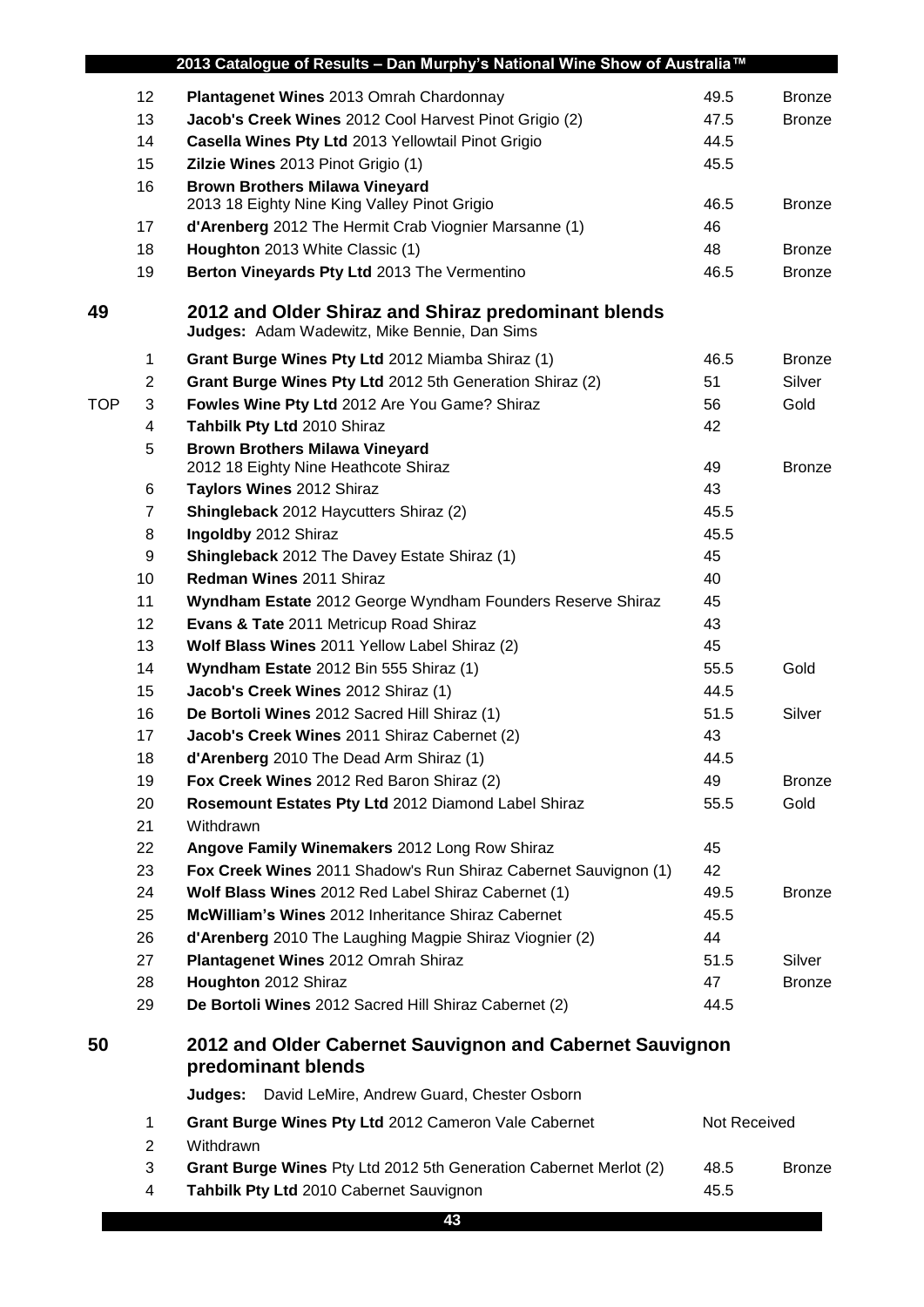| | | | | |
|---|---|---|---|---|
| | 12 | **Plantagenet Wines** 2013 Omrah Chardonnay | 49.5 | Bronze |
| | 13 | **Jacob's Creek Wines** 2012 Cool Harvest Pinot Grigio (2) | 47.5 | Bronze |
| | 14 | **Casella Wines Pty Ltd** 2013 Yellowtail Pinot Grigio | 44.5 | |
| | 15 | **Zilzie Wines** 2013 Pinot Grigio (1) | 45.5 | |
| | 16 | **Brown Brothers Milawa Vineyard** 2013 18 Eighty Nine King Valley Pinot Grigio | 46.5 | Bronze |
| | 17 | **d'Arenberg** 2012 The Hermit Crab Viognier Marsanne (1) | 46 | |
| | 18 | **Houghton** 2013 White Classic (1) | 48 | Bronze |
| | 19 | **Berton Vineyards Pty Ltd** 2013 The Vermentino | 46.5 | Bronze |

## 49 2012 and Older Shiraz and Shiraz predominant blends

**Judges:** Adam Wadewitz, Mike Bennie, Dan Sims

| | | | | |
|---|---|---|---|---|
| | 1 | **Grant Burge Wines Pty Ltd** 2012 Miamba Shiraz (1) | 46.5 | Bronze |
| | 2 | **Grant Burge Wines Pty Ltd** 2012 5th Generation Shiraz (2) | 51 | Silver |
| TOP | 3 | **Fowles Wine Pty Ltd** 2012 Are You Game? Shiraz | 56 | Gold |
| | 4 | **Tahbilk Pty Ltd** 2010 Shiraz | 42 | |
| | 5 | **Brown Brothers Milawa Vineyard** 2012 18 Eighty Nine Heathcote Shiraz | 49 | Bronze |
| | 6 | **Taylors Wines** 2012 Shiraz | 43 | |
| | 7 | **Shingleback** 2012 Haycutters Shiraz (2) | 45.5 | |
| | 8 | **Ingoldby** 2012 Shiraz | 45.5 | |
| | 9 | **Shingleback** 2012 The Davey Estate Shiraz (1) | 45 | |
| | 10 | **Redman Wines** 2011 Shiraz | 40 | |
| | 11 | **Wyndham Estate** 2012 George Wyndham Founders Reserve Shiraz | 45 | |
| | 12 | **Evans & Tate** 2011 Metricup Road Shiraz | 43 | |
| | 13 | **Wolf Blass Wines** 2011 Yellow Label Shiraz (2) | 45 | |
| | 14 | **Wyndham Estate** 2012 Bin 555 Shiraz (1) | 55.5 | Gold |
| | 15 | **Jacob's Creek Wines** 2012 Shiraz (1) | 44.5 | |
| | 16 | **De Bortoli Wines** 2012 Sacred Hill Shiraz (1) | 51.5 | Silver |
| | 17 | **Jacob's Creek Wines** 2011 Shiraz Cabernet (2) | 43 | |
| | 18 | **d'Arenberg** 2010 The Dead Arm Shiraz (1) | 44.5 | |
| | 19 | **Fox Creek Wines** 2012 Red Baron Shiraz (2) | 49 | Bronze |
| | 20 | **Rosemount Estates Pty Ltd** 2012 Diamond Label Shiraz | 55.5 | Gold |
| | 21 | Withdrawn | | |
| | 22 | **Angove Family Winemakers** 2012 Long Row Shiraz | 45 | |
| | 23 | **Fox Creek Wines** 2011 Shadow's Run Shiraz Cabernet Sauvignon (1) | 42 | |
| | 24 | **Wolf Blass Wines** 2012 Red Label Shiraz Cabernet (1) | 49.5 | Bronze |
| | 25 | **McWilliam's Wines** 2012 Inheritance Shiraz Cabernet | 45.5 | |
| | 26 | **d'Arenberg** 2010 The Laughing Magpie Shiraz Viognier (2) | 44 | |
| | 27 | **Plantagenet Wines** 2012 Omrah Shiraz | 51.5 | Silver |
| | 28 | **Houghton** 2012 Shiraz | 47 | Bronze |
| | 29 | **De Bortoli Wines** 2012 Sacred Hill Shiraz Cabernet (2) | 44.5 | |

## 50 2012 and Older Cabernet Sauvignon and Cabernet Sauvignon predominant blends

**Judges:** David LeMire, Andrew Guard, Chester Osborn

| | | | | |
|---|---|---|---|---|
| | 1 | **Grant Burge Wines Pty Ltd** 2012 Cameron Vale Cabernet | Not Received | |
| | 2 | Withdrawn | | |
| | 3 | **Grant Burge Wines** Pty Ltd 2012 5th Generation Cabernet Merlot (2) | 48.5 | Bronze |
| | 4 | **Tahbilk Pty Ltd** 2010 Cabernet Sauvignon | 45.5 | |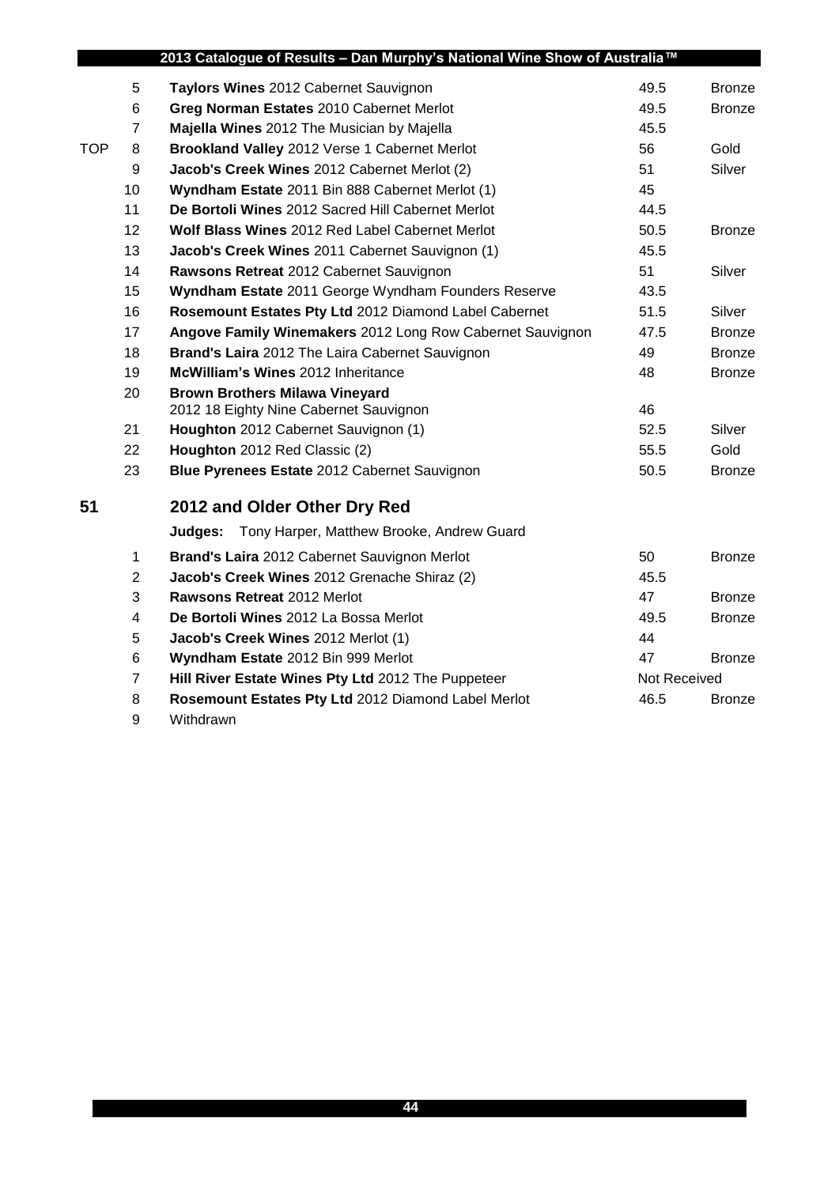| | | | | |
|---|---|---|---|---|
| | 5 | **Taylors Wines** 2012 Cabernet Sauvignon | 49.5 | Bronze |
| | 6 | **Greg Norman Estates** 2010 Cabernet Merlot | 49.5 | Bronze |
| | 7 | **Majella Wines** 2012 The Musician by Majella | 45.5 | |
| TOP | 8 | **Brookland Valley** 2012 Verse 1 Cabernet Merlot | 56 | Gold |
| | 9 | **Jacob's Creek Wines** 2012 Cabernet Merlot (2) | 51 | Silver |
| | 10 | **Wyndham Estate** 2011 Bin 888 Cabernet Merlot (1) | 45 | |
| | 11 | **De Bortoli Wines** 2012 Sacred Hill Cabernet Merlot | 44.5 | |
| | 12 | **Wolf Blass Wines** 2012 Red Label Cabernet Merlot | 50.5 | Bronze |
| | 13 | **Jacob's Creek Wines** 2011 Cabernet Sauvignon (1) | 45.5 | |
| | 14 | **Rawsons Retreat** 2012 Cabernet Sauvignon | 51 | Silver |
| | 15 | **Wyndham Estate** 2011 George Wyndham Founders Reserve | 43.5 | |
| | 16 | **Rosemount Estates Pty Ltd** 2012 Diamond Label Cabernet | 51.5 | Silver |
| | 17 | **Angove Family Winemakers** 2012 Long Row Cabernet Sauvignon | 47.5 | Bronze |
| | 18 | **Brand's Laira** 2012 The Laira Cabernet Sauvignon | 49 | Bronze |
| | 19 | **McWilliam's Wines** 2012 Inheritance | 48 | Bronze |
| | 20 | **Brown Brothers Milawa Vineyard** 2012 18 Eighty Nine Cabernet Sauvignon | 46 | |
| | 21 | **Houghton** 2012 Cabernet Sauvignon (1) | 52.5 | Silver |
| | 22 | **Houghton** 2012 Red Classic (2) | 55.5 | Gold |
| | 23 | **Blue Pyrenees Estate** 2012 Cabernet Sauvignon | 50.5 | Bronze |

## 51 2012 and Older Other Dry Red

**Judges:** Tony Harper, Matthew Brooke, Andrew Guard

| | | | |
|---|---|---|---|
| 1 | **Brand's Laira** 2012 Cabernet Sauvignon Merlot | 50 | Bronze |
| 2 | **Jacob's Creek Wines** 2012 Grenache Shiraz (2) | 45.5 | |
| 3 | **Rawsons Retreat** 2012 Merlot | 47 | Bronze |
| 4 | **De Bortoli Wines** 2012 La Bossa Merlot | 49.5 | Bronze |
| 5 | **Jacob's Creek Wines** 2012 Merlot (1) | 44 | |
| 6 | **Wyndham Estate** 2012 Bin 999 Merlot | 47 | Bronze |
| 7 | **Hill River Estate Wines Pty Ltd** 2012 The Puppeteer | Not Received | |
| 8 | **Rosemount Estates Pty Ltd** 2012 Diamond Label Merlot | 46.5 | Bronze |
| 9 | Withdrawn | | |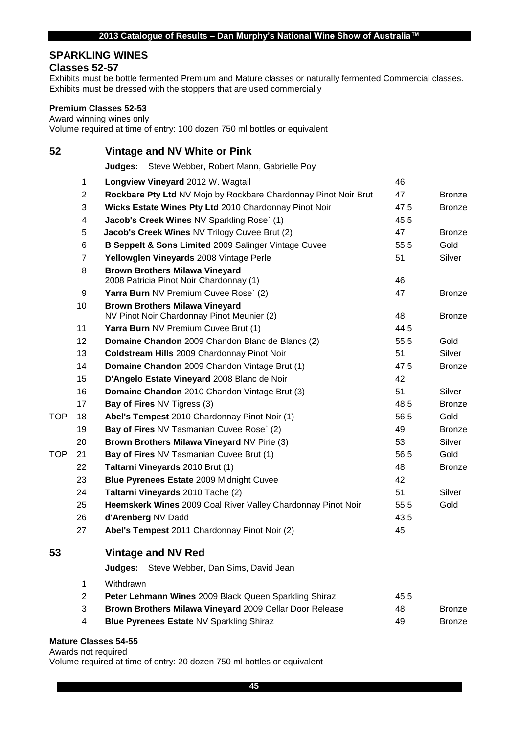## SPARKLING WINES

### Classes 52-57

Exhibits must be bottle fermented Premium and Mature classes or naturally fermented Commercial classes. Exhibits must be dressed with the stoppers that are used commercially

**Premium Classes 52-53**

Award winning wines only

Volume required at time of entry: 100 dozen 750 ml bottles or equivalent

### 52 Vintage and NV White or Pink

**Judges:** Steve Webber, Robert Mann, Gabrielle Poy

| | No. | Exhibit | Score | Award |
|---|---|---|---|---|
| | 1 | **Longview Vineyard** 2012 W. Wagtail | 46 | |
| | 2 | **Rockbare Pty Ltd** NV Mojo by Rockbare Chardonnay Pinot Noir Brut | 47 | Bronze |
| | 3 | **Wicks Estate Wines Pty Ltd** 2010 Chardonnay Pinot Noir | 47.5 | Bronze |
| | 4 | **Jacob's Creek Wines** NV Sparkling Rose` (1) | 45.5 | |
| | 5 | **Jacob's Creek Wines** NV Trilogy Cuvee Brut (2) | 47 | Bronze |
| | 6 | **B Seppelt & Sons Limited** 2009 Salinger Vintage Cuvee | 55.5 | Gold |
| | 7 | **Yellowglen Vineyards** 2008 Vintage Perle | 51 | Silver |
| | 8 | **Brown Brothers Milawa Vineyard** 2008 Patricia Pinot Noir Chardonnay (1) | 46 | |
| | 9 | **Yarra Burn** NV Premium Cuvee Rose` (2) | 47 | Bronze |
| | 10 | **Brown Brothers Milawa Vineyard** NV Pinot Noir Chardonnay Pinot Meunier (2) | 48 | Bronze |
| | 11 | **Yarra Burn** NV Premium Cuvee Brut (1) | 44.5 | |
| | 12 | **Domaine Chandon** 2009 Chandon Blanc de Blancs (2) | 55.5 | Gold |
| | 13 | **Coldstream Hills** 2009 Chardonnay Pinot Noir | 51 | Silver |
| | 14 | **Domaine Chandon** 2009 Chandon Vintage Brut (1) | 47.5 | Bronze |
| | 15 | **D'Angelo Estate Vineyard** 2008 Blanc de Noir | 42 | |
| | 16 | **Domaine Chandon** 2010 Chandon Vintage Brut (3) | 51 | Silver |
| | 17 | **Bay of Fires** NV Tigress (3) | 48.5 | Bronze |
| TOP | 18 | **Abel's Tempest** 2010 Chardonnay Pinot Noir (1) | 56.5 | Gold |
| | 19 | **Bay of Fires** NV Tasmanian Cuvee Rose` (2) | 49 | Bronze |
| | 20 | **Brown Brothers Milawa Vineyard** NV Pirie (3) | 53 | Silver |
| TOP | 21 | **Bay of Fires** NV Tasmanian Cuvee Brut (1) | 56.5 | Gold |
| | 22 | **Taltarni Vineyards** 2010 Brut (1) | 48 | Bronze |
| | 23 | **Blue Pyrenees Estate** 2009 Midnight Cuvee | 42 | |
| | 24 | **Taltarni Vineyards** 2010 Tache (2) | 51 | Silver |
| | 25 | **Heemskerk Wines** 2009 Coal River Valley Chardonnay Pinot Noir | 55.5 | Gold |
| | 26 | **d'Arenberg** NV Dadd | 43.5 | |
| | 27 | **Abel's Tempest** 2011 Chardonnay Pinot Noir (2) | 45 | |

### 53 Vintage and NV Red

**Judges:** Steve Webber, Dan Sims, David Jean

| No. | Exhibit | Score | Award |
|---|---|---|---|
| 1 | Withdrawn | | |
| 2 | **Peter Lehmann Wines** 2009 Black Queen Sparkling Shiraz | 45.5 | |
| 3 | **Brown Brothers Milawa Vineyard** 2009 Cellar Door Release | 48 | Bronze |
| 4 | **Blue Pyrenees Estate** NV Sparkling Shiraz | 49 | Bronze |

**Mature Classes 54-55**

Awards not required

Volume required at time of entry: 20 dozen 750 ml bottles or equivalent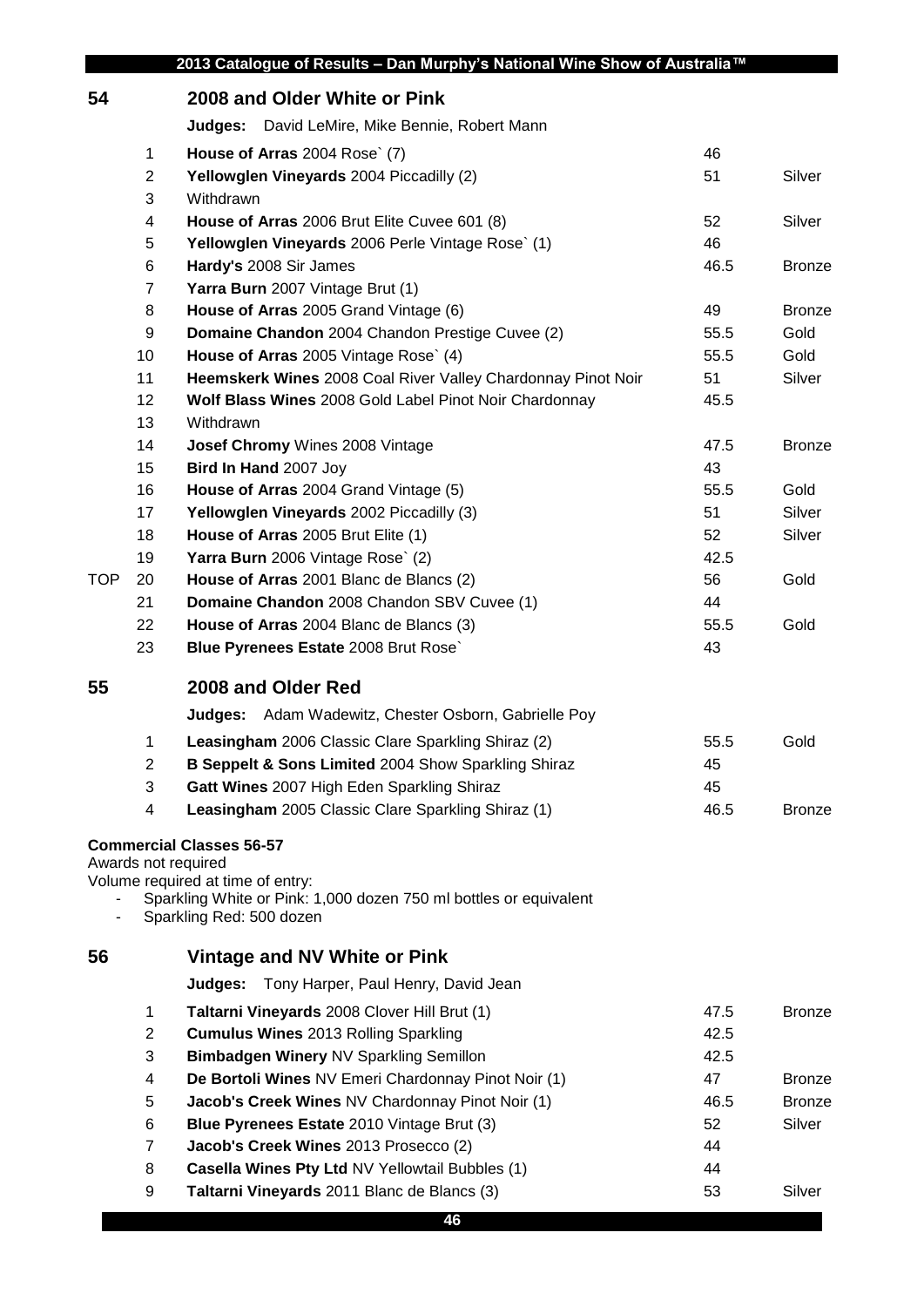## 54 2008 and Older White or Pink

**Judges:** David LeMire, Mike Bennie, Robert Mann

| | No. | Wine | Score | Award |
|---|---|---|---|---|
| | 1 | **House of Arras** 2004 Rose` (7) | 46 | |
| | 2 | **Yellowglen Vineyards** 2004 Piccadilly (2) | 51 | Silver |
| | 3 | Withdrawn | | |
| | 4 | **House of Arras** 2006 Brut Elite Cuvee 601 (8) | 52 | Silver |
| | 5 | **Yellowglen Vineyards** 2006 Perle Vintage Rose` (1) | 46 | |
| | 6 | **Hardy's** 2008 Sir James | 46.5 | Bronze |
| | 7 | **Yarra Burn** 2007 Vintage Brut (1) | | |
| | 8 | **House of Arras** 2005 Grand Vintage (6) | 49 | Bronze |
| | 9 | **Domaine Chandon** 2004 Chandon Prestige Cuvee (2) | 55.5 | Gold |
| | 10 | **House of Arras** 2005 Vintage Rose` (4) | 55.5 | Gold |
| | 11 | **Heemskerk Wines** 2008 Coal River Valley Chardonnay Pinot Noir | 51 | Silver |
| | 12 | **Wolf Blass Wines** 2008 Gold Label Pinot Noir Chardonnay | 45.5 | |
| | 13 | Withdrawn | | |
| | 14 | **Josef Chromy** Wines 2008 Vintage | 47.5 | Bronze |
| | 15 | **Bird In Hand** 2007 Joy | 43 | |
| | 16 | **House of Arras** 2004 Grand Vintage (5) | 55.5 | Gold |
| | 17 | **Yellowglen Vineyards** 2002 Piccadilly (3) | 51 | Silver |
| | 18 | **House of Arras** 2005 Brut Elite (1) | 52 | Silver |
| | 19 | **Yarra Burn** 2006 Vintage Rose` (2) | 42.5 | |
| TOP | 20 | **House of Arras** 2001 Blanc de Blancs (2) | 56 | Gold |
| | 21 | **Domaine Chandon** 2008 Chandon SBV Cuvee (1) | 44 | |
| | 22 | **House of Arras** 2004 Blanc de Blancs (3) | 55.5 | Gold |
| | 23 | **Blue Pyrenees Estate** 2008 Brut Rose` | 43 | |

## 55 2008 and Older Red

**Judges:** Adam Wadewitz, Chester Osborn, Gabrielle Poy

| No. | Wine | Score | Award |
|---|---|---|---|
| 1 | **Leasingham** 2006 Classic Clare Sparkling Shiraz (2) | 55.5 | Gold |
| 2 | **B Seppelt & Sons Limited** 2004 Show Sparkling Shiraz | 45 | |
| 3 | **Gatt Wines** 2007 High Eden Sparkling Shiraz | 45 | |
| 4 | **Leasingham** 2005 Classic Clare Sparkling Shiraz (1) | 46.5 | Bronze |

**Commercial Classes 56-57**

Awards not required

Volume required at time of entry:

- Sparkling White or Pink: 1,000 dozen 750 ml bottles or equivalent
- Sparkling Red: 500 dozen

## 56 Vintage and NV White or Pink

**Judges:** Tony Harper, Paul Henry, David Jean

| No. | Wine | Score | Award |
|---|---|---|---|
| 1 | **Taltarni Vineyards** 2008 Clover Hill Brut (1) | 47.5 | Bronze |
| 2 | **Cumulus Wines** 2013 Rolling Sparkling | 42.5 | |
| 3 | **Bimbadgen Winery** NV Sparkling Semillon | 42.5 | |
| 4 | **De Bortoli Wines** NV Emeri Chardonnay Pinot Noir (1) | 47 | Bronze |
| 5 | **Jacob's Creek Wines** NV Chardonnay Pinot Noir (1) | 46.5 | Bronze |
| 6 | **Blue Pyrenees Estate** 2010 Vintage Brut (3) | 52 | Silver |
| 7 | **Jacob's Creek Wines** 2013 Prosecco (2) | 44 | |
| 8 | **Casella Wines Pty Ltd** NV Yellowtail Bubbles (1) | 44 | |
| 9 | **Taltarni Vineyards** 2011 Blanc de Blancs (3) | 53 | Silver |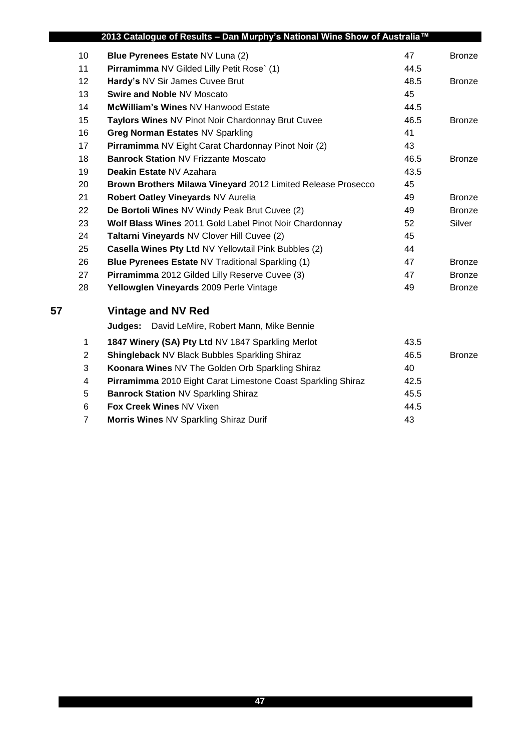| | | | |
|---|---|---|---|
| 10 | **Blue Pyrenees Estate** NV Luna (2) | 47 | Bronze |
| 11 | **Pirramimma** NV Gilded Lilly Petit Rose` (1) | 44.5 | |
| 12 | **Hardy's** NV Sir James Cuvee Brut | 48.5 | Bronze |
| 13 | **Swire and Noble** NV Moscato | 45 | |
| 14 | **McWilliam's Wines** NV Hanwood Estate | 44.5 | |
| 15 | **Taylors Wines** NV Pinot Noir Chardonnay Brut Cuvee | 46.5 | Bronze |
| 16 | **Greg Norman Estates** NV Sparkling | 41 | |
| 17 | **Pirramimma** NV Eight Carat Chardonnay Pinot Noir (2) | 43 | |
| 18 | **Banrock Station** NV Frizzante Moscato | 46.5 | Bronze |
| 19 | **Deakin Estate** NV Azahara | 43.5 | |
| 20 | **Brown Brothers Milawa Vineyard** 2012 Limited Release Prosecco | 45 | |
| 21 | **Robert Oatley Vineyards** NV Aurelia | 49 | Bronze |
| 22 | **De Bortoli Wines** NV Windy Peak Brut Cuvee (2) | 49 | Bronze |
| 23 | **Wolf Blass Wines** 2011 Gold Label Pinot Noir Chardonnay | 52 | Silver |
| 24 | **Taltarni Vineyards** NV Clover Hill Cuvee (2) | 45 | |
| 25 | **Casella Wines Pty Ltd** NV Yellowtail Pink Bubbles (2) | 44 | |
| 26 | **Blue Pyrenees Estate** NV Traditional Sparkling (1) | 47 | Bronze |
| 27 | **Pirramimma** 2012 Gilded Lilly Reserve Cuvee (3) | 47 | Bronze |
| 28 | **Yellowglen Vineyards** 2009 Perle Vintage | 49 | Bronze |

## 57 Vintage and NV Red

**Judges:** David LeMire, Robert Mann, Mike Bennie

| | | | |
|---|---|---|---|
| 1 | **1847 Winery (SA) Pty Ltd** NV 1847 Sparkling Merlot | 43.5 | |
| 2 | **Shingleback** NV Black Bubbles Sparkling Shiraz | 46.5 | Bronze |
| 3 | **Koonara Wines** NV The Golden Orb Sparkling Shiraz | 40 | |
| 4 | **Pirramimma** 2010 Eight Carat Limestone Coast Sparkling Shiraz | 42.5 | |
| 5 | **Banrock Station** NV Sparkling Shiraz | 45.5 | |
| 6 | **Fox Creek Wines** NV Vixen | 44.5 | |
| 7 | **Morris Wines** NV Sparkling Shiraz Durif | 43 | |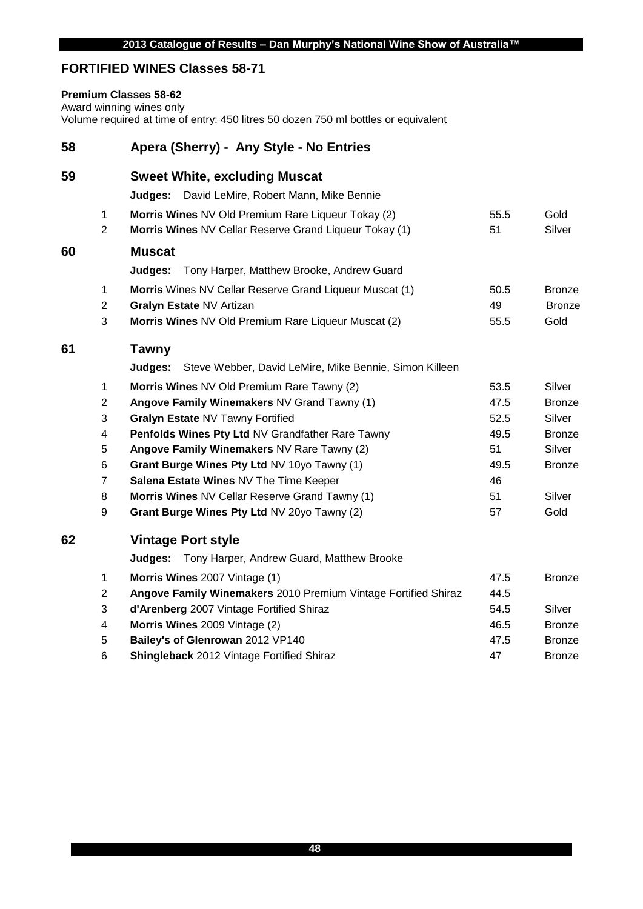## FORTIFIED WINES Classes 58-71

**Premium Classes 58-62**
Award winning wines only
Volume required at time of entry: 450 litres 50 dozen 750 ml bottles or equivalent

### 58 Apera (Sherry) - Any Style - No Entries

### 59 Sweet White, excluding Muscat

**Judges:** David LeMire, Robert Mann, Mike Bennie

| | Wine | Score | Award |
|---|---|---|---|
| 1 | **Morris Wines** NV Old Premium Rare Liqueur Tokay (2) | 55.5 | Gold |
| 2 | **Morris Wines** NV Cellar Reserve Grand Liqueur Tokay (1) | 51 | Silver |

### 60 Muscat

**Judges:** Tony Harper, Matthew Brooke, Andrew Guard

| | Wine | Score | Award |
|---|---|---|---|
| 1 | **Morris** Wines NV Cellar Reserve Grand Liqueur Muscat (1) | 50.5 | Bronze |
| 2 | **Gralyn Estate** NV Artizan | 49 | Bronze |
| 3 | **Morris Wines** NV Old Premium Rare Liqueur Muscat (2) | 55.5 | Gold |

### 61 Tawny

**Judges:** Steve Webber, David LeMire, Mike Bennie, Simon Killeen

| | Wine | Score | Award |
|---|---|---|---|
| 1 | **Morris Wines** NV Old Premium Rare Tawny (2) | 53.5 | Silver |
| 2 | **Angove Family Winemakers** NV Grand Tawny (1) | 47.5 | Bronze |
| 3 | **Gralyn Estate** NV Tawny Fortified | 52.5 | Silver |
| 4 | **Penfolds Wines Pty Ltd** NV Grandfather Rare Tawny | 49.5 | Bronze |
| 5 | **Angove Family Winemakers** NV Rare Tawny (2) | 51 | Silver |
| 6 | **Grant Burge Wines Pty Ltd** NV 10yo Tawny (1) | 49.5 | Bronze |
| 7 | **Salena Estate Wines** NV The Time Keeper | 46 | |
| 8 | **Morris Wines** NV Cellar Reserve Grand Tawny (1) | 51 | Silver |
| 9 | **Grant Burge Wines Pty Ltd** NV 20yo Tawny (2) | 57 | Gold |

### 62 Vintage Port style

**Judges:** Tony Harper, Andrew Guard, Matthew Brooke

| | Wine | Score | Award |
|---|---|---|---|
| 1 | **Morris Wines** 2007 Vintage (1) | 47.5 | Bronze |
| 2 | **Angove Family Winemakers** 2010 Premium Vintage Fortified Shiraz | 44.5 | |
| 3 | **d'Arenberg** 2007 Vintage Fortified Shiraz | 54.5 | Silver |
| 4 | **Morris Wines** 2009 Vintage (2) | 46.5 | Bronze |
| 5 | **Bailey's of Glenrowan** 2012 VP140 | 47.5 | Bronze |
| 6 | **Shingleback** 2012 Vintage Fortified Shiraz | 47 | Bronze |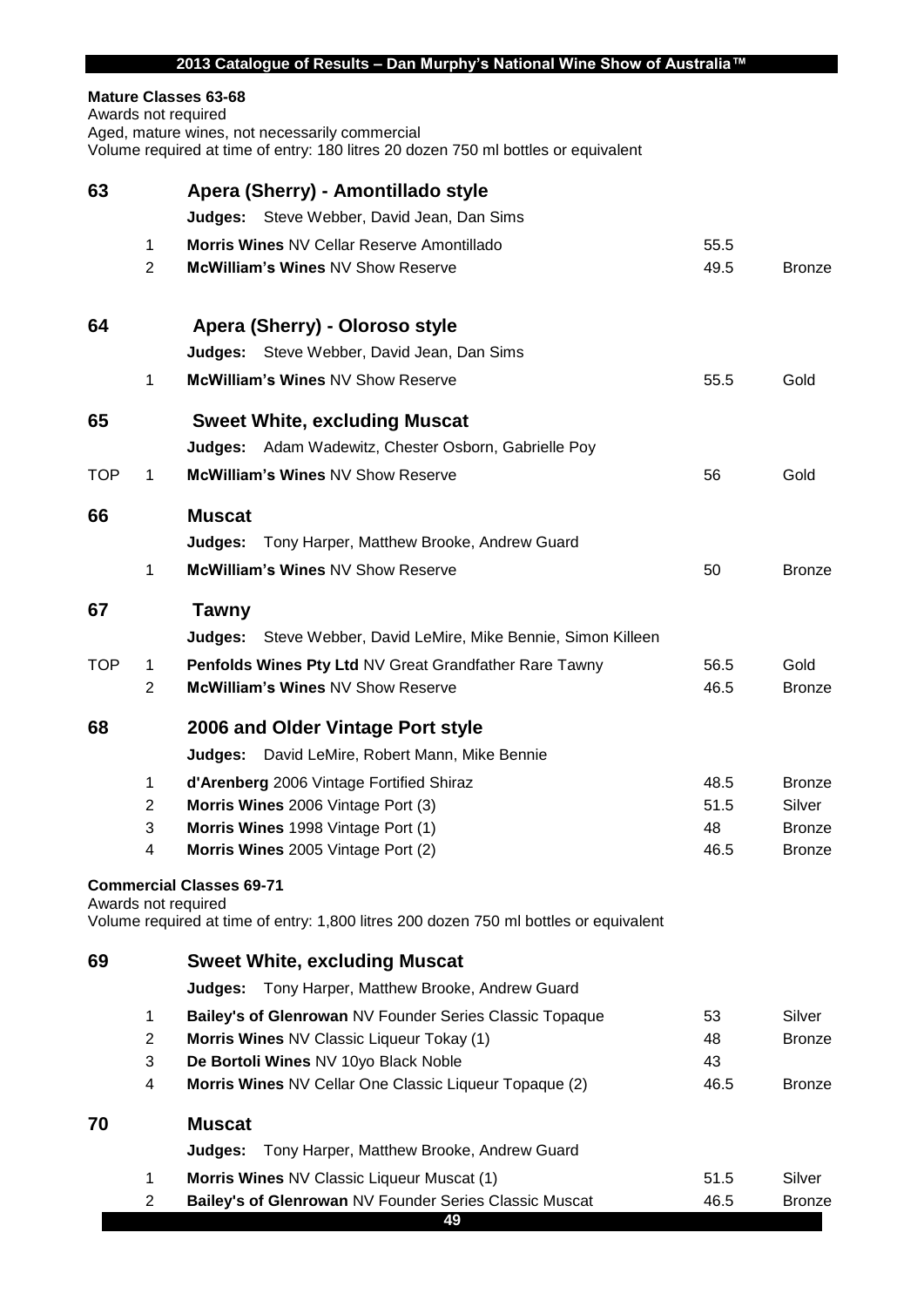**Mature Classes 63-68**
Awards not required
Aged, mature wines, not necessarily commercial
Volume required at time of entry: 180 litres 20 dozen 750 ml bottles or equivalent

## 63 Apera (Sherry) - Amontillado style

**Judges:** Steve Webber, David Jean, Dan Sims

| | | Entry | Score | Award |
|---|---|---|---|---|
| | 1 | **Morris Wines** NV Cellar Reserve Amontillado | 55.5 | |
| | 2 | **McWilliam's Wines** NV Show Reserve | 49.5 | Bronze |

## 64 Apera (Sherry) - Oloroso style

**Judges:** Steve Webber, David Jean, Dan Sims

| | | Entry | Score | Award |
|---|---|---|---|---|
| | 1 | **McWilliam's Wines** NV Show Reserve | 55.5 | Gold |

## 65 Sweet White, excluding Muscat

**Judges:** Adam Wadewitz, Chester Osborn, Gabrielle Poy

| | | Entry | Score | Award |
|---|---|---|---|---|
| TOP | 1 | **McWilliam's Wines** NV Show Reserve | 56 | Gold |

## 66 Muscat

**Judges:** Tony Harper, Matthew Brooke, Andrew Guard

| | | Entry | Score | Award |
|---|---|---|---|---|
| | 1 | **McWilliam's Wines** NV Show Reserve | 50 | Bronze |

## 67 Tawny

**Judges:** Steve Webber, David LeMire, Mike Bennie, Simon Killeen

| | | Entry | Score | Award |
|---|---|---|---|---|
| TOP | 1 | **Penfolds Wines Pty Ltd** NV Great Grandfather Rare Tawny | 56.5 | Gold |
| | 2 | **McWilliam's Wines** NV Show Reserve | 46.5 | Bronze |

## 68 2006 and Older Vintage Port style

**Judges:** David LeMire, Robert Mann, Mike Bennie

| | | Entry | Score | Award |
|---|---|---|---|---|
| | 1 | **d'Arenberg** 2006 Vintage Fortified Shiraz | 48.5 | Bronze |
| | 2 | **Morris Wines** 2006 Vintage Port (3) | 51.5 | Silver |
| | 3 | **Morris Wines** 1998 Vintage Port (1) | 48 | Bronze |
| | 4 | **Morris Wines** 2005 Vintage Port (2) | 46.5 | Bronze |

**Commercial Classes 69-71**
Awards not required
Volume required at time of entry: 1,800 litres 200 dozen 750 ml bottles or equivalent

## 69 Sweet White, excluding Muscat

**Judges:** Tony Harper, Matthew Brooke, Andrew Guard

| | | Entry | Score | Award |
|---|---|---|---|---|
| | 1 | **Bailey's of Glenrowan** NV Founder Series Classic Topaque | 53 | Silver |
| | 2 | **Morris Wines** NV Classic Liqueur Tokay (1) | 48 | Bronze |
| | 3 | **De Bortoli Wines** NV 10yo Black Noble | 43 | |
| | 4 | **Morris Wines** NV Cellar One Classic Liqueur Topaque (2) | 46.5 | Bronze |

## 70 Muscat

**Judges:** Tony Harper, Matthew Brooke, Andrew Guard

| | | Entry | Score | Award |
|---|---|---|---|---|
| | 1 | **Morris Wines** NV Classic Liqueur Muscat (1) | 51.5 | Silver |
| | 2 | **Bailey's of Glenrowan** NV Founder Series Classic Muscat | 46.5 | Bronze |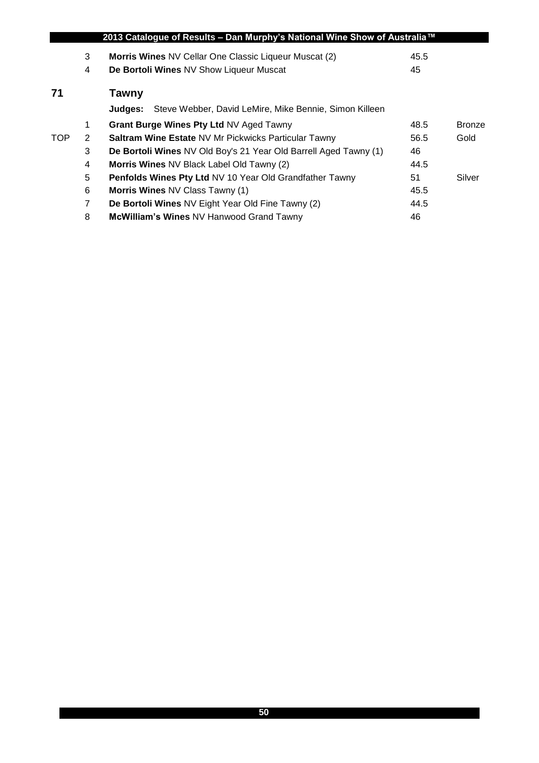| | | | | |
|---|---|---|---|---|
| | 3 | **Morris Wines** NV Cellar One Classic Liqueur Muscat (2) | 45.5 | |
| | 4 | **De Bortoli Wines** NV Show Liqueur Muscat | 45 | |

## 71 Tawny

**Judges:** Steve Webber, David LeMire, Mike Bennie, Simon Killeen

| | | | | |
|---|---|---|---|---|
| | 1 | **Grant Burge Wines Pty Ltd** NV Aged Tawny | 48.5 | Bronze |
| TOP | 2 | **Saltram Wine Estate** NV Mr Pickwicks Particular Tawny | 56.5 | Gold |
| | 3 | **De Bortoli Wines** NV Old Boy's 21 Year Old Barrell Aged Tawny (1) | 46 | |
| | 4 | **Morris Wines** NV Black Label Old Tawny (2) | 44.5 | |
| | 5 | **Penfolds Wines Pty Ltd** NV 10 Year Old Grandfather Tawny | 51 | Silver |
| | 6 | **Morris Wines** NV Class Tawny (1) | 45.5 | |
| | 7 | **De Bortoli Wines** NV Eight Year Old Fine Tawny (2) | 44.5 | |
| | 8 | **McWilliam's Wines** NV Hanwood Grand Tawny | 46 | |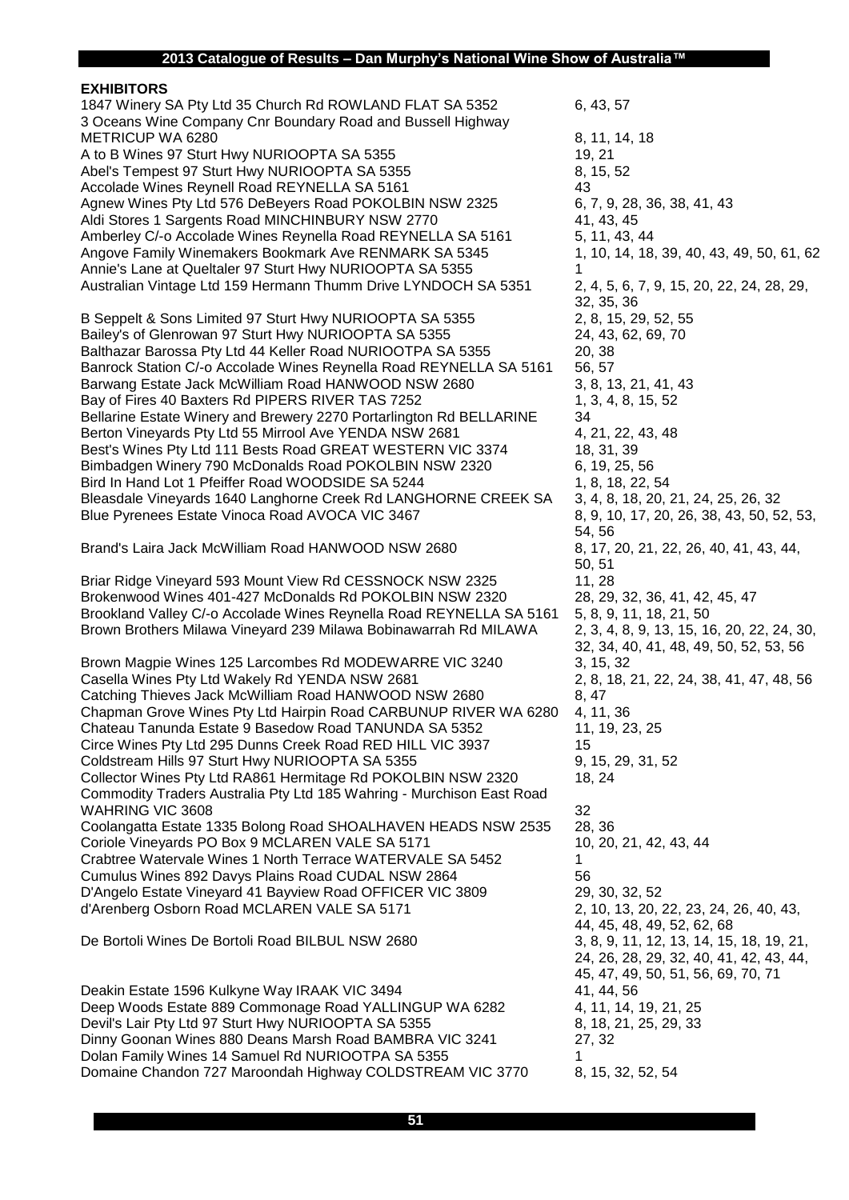## EXHIBITORS

| Exhibitor | Classes |
|---|---|
| 1847 Winery SA Pty Ltd 35 Church Rd ROWLAND FLAT SA 5352 | 6, 43, 57 |
| 3 Oceans Wine Company Cnr Boundary Road and Bussell Highway METRICUP WA 6280 | 8, 11, 14, 18 |
| A to B Wines 97 Sturt Hwy NURIOOPTA SA 5355 | 19, 21 |
| Abel's Tempest 97 Sturt Hwy NURIOOPTA SA 5355 | 8, 15, 52 |
| Accolade Wines Reynell Road REYNELLA SA 5161 | 43 |
| Agnew Wines Pty Ltd 576 DeBeyers Road POKOLBIN NSW 2325 | 6, 7, 9, 28, 36, 38, 41, 43 |
| Aldi Stores 1 Sargents Road MINCHINBURY NSW 2770 | 41, 43, 45 |
| Amberley C/-o Accolade Wines Reynella Road REYNELLA SA 5161 | 5, 11, 43, 44 |
| Angove Family Winemakers Bookmark Ave RENMARK SA 5345 | 1, 10, 14, 18, 39, 40, 43, 49, 50, 61, 62 |
| Annie's Lane at Queltaler 97 Sturt Hwy NURIOOPTA SA 5355 | 1 |
| Australian Vintage Ltd 159 Hermann Thumm Drive LYNDOCH SA 5351 | 2, 4, 5, 6, 7, 9, 15, 20, 22, 24, 28, 29, 32, 35, 36 |
| B Seppelt & Sons Limited 97 Sturt Hwy NURIOOPTA SA 5355 | 2, 8, 15, 29, 52, 55 |
| Bailey's of Glenrowan 97 Sturt Hwy NURIOOPTA SA 5355 | 24, 43, 62, 69, 70 |
| Balthazar Barossa Pty Ltd 44 Keller Road NURIOOTPA SA 5355 | 20, 38 |
| Banrock Station C/-o Accolade Wines Reynella Road REYNELLA SA 5161 | 56, 57 |
| Barwang Estate Jack McWilliam Road HANWOOD NSW 2680 | 3, 8, 13, 21, 41, 43 |
| Bay of Fires 40 Baxters Rd PIPERS RIVER TAS 7252 | 1, 3, 4, 8, 15, 52 |
| Bellarine Estate Winery and Brewery 2270 Portarlington Rd BELLARINE | 34 |
| Berton Vineyards Pty Ltd 55 Mirrool Ave YENDA NSW 2681 | 4, 21, 22, 43, 48 |
| Best's Wines Pty Ltd 111 Bests Road GREAT WESTERN VIC 3374 | 18, 31, 39 |
| Bimbadgen Winery 790 McDonalds Road POKOLBIN NSW 2320 | 6, 19, 25, 56 |
| Bird In Hand Lot 1 Pfeiffer Road WOODSIDE SA 5244 | 1, 8, 18, 22, 54 |
| Bleasdale Vineyards 1640 Langhorne Creek Rd LANGHORNE CREEK SA | 3, 4, 8, 18, 20, 21, 24, 25, 26, 32 |
| Blue Pyrenees Estate Vinoca Road AVOCA VIC 3467 | 8, 9, 10, 17, 20, 26, 38, 43, 50, 52, 53, 54, 56 |
| Brand's Laira Jack McWilliam Road HANWOOD NSW 2680 | 8, 17, 20, 21, 22, 26, 40, 41, 43, 44, 50, 51 |
| Briar Ridge Vineyard 593 Mount View Rd CESSNOCK NSW 2325 | 11, 28 |
| Brokenwood Wines 401-427 McDonalds Rd POKOLBIN NSW 2320 | 28, 29, 32, 36, 41, 42, 45, 47 |
| Brookland Valley C/-o Accolade Wines Reynella Road REYNELLA SA 5161 | 5, 8, 9, 11, 18, 21, 50 |
| Brown Brothers Milawa Vineyard 239 Milawa Bobinawarrah Rd MILAWA | 2, 3, 4, 8, 9, 13, 15, 16, 20, 22, 24, 30, 32, 34, 40, 41, 48, 49, 50, 52, 53, 56 |
| Brown Magpie Wines 125 Larcombes Rd MODEWARRE VIC 3240 | 3, 15, 32 |
| Casella Wines Pty Ltd Wakely Rd YENDA NSW 2681 | 2, 8, 18, 21, 22, 24, 38, 41, 47, 48, 56 |
| Catching Thieves Jack McWilliam Road HANWOOD NSW 2680 | 8, 47 |
| Chapman Grove Wines Pty Ltd Hairpin Road CARBUNUP RIVER WA 6280 | 4, 11, 36 |
| Chateau Tanunda Estate 9 Basedow Road TANUNDA SA 5352 | 11, 19, 23, 25 |
| Circe Wines Pty Ltd 295 Dunns Creek Road RED HILL VIC 3937 | 15 |
| Coldstream Hills 97 Sturt Hwy NURIOOPTA SA 5355 | 9, 15, 29, 31, 52 |
| Collector Wines Pty Ltd RA861 Hermitage Rd POKOLBIN NSW 2320 | 18, 24 |
| Commodity Traders Australia Pty Ltd 185 Wahring - Murchison East Road WAHRING VIC 3608 | 32 |
| Coolangatta Estate 1335 Bolong Road SHOALHAVEN HEADS NSW 2535 | 28, 36 |
| Coriole Vineyards PO Box 9 MCLAREN VALE SA 5171 | 10, 20, 21, 42, 43, 44 |
| Crabtree Watervale Wines 1 North Terrace WATERVALE SA 5452 | 1 |
| Cumulus Wines 892 Davys Plains Road CUDAL NSW 2864 | 56 |
| D'Angelo Estate Vineyard 41 Bayview Road OFFICER VIC 3809 | 29, 30, 32, 52 |
| d'Arenberg Osborn Road MCLAREN VALE SA 5171 | 2, 10, 13, 20, 22, 23, 24, 26, 40, 43, 44, 45, 48, 49, 52, 62, 68 |
| De Bortoli Wines De Bortoli Road BILBUL NSW 2680 | 3, 8, 9, 11, 12, 13, 14, 15, 18, 19, 21, 24, 26, 28, 29, 32, 40, 41, 42, 43, 44, 45, 47, 49, 50, 51, 56, 69, 70, 71 |
| Deakin Estate 1596 Kulkyne Way IRAAK VIC 3494 | 41, 44, 56 |
| Deep Woods Estate 889 Commonage Road YALLINGUP WA 6282 | 4, 11, 14, 19, 21, 25 |
| Devil's Lair Pty Ltd 97 Sturt Hwy NURIOOPTA SA 5355 | 8, 18, 21, 25, 29, 33 |
| Dinny Goonan Wines 880 Deans Marsh Road BAMBRA VIC 3241 | 27, 32 |
| Dolan Family Wines 14 Samuel Rd NURIOOPTA SA 5355 | 1 |
| Domaine Chandon 727 Maroondah Highway COLDSTREAM VIC 3770 | 8, 15, 32, 52, 54 |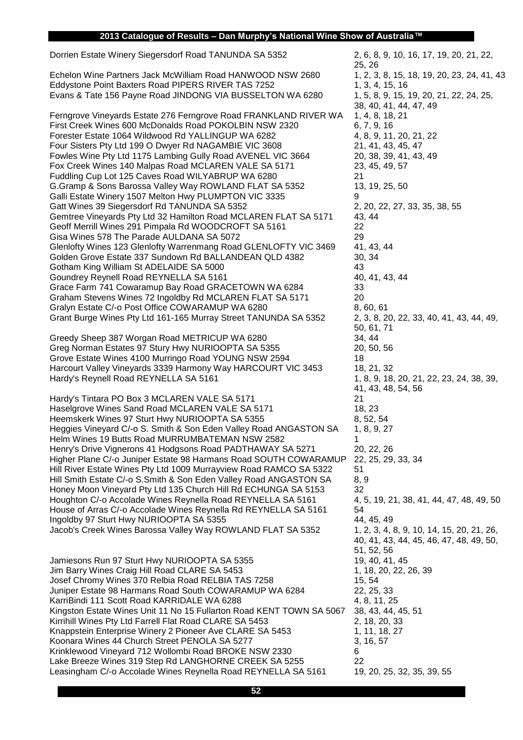| Exhibitor | Classes |
|---|---|
| Dorrien Estate Winery Siegersdorf Road TANUNDA SA 5352 | 2, 6, 8, 9, 10, 16, 17, 19, 20, 21, 22, 25, 26 |
| Echelon Wine Partners Jack McWilliam Road HANWOOD NSW 2680 | 1, 2, 3, 8, 15, 18, 19, 20, 23, 24, 41, 43 |
| Eddystone Point Baxters Road PIPERS RIVER TAS 7252 | 1, 3, 4, 15, 16 |
| Evans & Tate 156 Payne Road JINDONG VIA BUSSELTON WA 6280 | 1, 5, 8, 9, 15, 19, 20, 21, 22, 24, 25, 38, 40, 41, 44, 47, 49 |
| Ferngrove Vineyards Estate 276 Ferngrove Road FRANKLAND RIVER WA | 1, 4, 8, 18, 21 |
| First Creek Wines 600 McDonalds Road POKOLBIN NSW 2320 | 6, 7, 9, 16 |
| Forester Estate 1064 Wildwood Rd YALLINGUP WA 6282 | 4, 8, 9, 11, 20, 21, 22 |
| Four Sisters Pty Ltd 199 O Dwyer Rd NAGAMBIE VIC 3608 | 21, 41, 43, 45, 47 |
| Fowles Wine Pty Ltd 1175 Lambing Gully Road AVENEL VIC 3664 | 20, 38, 39, 41, 43, 49 |
| Fox Creek Wines 140 Malpas Road MCLAREN VALE SA 5171 | 23, 45, 49, 57 |
| Fuddling Cup Lot 125 Caves Road WILYABRUP WA 6280 | 21 |
| G.Gramp & Sons Barossa Valley Way ROWLAND FLAT SA 5352 | 13, 19, 25, 50 |
| Galli Estate Winery 1507 Melton Hwy PLUMPTON VIC 3335 | 9 |
| Gatt Wines 39 Siegersdorf Rd TANUNDA SA 5352 | 2, 20, 22, 27, 33, 35, 38, 55 |
| Gemtree Vineyards Pty Ltd 32 Hamilton Road MCLAREN FLAT SA 5171 | 43, 44 |
| Geoff Merrill Wines 291 Pimpala Rd WOODCROFT SA 5161 | 22 |
| Gisa Wines 578 The Parade AULDANA SA 5072 | 29 |
| Glenlofty Wines 123 Glenlofty Warrenmang Road GLENLOFTY VIC 3469 | 41, 43, 44 |
| Golden Grove Estate 337 Sundown Rd BALLANDEAN QLD 4382 | 30, 34 |
| Gotham King William St ADELAIDE SA 5000 | 43 |
| Goundrey Reynell Road REYNELLA SA 5161 | 40, 41, 43, 44 |
| Grace Farm 741 Cowaramup Bay Road GRACETOWN WA 6284 | 33 |
| Graham Stevens Wines 72 Ingoldby Rd MCLAREN FLAT SA 5171 | 20 |
| Gralyn Estate C/-o Post Office COWARAMUP WA 6280 | 8, 60, 61 |
| Grant Burge Wines Pty Ltd 161-165 Murray Street TANUNDA SA 5352 | 2, 3, 8, 20, 22, 33, 40, 41, 43, 44, 49, 50, 61, 71 |
| Greedy Sheep 387 Worgan Road METRICUP WA 6280 | 34, 44 |
| Greg Norman Estates 97 Stury Hwy NURIOOPTA SA 5355 | 20, 50, 56 |
| Grove Estate Wines 4100 Murringo Road YOUNG NSW 2594 | 18 |
| Harcourt Valley Vineyards 3339 Harmony Way HARCOURT VIC 3453 | 18, 21, 32 |
| Hardy's Reynell Road REYNELLA SA 5161 | 1, 8, 9, 18, 20, 21, 22, 23, 24, 38, 39, 41, 43, 48, 54, 56 |
| Hardy's Tintara PO Box 3 MCLAREN VALE SA 5171 | 21 |
| Haselgrove Wines Sand Road MCLAREN VALE SA 5171 | 18, 23 |
| Heemskerk Wines 97 Sturt Hwy NURIOOPTA SA 5355 | 8, 52, 54 |
| Heggies Vineyard C/-o S. Smith & Son Eden Valley Road ANGASTON SA | 1, 8, 9, 27 |
| Helm Wines 19 Butts Road MURRUMBATEMAN NSW 2582 | 1 |
| Henry's Drive Vignerons 41 Hodgsons Road PADTHAWAY SA 5271 | 20, 22, 26 |
| Higher Plane C/-o Juniper Estate 98 Harmans Road SOUTH COWARAMUP | 22, 25, 29, 33, 34 |
| Hill River Estate Wines Pty Ltd 1009 Murrayview Road RAMCO SA 5322 | 51 |
| Hill Smith Estate C/-o S.Smith & Son Eden Valley Road ANGASTON SA | 8, 9 |
| Honey Moon Vineyard Pty Ltd 135 Church Hill Rd ECHUNGA SA 5153 | 32 |
| Houghton C/-o Accolade Wines Reynella Road REYNELLA SA 5161 | 4, 5, 19, 21, 38, 41, 44, 47, 48, 49, 50 |
| House of Arras C/-o Accolade Wines Reynella Rd REYNELLA SA 5161 | 54 |
| Ingoldby 97 Sturt Hwy NURIOOPTA SA 5355 | 44, 45, 49 |
| Jacob's Creek Wines Barossa Valley Way ROWLAND FLAT SA 5352 | 1, 2, 3, 4, 8, 9, 10, 14, 15, 20, 21, 26, 40, 41, 43, 44, 45, 46, 47, 48, 49, 50, 51, 52, 56 |
| Jamiesons Run 97 Sturt Hwy NURIOOPTA SA 5355 | 19, 40, 41, 45 |
| Jim Barry Wines Craig Hill Road CLARE SA 5453 | 1, 18, 20, 22, 26, 39 |
| Josef Chromy Wines 370 Relbia Road RELBIA TAS 7258 | 15, 54 |
| Juniper Estate 98 Harmans Road South COWARAMUP WA 6284 | 22, 25, 33 |
| KarriBindi 111 Scott Road KARRIDALE WA 6288 | 4, 8, 11, 25 |
| Kingston Estate Wines Unit 11 No 15 Fullarton Road KENT TOWN SA 5067 | 38, 43, 44, 45, 51 |
| Kirrihill Wines Pty Ltd Farrell Flat Road CLARE SA 5453 | 2, 18, 20, 33 |
| Knappstein Enterprise Winery 2 Pioneer Ave CLARE SA 5453 | 1, 11, 18, 27 |
| Koonara Wines 44 Church Street PENOLA SA 5277 | 3, 16, 57 |
| Krinklewood Vineyard 712 Wollombi Road BROKE NSW 2330 | 6 |
| Lake Breeze Wines 319 Step Rd LANGHORNE CREEK SA 5255 | 22 |
| Leasingham C/-o Accolade Wines Reynella Road REYNELLA SA 5161 | 19, 20, 25, 32, 35, 39, 55 |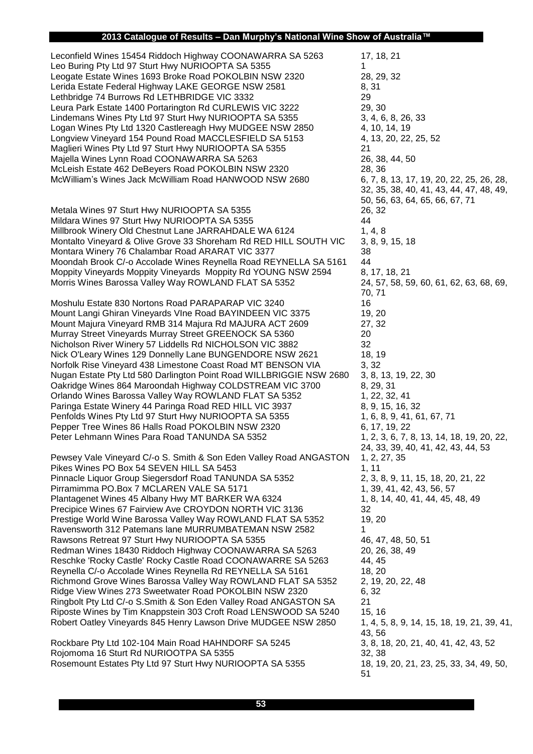| Exhibitor | Classes |
| --- | --- |
| Leconfield Wines 15454 Riddoch Highway COONAWARRA SA 5263 | 17, 18, 21 |
| Leo Buring Pty Ltd 97 Sturt Hwy NURIOOPTA SA 5355 | 1 |
| Leogate Estate Wines 1693 Broke Road POKOLBIN NSW 2320 | 28, 29, 32 |
| Lerida Estate Federal Highway LAKE GEORGE NSW 2581 | 8, 31 |
| Lethbridge 74 Burrows Rd LETHBRIDGE VIC 3332 | 29 |
| Leura Park Estate 1400 Portarington Rd CURLEWIS VIC 3222 | 29, 30 |
| Lindemans Wines Pty Ltd 97 Sturt Hwy NURIOOPTA SA 5355 | 3, 4, 6, 8, 26, 33 |
| Logan Wines Pty Ltd 1320 Castlereagh Hwy MUDGEE NSW 2850 | 4, 10, 14, 19 |
| Longview Vineyard 154 Pound Road MACCLESFIELD SA 5153 | 4, 13, 20, 22, 25, 52 |
| Maglieri Wines Pty Ltd 97 Sturt Hwy NURIOOPTA SA 5355 | 21 |
| Majella Wines Lynn Road COONAWARRA SA 5263 | 26, 38, 44, 50 |
| McLeish Estate 462 DeBeyers Road POKOLBIN NSW 2320 | 28, 36 |
| McWilliam's Wines Jack McWilliam Road HANWOOD NSW 2680 | 6, 7, 8, 13, 17, 19, 20, 22, 25, 26, 28, 32, 35, 38, 40, 41, 43, 44, 47, 48, 49, 50, 56, 63, 64, 65, 66, 67, 71 |
| Metala Wines 97 Sturt Hwy NURIOOPTA SA 5355 | 26, 32 |
| Mildara Wines 97 Sturt Hwy NURIOOPTA SA 5355 | 44 |
| Millbrook Winery Old Chestnut Lane JARRAHDALE WA 6124 | 1, 4, 8 |
| Montalto Vineyard & Olive Grove 33 Shoreham Rd RED HILL SOUTH VIC | 3, 8, 9, 15, 18 |
| Montara Winery 76 Chalambar Road ARARAT VIC 3377 | 38 |
| Moondah Brook C/-o Accolade Wines Reynella Road REYNELLA SA 5161 | 44 |
| Moppity Vineyards Moppity Vineyards Moppity Rd YOUNG NSW 2594 | 8, 17, 18, 21 |
| Morris Wines Barossa Valley Way ROWLAND FLAT SA 5352 | 24, 57, 58, 59, 60, 61, 62, 63, 68, 69, 70, 71 |
| Moshulu Estate 830 Nortons Road PARAPARAP VIC 3240 | 16 |
| Mount Langi Ghiran Vineyards VIne Road BAYINDEEN VIC 3375 | 19, 20 |
| Mount Majura Vineyard RMB 314 Majura Rd MAJURA ACT 2609 | 27, 32 |
| Murray Street Vineyards Murray Street GREENOCK SA 5360 | 20 |
| Nicholson River Winery 57 Liddells Rd NICHOLSON VIC 3882 | 32 |
| Nick O'Leary Wines 129 Donnelly Lane BUNGENDORE NSW 2621 | 18, 19 |
| Norfolk Rise Vineyard 438 Limestone Coast Road MT BENSON VIA | 3, 32 |
| Nugan Estate Pty Ltd 580 Darlington Point Road WILLBRIGGIE NSW 2680 | 3, 8, 13, 19, 22, 30 |
| Oakridge Wines 864 Maroondah Highway COLDSTREAM VIC 3700 | 8, 29, 31 |
| Orlando Wines Barossa Valley Way ROWLAND FLAT SA 5352 | 1, 22, 32, 41 |
| Paringa Estate Winery 44 Paringa Road RED HILL VIC 3937 | 8, 9, 15, 16, 32 |
| Penfolds Wines Pty Ltd 97 Sturt Hwy NURIOOPTA SA 5355 | 1, 6, 8, 9, 41, 61, 67, 71 |
| Pepper Tree Wines 86 Halls Road POKOLBIN NSW 2320 | 6, 17, 19, 22 |
| Peter Lehmann Wines Para Road TANUNDA SA 5352 | 1, 2, 3, 6, 7, 8, 13, 14, 18, 19, 20, 22, 24, 33, 39, 40, 41, 42, 43, 44, 53 |
| Pewsey Vale Vineyard C/-o S. Smith & Son Eden Valley Road ANGASTON | 1, 2, 27, 35 |
| Pikes Wines PO Box 54 SEVEN HILL SA 5453 | 1, 11 |
| Pinnacle Liquor Group Siegersdorf Road TANUNDA SA 5352 | 2, 3, 8, 9, 11, 15, 18, 20, 21, 22 |
| Pirramimma PO.Box 7 MCLAREN VALE SA 5171 | 1, 39, 41, 42, 43, 56, 57 |
| Plantagenet Wines 45 Albany Hwy MT BARKER WA 6324 | 1, 8, 14, 40, 41, 44, 45, 48, 49 |
| Precipice Wines 67 Fairview Ave CROYDON NORTH VIC 3136 | 32 |
| Prestige World Wine Barossa Valley Way ROWLAND FLAT SA 5352 | 19, 20 |
| Ravensworth 312 Patemans lane MURRUMBATEMAN NSW 2582 | 1 |
| Rawsons Retreat 97 Sturt Hwy NURIOOPTA SA 5355 | 46, 47, 48, 50, 51 |
| Redman Wines 18430 Riddoch Highway COONAWARRA SA 5263 | 20, 26, 38, 49 |
| Reschke 'Rocky Castle' Rocky Castle Road COONAWARRE SA 5263 | 44, 45 |
| Reynella C/-o Accolade Wines Reynella Rd REYNELLA SA 5161 | 18, 20 |
| Richmond Grove Wines Barossa Valley Way ROWLAND FLAT SA 5352 | 2, 19, 20, 22, 48 |
| Ridge View Wines 273 Sweetwater Road POKOLBIN NSW 2320 | 6, 32 |
| Ringbolt Pty Ltd C/-o S.Smith & Son Eden Valley Road ANGASTON SA | 21 |
| Riposte Wines by Tim Knappstein 303 Croft Road LENSWOOD SA 5240 | 15, 16 |
| Robert Oatley Vineyards 845 Henry Lawson Drive MUDGEE NSW 2850 | 1, 4, 5, 8, 9, 14, 15, 18, 19, 21, 39, 41, 43, 56 |
| Rockbare Pty Ltd 102-104 Main Road HAHNDORF SA 5245 | 3, 8, 18, 20, 21, 40, 41, 42, 43, 52 |
| Rojomoma 16 Sturt Rd NURIOOTPA SA 5355 | 32, 38 |
| Rosemount Estates Pty Ltd 97 Sturt Hwy NURIOOPTA SA 5355 | 18, 19, 20, 21, 23, 25, 33, 34, 49, 50, 51 |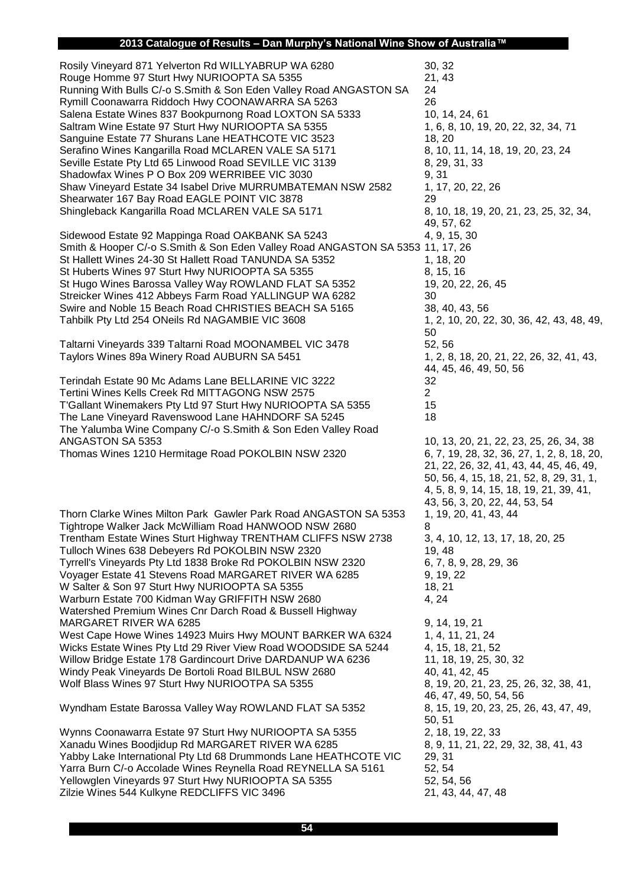| Exhibitor | Classes |
|---|---|
| Rosily Vineyard 871 Yelverton Rd WILLYABRUP WA 6280 | 30, 32 |
| Rouge Homme 97 Sturt Hwy NURIOOPTA SA 5355 | 21, 43 |
| Running With Bulls C/-o S.Smith & Son Eden Valley Road ANGASTON SA | 24 |
| Rymill Coonawarra Riddoch Hwy COONAWARRA SA 5263 | 26 |
| Salena Estate Wines 837 Bookpurnong Road LOXTON SA 5333 | 10, 14, 24, 61 |
| Saltram Wine Estate 97 Sturt Hwy NURIOOPTA SA 5355 | 1, 6, 8, 10, 19, 20, 22, 32, 34, 71 |
| Sanguine Estate 77 Shurans Lane HEATHCOTE VIC 3523 | 18, 20 |
| Serafino Wines Kangarilla Road MCLAREN VALE SA 5171 | 8, 10, 11, 14, 18, 19, 20, 23, 24 |
| Seville Estate Pty Ltd 65 Linwood Road SEVILLE VIC 3139 | 8, 29, 31, 33 |
| Shadowfax Wines P O Box 209 WERRIBEE VIC 3030 | 9, 31 |
| Shaw Vineyard Estate 34 Isabel Drive MURRUMBATEMAN NSW 2582 | 1, 17, 20, 22, 26 |
| Shearwater 167 Bay Road EAGLE POINT VIC 3878 | 29 |
| Shingleback Kangarilla Road MCLAREN VALE SA 5171 | 8, 10, 18, 19, 20, 21, 23, 25, 32, 34, 49, 57, 62 |
| Sidewood Estate 92 Mappinga Road OAKBANK SA 5243 | 4, 9, 15, 30 |
| Smith & Hooper C/-o S.Smith & Son Eden Valley Road ANGASTON SA 5353 | 11, 17, 26 |
| St Hallett Wines 24-30 St Hallett Road TANUNDA SA 5352 | 1, 18, 20 |
| St Huberts Wines 97 Sturt Hwy NURIOOPTA SA 5355 | 8, 15, 16 |
| St Hugo Wines Barossa Valley Way ROWLAND FLAT SA 5352 | 19, 20, 22, 26, 45 |
| Streicker Wines 412 Abbeys Farm Road YALLINGUP WA 6282 | 30 |
| Swire and Noble 15 Beach Road CHRISTIES BEACH SA 5165 | 38, 40, 43, 56 |
| Tahbilk Pty Ltd 254 ONeils Rd NAGAMBIE VIC 3608 | 1, 2, 10, 20, 22, 30, 36, 42, 43, 48, 49, 50 |
| Taltarni Vineyards 339 Taltarni Road MOONAMBEL VIC 3478 | 52, 56 |
| Taylors Wines 89a Winery Road AUBURN SA 5451 | 1, 2, 8, 18, 20, 21, 22, 26, 32, 41, 43, 44, 45, 46, 49, 50, 56 |
| Terindah Estate 90 Mc Adams Lane BELLARINE VIC 3222 | 32 |
| Tertini Wines Kells Creek Rd MITTAGONG NSW 2575 | 2 |
| T'Gallant Winemakers Pty Ltd 97 Sturt Hwy NURIOOPTA SA 5355 | 15 |
| The Lane Vineyard Ravenswood Lane HAHNDORF SA 5245 | 18 |
| The Yalumba Wine Company C/-o S.Smith & Son Eden Valley Road ANGASTON SA 5353 | 10, 13, 20, 21, 22, 23, 25, 26, 34, 38 |
| Thomas Wines 1210 Hermitage Road POKOLBIN NSW 2320 | 6, 7, 19, 28, 32, 36, 27, 1, 2, 8, 18, 20, 21, 22, 26, 32, 41, 43, 44, 45, 46, 49, 50, 56, 4, 15, 18, 21, 52, 8, 29, 31, 1, 4, 5, 8, 9, 14, 15, 18, 19, 21, 39, 41, 43, 56, 3, 20, 22, 44, 53, 54 |
| Thorn Clarke Wines Milton Park Gawler Park Road ANGASTON SA 5353 | 1, 19, 20, 41, 43, 44 |
| Tightrope Walker Jack McWilliam Road HANWOOD NSW 2680 | 8 |
| Trentham Estate Wines Sturt Highway TRENTHAM CLIFFS NSW 2738 | 3, 4, 10, 12, 13, 17, 18, 20, 25 |
| Tulloch Wines 638 Debeyers Rd POKOLBIN NSW 2320 | 19, 48 |
| Tyrrell's Vineyards Pty Ltd 1838 Broke Rd POKOLBIN NSW 2320 | 6, 7, 8, 9, 28, 29, 36 |
| Voyager Estate 41 Stevens Road MARGARET RIVER WA 6285 | 9, 19, 22 |
| W Salter & Son 97 Sturt Hwy NURIOOPTA SA 5355 | 18, 21 |
| Warburn Estate 700 Kidman Way GRIFFITH NSW 2680 | 4, 24 |
| Watershed Premium Wines Cnr Darch Road & Bussell Highway MARGARET RIVER WA 6285 | 9, 14, 19, 21 |
| West Cape Howe Wines 14923 Muirs Hwy MOUNT BARKER WA 6324 | 1, 4, 11, 21, 24 |
| Wicks Estate Wines Pty Ltd 29 River View Road WOODSIDE SA 5244 | 4, 15, 18, 21, 52 |
| Willow Bridge Estate 178 Gardincourt Drive DARDANUP WA 6236 | 11, 18, 19, 25, 30, 32 |
| Windy Peak Vineyards De Bortoli Road BILBUL NSW 2680 | 40, 41, 42, 45 |
| Wolf Blass Wines 97 Sturt Hwy NURIOOTPA SA 5355 | 8, 19, 20, 21, 23, 25, 26, 32, 38, 41, 46, 47, 49, 50, 54, 56 |
| Wyndham Estate Barossa Valley Way ROWLAND FLAT SA 5352 | 8, 15, 19, 20, 23, 25, 26, 43, 47, 49, 50, 51 |
| Wynns Coonawarra Estate 97 Sturt Hwy NURIOOPTA SA 5355 | 2, 18, 19, 22, 33 |
| Xanadu Wines Boodjidup Rd MARGARET RIVER WA 6285 | 8, 9, 11, 21, 22, 29, 32, 38, 41, 43 |
| Yabby Lake International Pty Ltd 68 Drummonds Lane HEATHCOTE VIC | 29, 31 |
| Yarra Burn C/-o Accolade Wines Reynella Road REYNELLA SA 5161 | 52, 54 |
| Yellowglen Vineyards 97 Sturt Hwy NURIOOPTA SA 5355 | 52, 54, 56 |
| Zilzie Wines 544 Kulkyne REDCLIFFS VIC 3496 | 21, 43, 44, 47, 48 |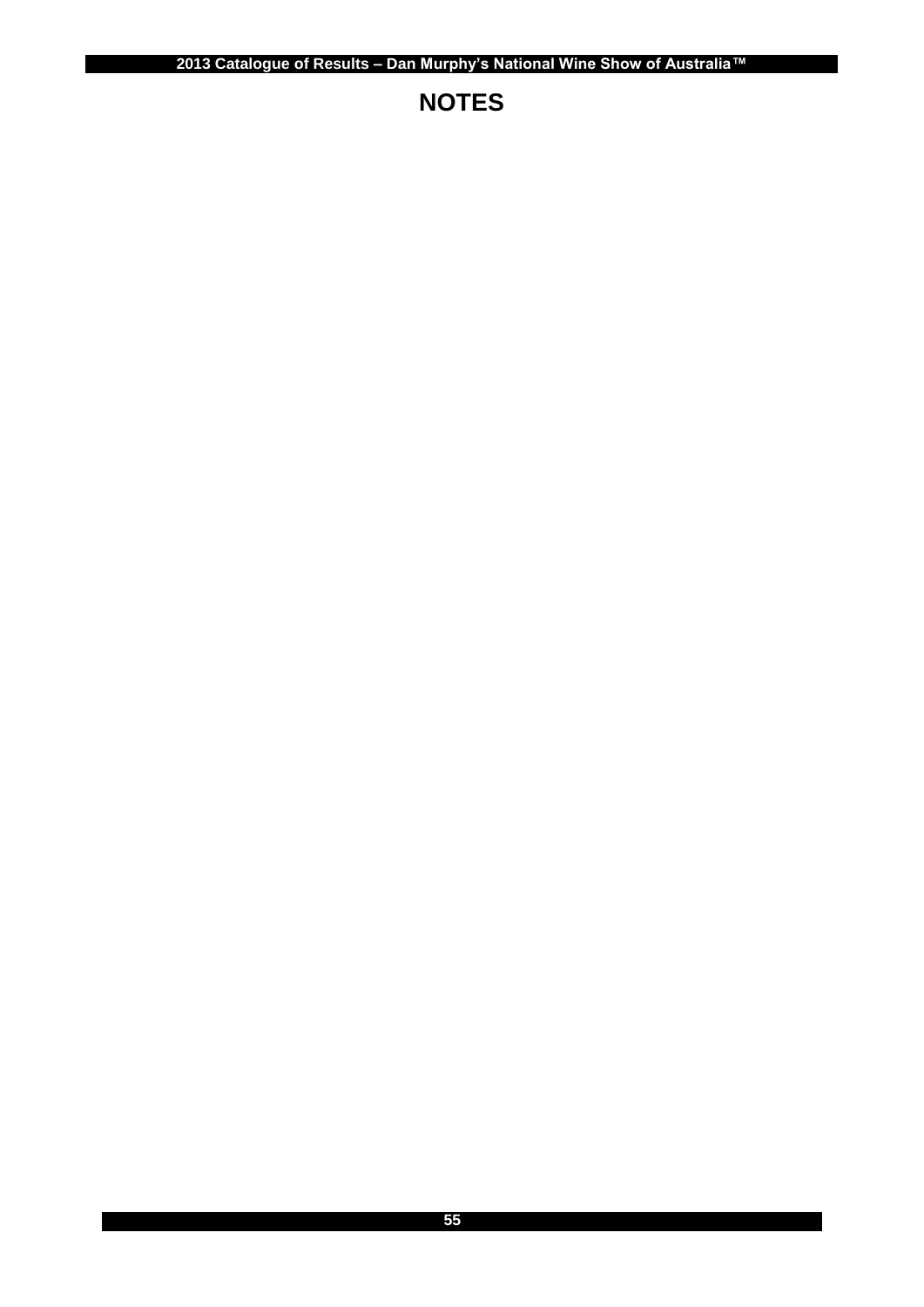# NOTES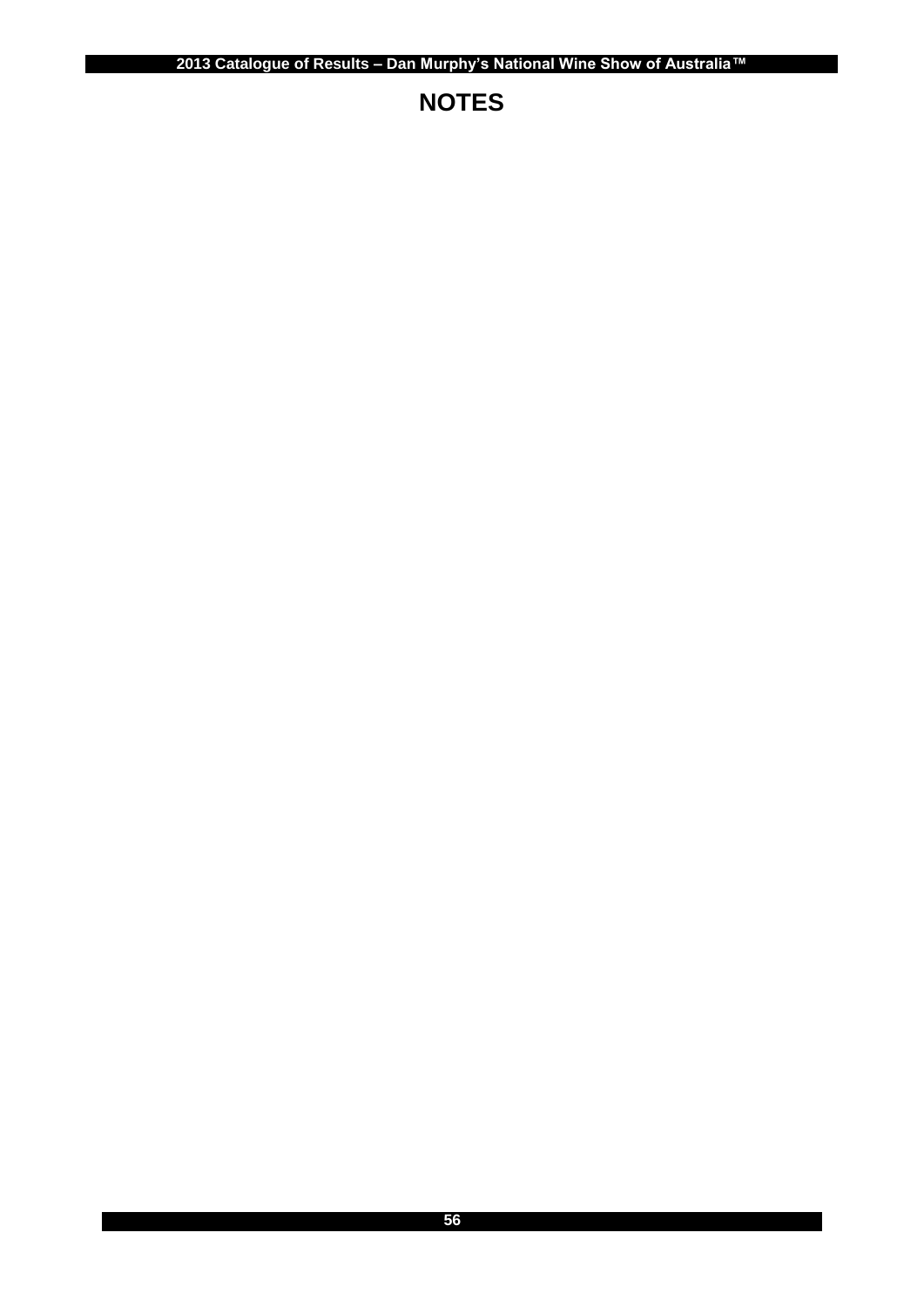# NOTES